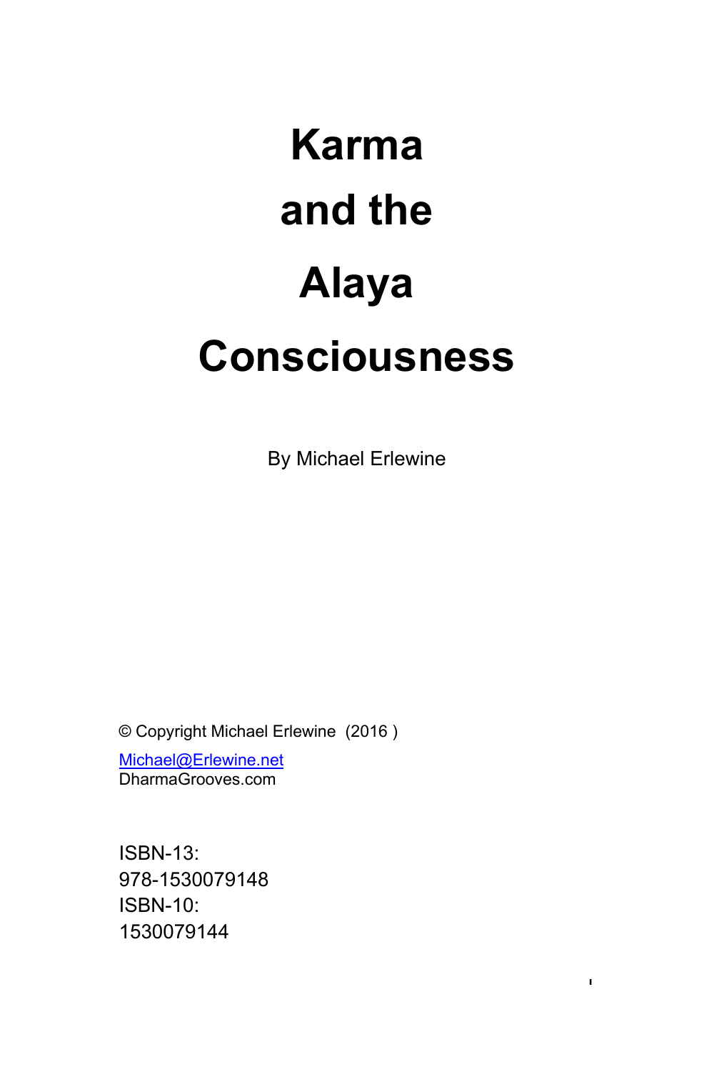# Karma and the Alaya Consciousness

By Michael Erlewine

© Copyright Michael Erlewine (2016 )

Michael@Erlewine.net
DharmaGrooves.com

ISBN-13:
978-1530079148
ISBN-10:
1530079144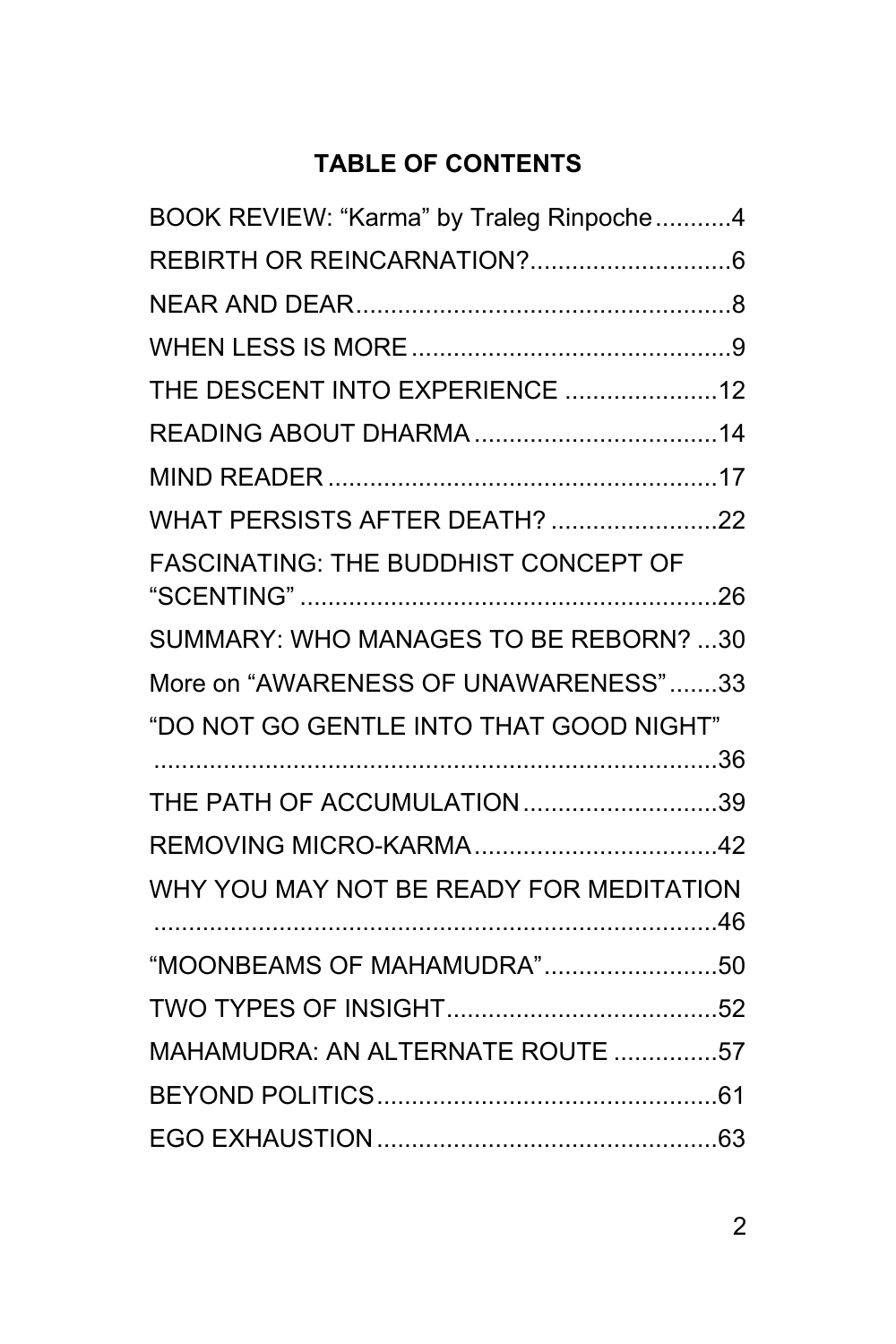# TABLE OF CONTENTS

BOOK REVIEW: "Karma" by Traleg Rinpoche...........4

REBIRTH OR REINCARNATION?.............................6

NEAR AND DEAR......................................................8

WHEN LESS IS MORE ..............................................9

THE DESCENT INTO EXPERIENCE ......................12

READING ABOUT DHARMA ...................................14

MIND READER ........................................................17

WHAT PERSISTS AFTER DEATH? ........................22

FASCINATING: THE BUDDHIST CONCEPT OF "SCENTING" ............................................................26

SUMMARY: WHO MANAGES TO BE REBORN? ...30

More on "AWARENESS OF UNAWARENESS".......33

"DO NOT GO GENTLE INTO THAT GOOD NIGHT" ..................................................................................36

THE PATH OF ACCUMULATION............................39

REMOVING MICRO-KARMA...................................42

WHY YOU MAY NOT BE READY FOR MEDITATION ..................................................................................46

"MOONBEAMS OF MAHAMUDRA".........................50

TWO TYPES OF INSIGHT.......................................52

MAHAMUDRA: AN ALTERNATE ROUTE ...............57

BEYOND POLITICS.................................................61

EGO EXHAUSTION .................................................63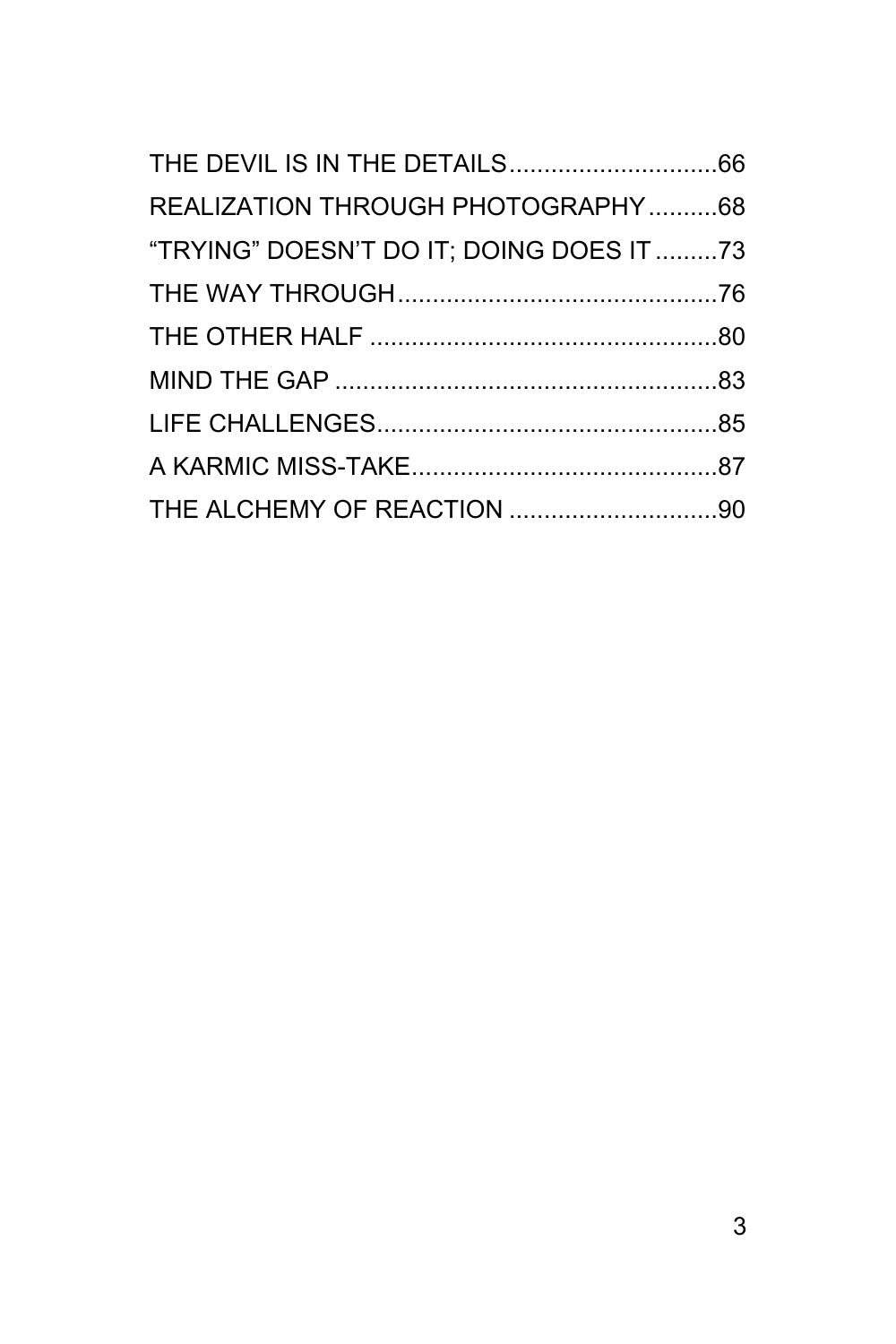THE DEVIL IS IN THE DETAILS .............................66

REALIZATION THROUGH PHOTOGRAPHY ..........68

"TRYING" DOESN'T DO IT; DOING DOES IT .........73

THE WAY THROUGH .............................................76

THE OTHER HALF ..................................................80

MIND THE GAP .......................................................83

LIFE CHALLENGES .................................................85

A KARMIC MISS-TAKE ............................................87

THE ALCHEMY OF REACTION ..............................90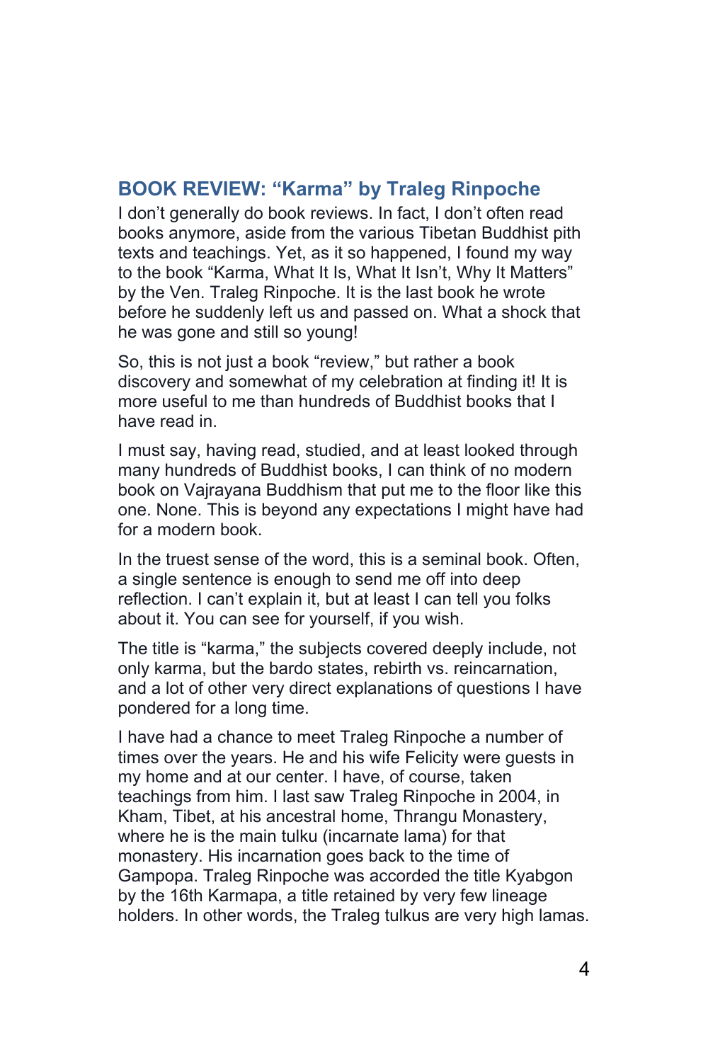## BOOK REVIEW: "Karma" by Traleg Rinpoche

I don't generally do book reviews. In fact, I don't often read books anymore, aside from the various Tibetan Buddhist pith texts and teachings. Yet, as it so happened, I found my way to the book "Karma, What It Is, What It Isn't, Why It Matters" by the Ven. Traleg Rinpoche. It is the last book he wrote before he suddenly left us and passed on. What a shock that he was gone and still so young!

So, this is not just a book "review," but rather a book discovery and somewhat of my celebration at finding it! It is more useful to me than hundreds of Buddhist books that I have read in.

I must say, having read, studied, and at least looked through many hundreds of Buddhist books, I can think of no modern book on Vajrayana Buddhism that put me to the floor like this one. None. This is beyond any expectations I might have had for a modern book.

In the truest sense of the word, this is a seminal book. Often, a single sentence is enough to send me off into deep reflection. I can't explain it, but at least I can tell you folks about it. You can see for yourself, if you wish.

The title is "karma," the subjects covered deeply include, not only karma, but the bardo states, rebirth vs. reincarnation, and a lot of other very direct explanations of questions I have pondered for a long time.

I have had a chance to meet Traleg Rinpoche a number of times over the years. He and his wife Felicity were guests in my home and at our center. I have, of course, taken teachings from him. I last saw Traleg Rinpoche in 2004, in Kham, Tibet, at his ancestral home, Thrangu Monastery, where he is the main tulku (incarnate lama) for that monastery. His incarnation goes back to the time of Gampopa. Traleg Rinpoche was accorded the title Kyabgon by the 16th Karmapa, a title retained by very few lineage holders. In other words, the Traleg tulkus are very high lamas.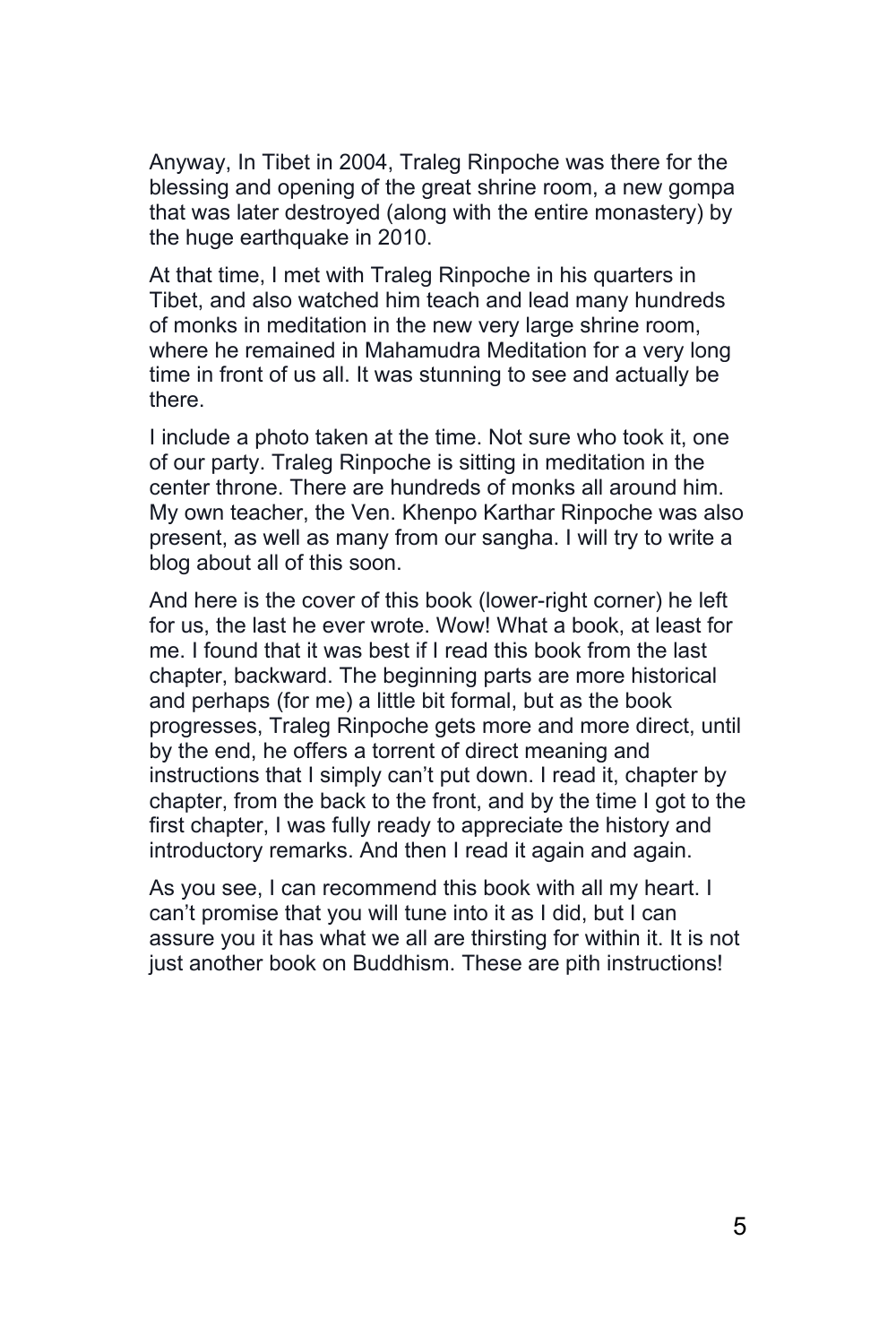Anyway, In Tibet in 2004, Traleg Rinpoche was there for the blessing and opening of the great shrine room, a new gompa that was later destroyed (along with the entire monastery) by the huge earthquake in 2010.

At that time, I met with Traleg Rinpoche in his quarters in Tibet, and also watched him teach and lead many hundreds of monks in meditation in the new very large shrine room, where he remained in Mahamudra Meditation for a very long time in front of us all. It was stunning to see and actually be there.

I include a photo taken at the time. Not sure who took it, one of our party. Traleg Rinpoche is sitting in meditation in the center throne. There are hundreds of monks all around him. My own teacher, the Ven. Khenpo Karthar Rinpoche was also present, as well as many from our sangha. I will try to write a blog about all of this soon.

And here is the cover of this book (lower-right corner) he left for us, the last he ever wrote. Wow! What a book, at least for me. I found that it was best if I read this book from the last chapter, backward. The beginning parts are more historical and perhaps (for me) a little bit formal, but as the book progresses, Traleg Rinpoche gets more and more direct, until by the end, he offers a torrent of direct meaning and instructions that I simply can't put down. I read it, chapter by chapter, from the back to the front, and by the time I got to the first chapter, I was fully ready to appreciate the history and introductory remarks. And then I read it again and again.

As you see, I can recommend this book with all my heart. I can't promise that you will tune into it as I did, but I can assure you it has what we all are thirsting for within it. It is not just another book on Buddhism. These are pith instructions!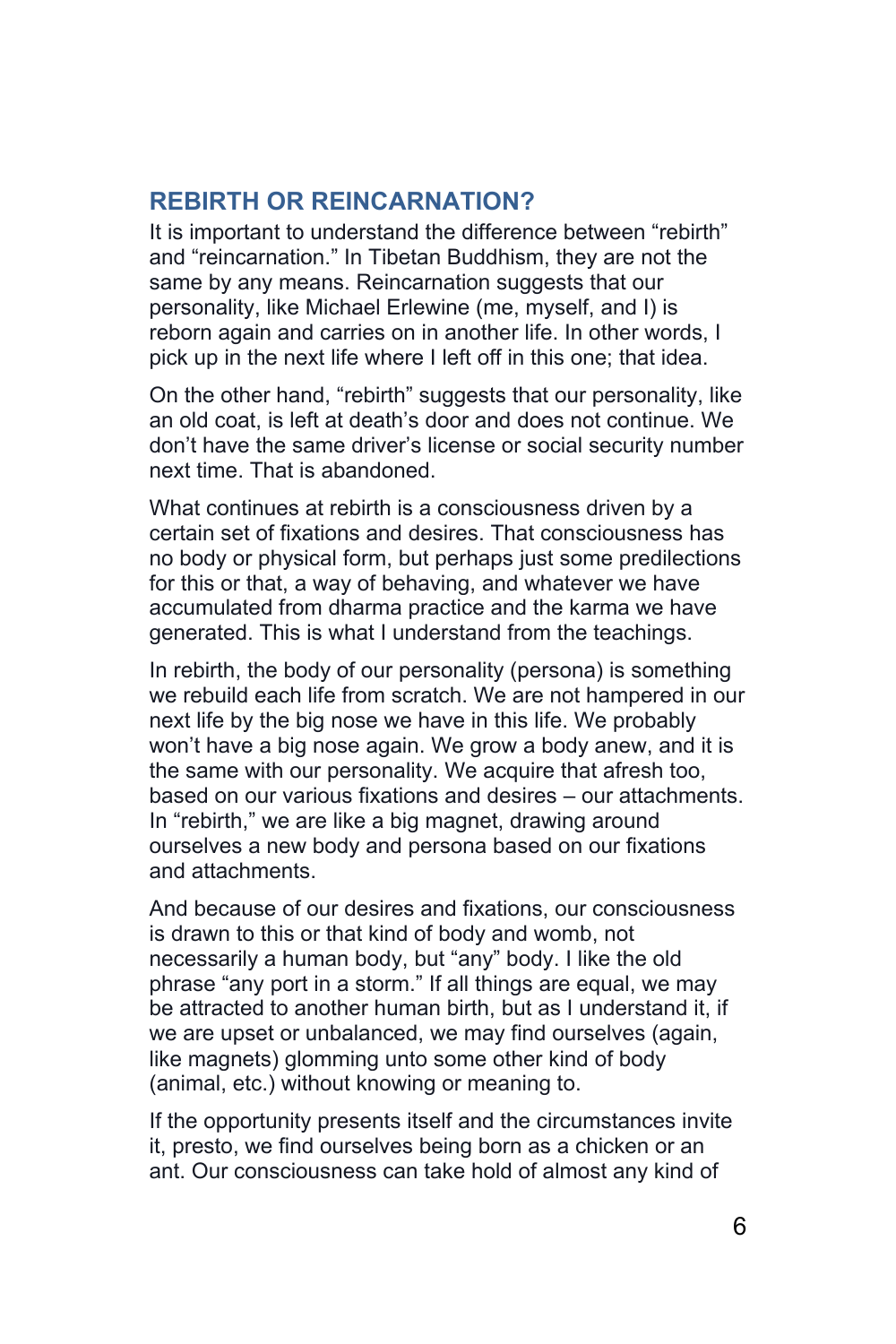## REBIRTH OR REINCARNATION?

It is important to understand the difference between "rebirth" and "reincarnation." In Tibetan Buddhism, they are not the same by any means. Reincarnation suggests that our personality, like Michael Erlewine (me, myself, and I) is reborn again and carries on in another life. In other words, I pick up in the next life where I left off in this one; that idea.

On the other hand, "rebirth" suggests that our personality, like an old coat, is left at death's door and does not continue. We don't have the same driver's license or social security number next time. That is abandoned.

What continues at rebirth is a consciousness driven by a certain set of fixations and desires. That consciousness has no body or physical form, but perhaps just some predilections for this or that, a way of behaving, and whatever we have accumulated from dharma practice and the karma we have generated. This is what I understand from the teachings.

In rebirth, the body of our personality (persona) is something we rebuild each life from scratch. We are not hampered in our next life by the big nose we have in this life. We probably won't have a big nose again. We grow a body anew, and it is the same with our personality. We acquire that afresh too, based on our various fixations and desires – our attachments. In "rebirth," we are like a big magnet, drawing around ourselves a new body and persona based on our fixations and attachments.

And because of our desires and fixations, our consciousness is drawn to this or that kind of body and womb, not necessarily a human body, but "any" body. I like the old phrase "any port in a storm." If all things are equal, we may be attracted to another human birth, but as I understand it, if we are upset or unbalanced, we may find ourselves (again, like magnets) glomming unto some other kind of body (animal, etc.) without knowing or meaning to.

If the opportunity presents itself and the circumstances invite it, presto, we find ourselves being born as a chicken or an ant. Our consciousness can take hold of almost any kind of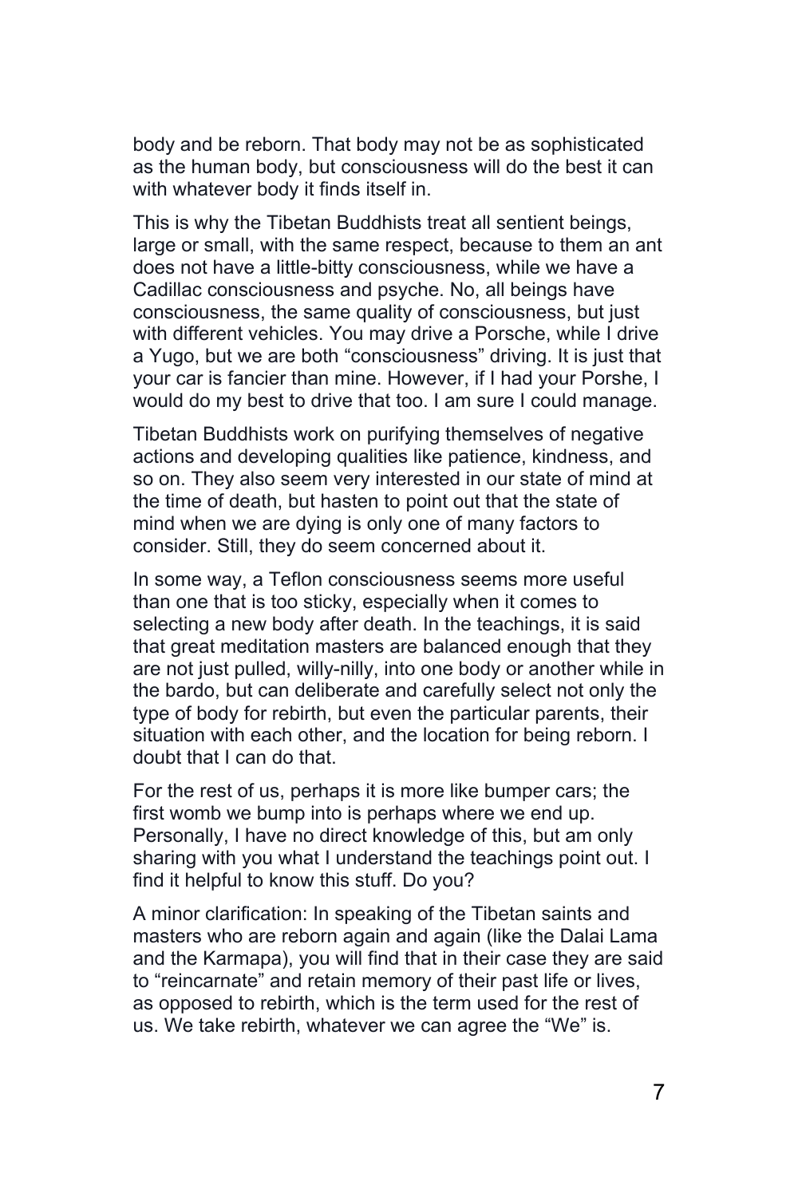body and be reborn. That body may not be as sophisticated as the human body, but consciousness will do the best it can with whatever body it finds itself in.

This is why the Tibetan Buddhists treat all sentient beings, large or small, with the same respect, because to them an ant does not have a little-bitty consciousness, while we have a Cadillac consciousness and psyche. No, all beings have consciousness, the same quality of consciousness, but just with different vehicles. You may drive a Porsche, while I drive a Yugo, but we are both "consciousness" driving. It is just that your car is fancier than mine. However, if I had your Porshe, I would do my best to drive that too. I am sure I could manage.

Tibetan Buddhists work on purifying themselves of negative actions and developing qualities like patience, kindness, and so on. They also seem very interested in our state of mind at the time of death, but hasten to point out that the state of mind when we are dying is only one of many factors to consider. Still, they do seem concerned about it.

In some way, a Teflon consciousness seems more useful than one that is too sticky, especially when it comes to selecting a new body after death. In the teachings, it is said that great meditation masters are balanced enough that they are not just pulled, willy-nilly, into one body or another while in the bardo, but can deliberate and carefully select not only the type of body for rebirth, but even the particular parents, their situation with each other, and the location for being reborn. I doubt that I can do that.

For the rest of us, perhaps it is more like bumper cars; the first womb we bump into is perhaps where we end up. Personally, I have no direct knowledge of this, but am only sharing with you what I understand the teachings point out. I find it helpful to know this stuff. Do you?

A minor clarification: In speaking of the Tibetan saints and masters who are reborn again and again (like the Dalai Lama and the Karmapa), you will find that in their case they are said to "reincarnate" and retain memory of their past life or lives, as opposed to rebirth, which is the term used for the rest of us. We take rebirth, whatever we can agree the "We" is.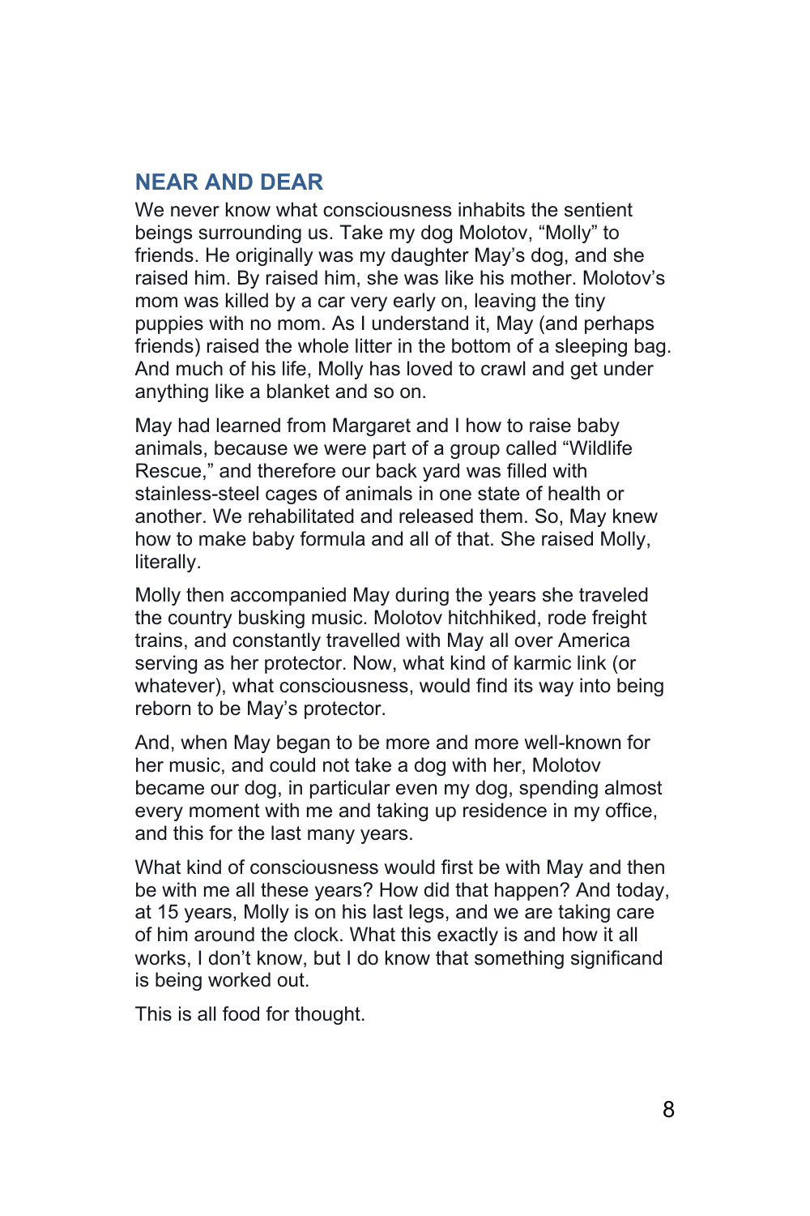## NEAR AND DEAR

We never know what consciousness inhabits the sentient beings surrounding us. Take my dog Molotov, "Molly" to friends. He originally was my daughter May's dog, and she raised him. By raised him, she was like his mother. Molotov's mom was killed by a car very early on, leaving the tiny puppies with no mom. As I understand it, May (and perhaps friends) raised the whole litter in the bottom of a sleeping bag. And much of his life, Molly has loved to crawl and get under anything like a blanket and so on.

May had learned from Margaret and I how to raise baby animals, because we were part of a group called "Wildlife Rescue," and therefore our back yard was filled with stainless-steel cages of animals in one state of health or another. We rehabilitated and released them. So, May knew how to make baby formula and all of that. She raised Molly, literally.

Molly then accompanied May during the years she traveled the country busking music. Molotov hitchhiked, rode freight trains, and constantly travelled with May all over America serving as her protector. Now, what kind of karmic link (or whatever), what consciousness, would find its way into being reborn to be May's protector.

And, when May began to be more and more well-known for her music, and could not take a dog with her, Molotov became our dog, in particular even my dog, spending almost every moment with me and taking up residence in my office, and this for the last many years.

What kind of consciousness would first be with May and then be with me all these years? How did that happen? And today, at 15 years, Molly is on his last legs, and we are taking care of him around the clock. What this exactly is and how it all works, I don't know, but I do know that something significand is being worked out.

This is all food for thought.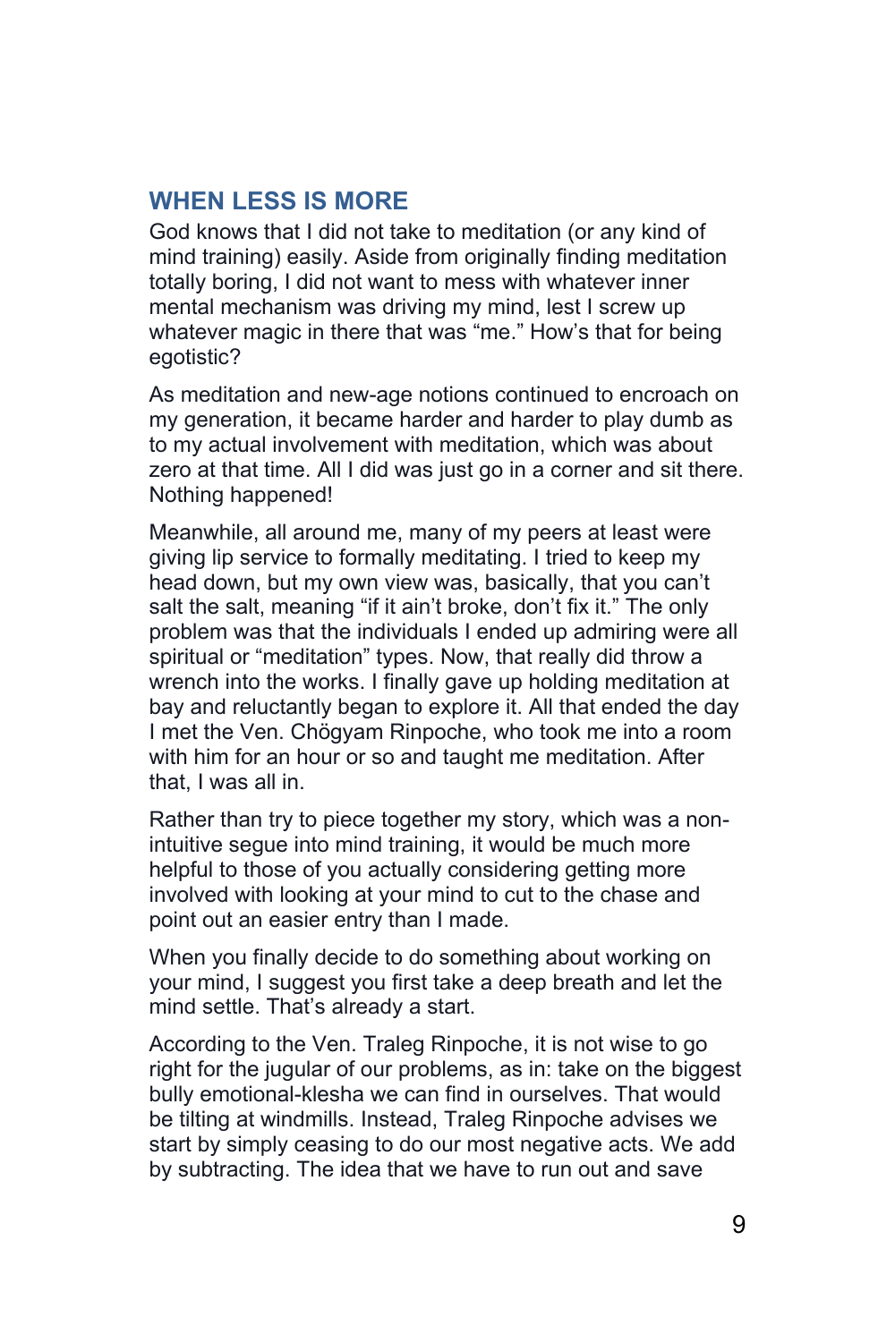## WHEN LESS IS MORE

God knows that I did not take to meditation (or any kind of mind training) easily. Aside from originally finding meditation totally boring, I did not want to mess with whatever inner mental mechanism was driving my mind, lest I screw up whatever magic in there that was "me." How's that for being egotistic?

As meditation and new-age notions continued to encroach on my generation, it became harder and harder to play dumb as to my actual involvement with meditation, which was about zero at that time. All I did was just go in a corner and sit there. Nothing happened!

Meanwhile, all around me, many of my peers at least were giving lip service to formally meditating. I tried to keep my head down, but my own view was, basically, that you can't salt the salt, meaning "if it ain't broke, don't fix it." The only problem was that the individuals I ended up admiring were all spiritual or "meditation" types. Now, that really did throw a wrench into the works. I finally gave up holding meditation at bay and reluctantly began to explore it. All that ended the day I met the Ven. Chögyam Rinpoche, who took me into a room with him for an hour or so and taught me meditation. After that, I was all in.

Rather than try to piece together my story, which was a non-intuitive segue into mind training, it would be much more helpful to those of you actually considering getting more involved with looking at your mind to cut to the chase and point out an easier entry than I made.

When you finally decide to do something about working on your mind, I suggest you first take a deep breath and let the mind settle. That's already a start.

According to the Ven. Traleg Rinpoche, it is not wise to go right for the jugular of our problems, as in: take on the biggest bully emotional-klesha we can find in ourselves. That would be tilting at windmills. Instead, Traleg Rinpoche advises we start by simply ceasing to do our most negative acts. We add by subtracting. The idea that we have to run out and save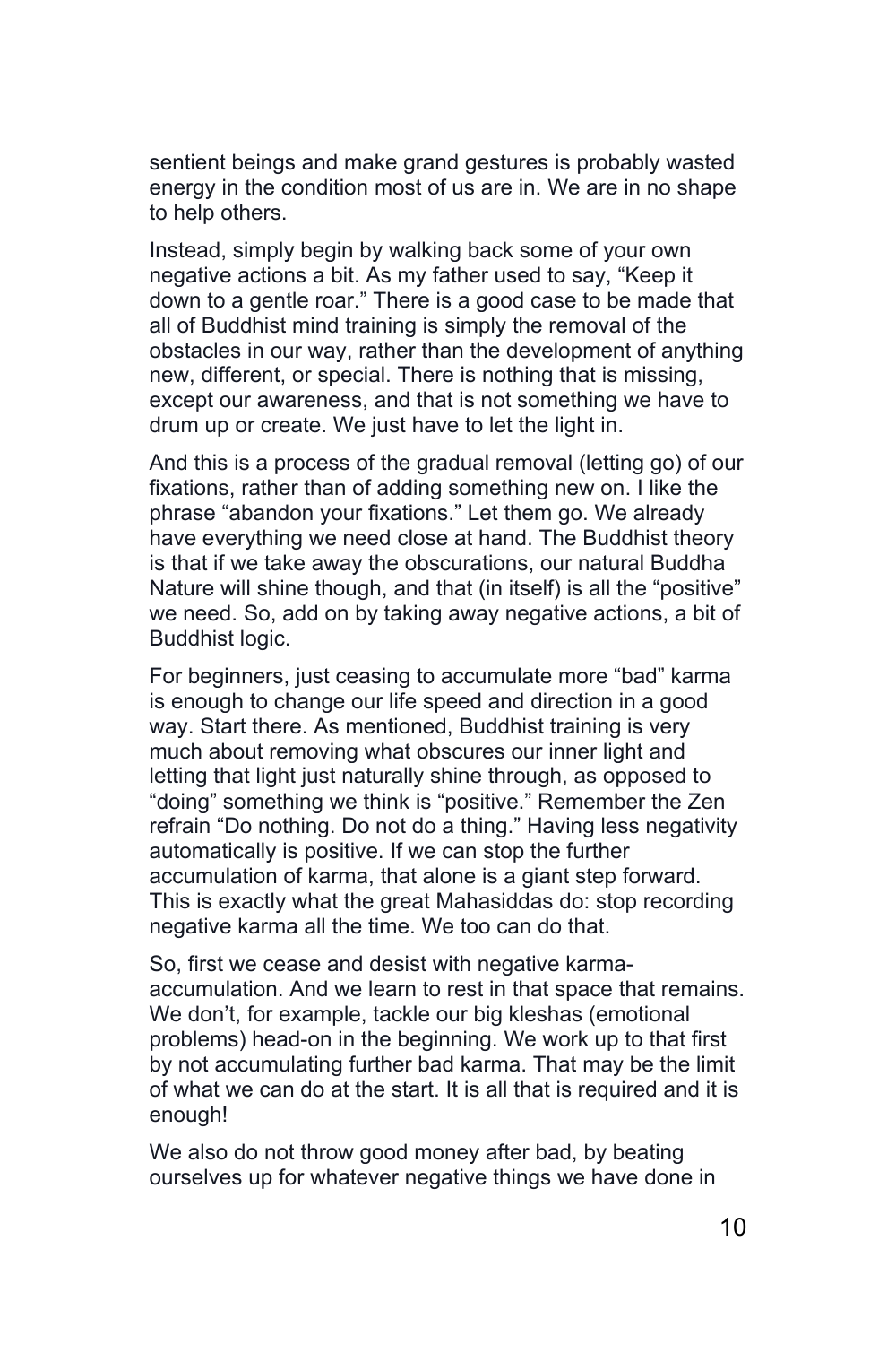sentient beings and make grand gestures is probably wasted energy in the condition most of us are in. We are in no shape to help others.

Instead, simply begin by walking back some of your own negative actions a bit. As my father used to say, "Keep it down to a gentle roar." There is a good case to be made that all of Buddhist mind training is simply the removal of the obstacles in our way, rather than the development of anything new, different, or special. There is nothing that is missing, except our awareness, and that is not something we have to drum up or create. We just have to let the light in.

And this is a process of the gradual removal (letting go) of our fixations, rather than of adding something new on. I like the phrase "abandon your fixations." Let them go. We already have everything we need close at hand. The Buddhist theory is that if we take away the obscurations, our natural Buddha Nature will shine though, and that (in itself) is all the "positive" we need. So, add on by taking away negative actions, a bit of Buddhist logic.

For beginners, just ceasing to accumulate more "bad" karma is enough to change our life speed and direction in a good way. Start there. As mentioned, Buddhist training is very much about removing what obscures our inner light and letting that light just naturally shine through, as opposed to "doing" something we think is "positive." Remember the Zen refrain "Do nothing. Do not do a thing." Having less negativity automatically is positive. If we can stop the further accumulation of karma, that alone is a giant step forward. This is exactly what the great Mahasiddas do: stop recording negative karma all the time. We too can do that.

So, first we cease and desist with negative karma-accumulation. And we learn to rest in that space that remains. We don't, for example, tackle our big kleshas (emotional problems) head-on in the beginning. We work up to that first by not accumulating further bad karma. That may be the limit of what we can do at the start. It is all that is required and it is enough!

We also do not throw good money after bad, by beating ourselves up for whatever negative things we have done in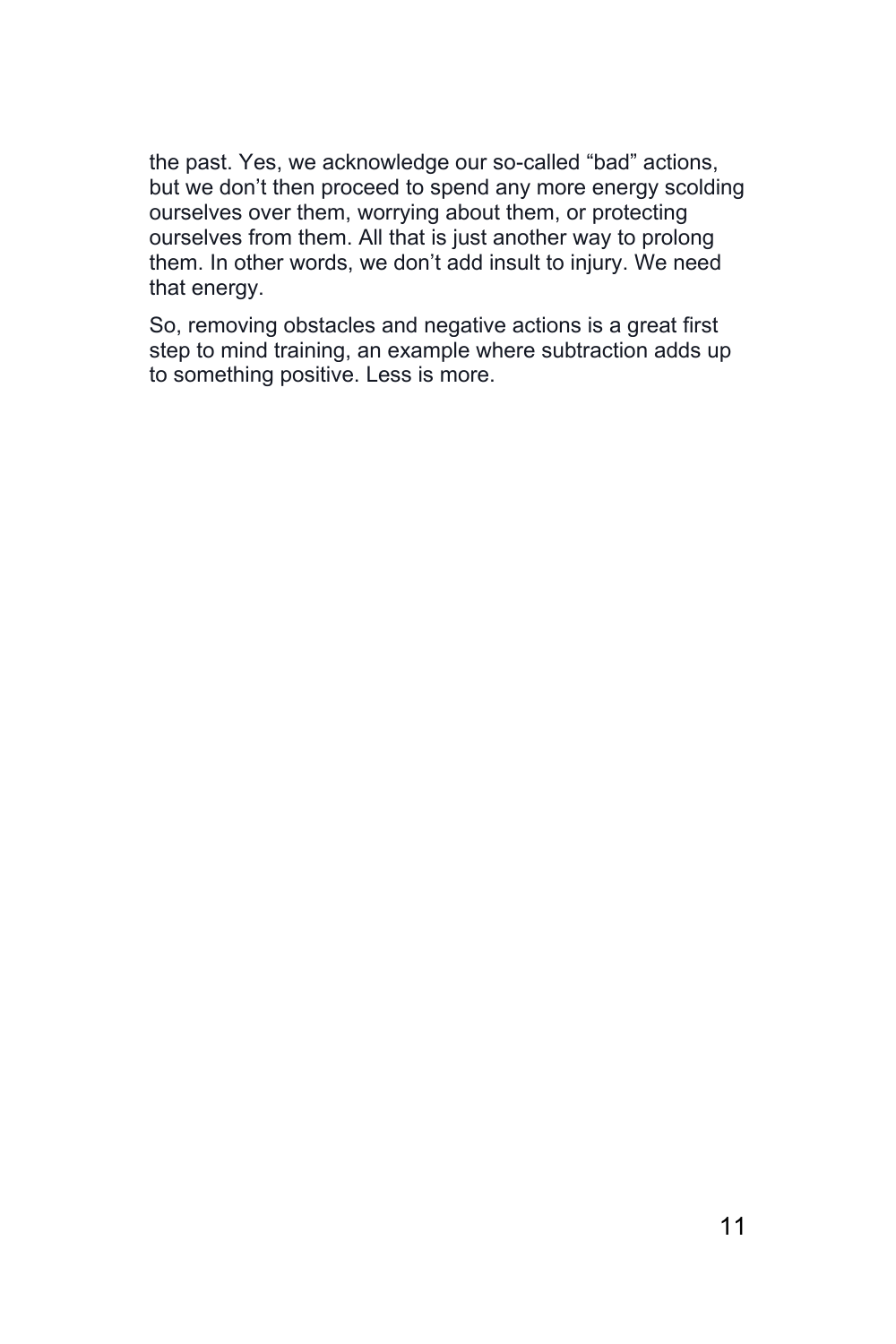the past. Yes, we acknowledge our so-called "bad" actions, but we don't then proceed to spend any more energy scolding ourselves over them, worrying about them, or protecting ourselves from them. All that is just another way to prolong them. In other words, we don't add insult to injury. We need that energy.

So, removing obstacles and negative actions is a great first step to mind training, an example where subtraction adds up to something positive. Less is more.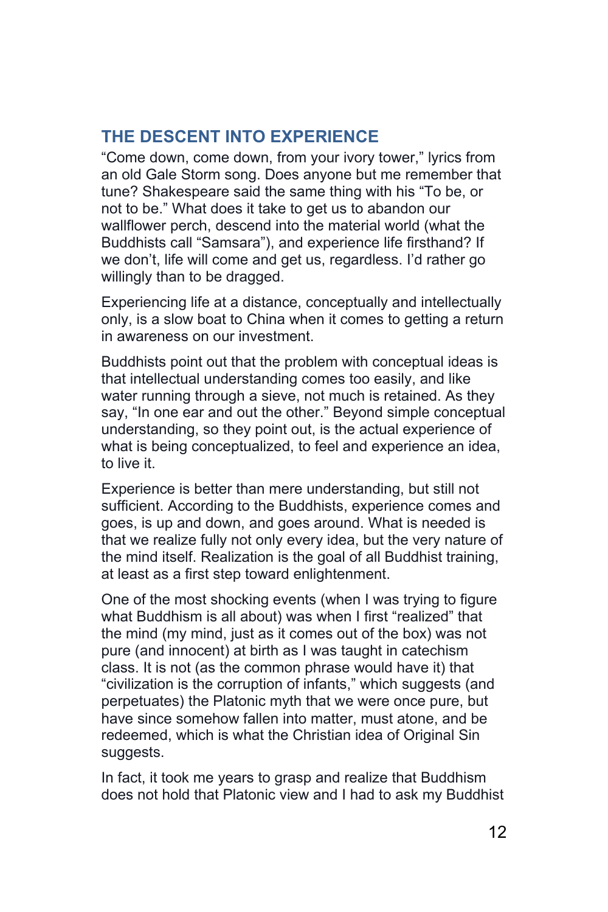## THE DESCENT INTO EXPERIENCE

"Come down, come down, from your ivory tower," lyrics from an old Gale Storm song. Does anyone but me remember that tune? Shakespeare said the same thing with his "To be, or not to be." What does it take to get us to abandon our wallflower perch, descend into the material world (what the Buddhists call "Samsara"), and experience life firsthand? If we don't, life will come and get us, regardless. I'd rather go willingly than to be dragged.

Experiencing life at a distance, conceptually and intellectually only, is a slow boat to China when it comes to getting a return in awareness on our investment.

Buddhists point out that the problem with conceptual ideas is that intellectual understanding comes too easily, and like water running through a sieve, not much is retained. As they say, "In one ear and out the other." Beyond simple conceptual understanding, so they point out, is the actual experience of what is being conceptualized, to feel and experience an idea, to live it.

Experience is better than mere understanding, but still not sufficient. According to the Buddhists, experience comes and goes, is up and down, and goes around. What is needed is that we realize fully not only every idea, but the very nature of the mind itself. Realization is the goal of all Buddhist training, at least as a first step toward enlightenment.

One of the most shocking events (when I was trying to figure what Buddhism is all about) was when I first "realized" that the mind (my mind, just as it comes out of the box) was not pure (and innocent) at birth as I was taught in catechism class. It is not (as the common phrase would have it) that "civilization is the corruption of infants," which suggests (and perpetuates) the Platonic myth that we were once pure, but have since somehow fallen into matter, must atone, and be redeemed, which is what the Christian idea of Original Sin suggests.

In fact, it took me years to grasp and realize that Buddhism does not hold that Platonic view and I had to ask my Buddhist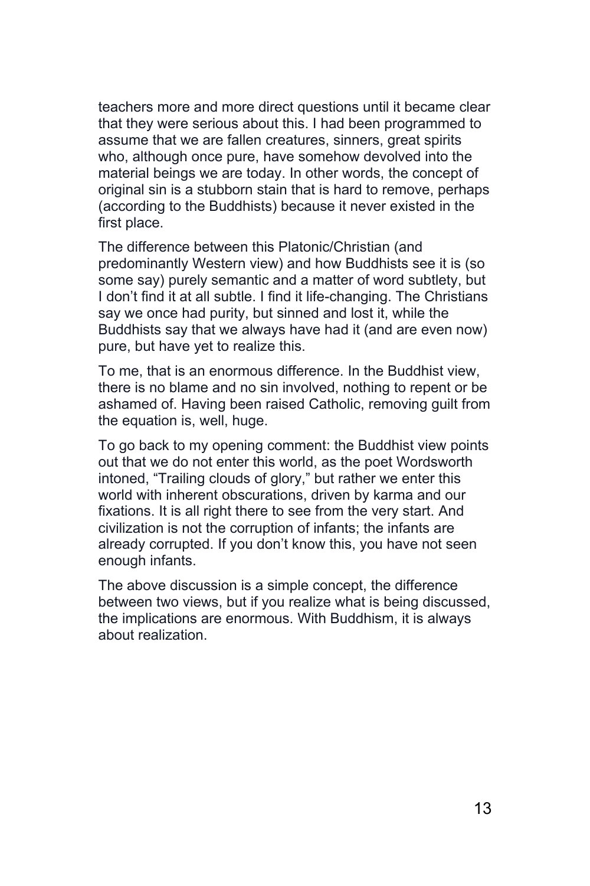teachers more and more direct questions until it became clear that they were serious about this. I had been programmed to assume that we are fallen creatures, sinners, great spirits who, although once pure, have somehow devolved into the material beings we are today. In other words, the concept of original sin is a stubborn stain that is hard to remove, perhaps (according to the Buddhists) because it never existed in the first place.

The difference between this Platonic/Christian (and predominantly Western view) and how Buddhists see it is (so some say) purely semantic and a matter of word subtlety, but I don't find it at all subtle. I find it life-changing. The Christians say we once had purity, but sinned and lost it, while the Buddhists say that we always have had it (and are even now) pure, but have yet to realize this.

To me, that is an enormous difference. In the Buddhist view, there is no blame and no sin involved, nothing to repent or be ashamed of. Having been raised Catholic, removing guilt from the equation is, well, huge.

To go back to my opening comment: the Buddhist view points out that we do not enter this world, as the poet Wordsworth intoned, "Trailing clouds of glory," but rather we enter this world with inherent obscurations, driven by karma and our fixations. It is all right there to see from the very start. And civilization is not the corruption of infants; the infants are already corrupted. If you don't know this, you have not seen enough infants.

The above discussion is a simple concept, the difference between two views, but if you realize what is being discussed, the implications are enormous. With Buddhism, it is always about realization.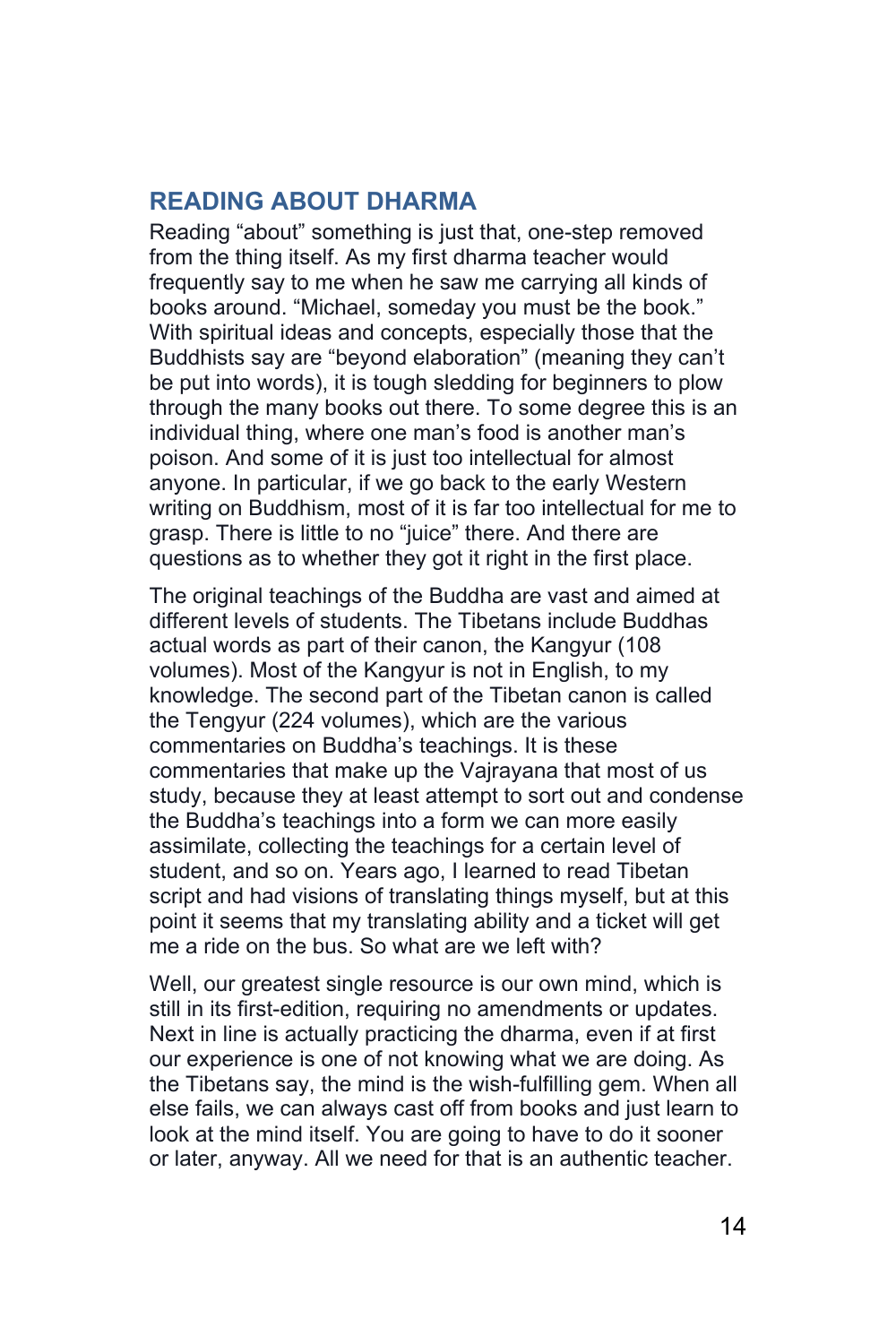## READING ABOUT DHARMA

Reading "about" something is just that, one-step removed from the thing itself. As my first dharma teacher would frequently say to me when he saw me carrying all kinds of books around. "Michael, someday you must be the book." With spiritual ideas and concepts, especially those that the Buddhists say are "beyond elaboration" (meaning they can't be put into words), it is tough sledding for beginners to plow through the many books out there. To some degree this is an individual thing, where one man's food is another man's poison. And some of it is just too intellectual for almost anyone. In particular, if we go back to the early Western writing on Buddhism, most of it is far too intellectual for me to grasp. There is little to no "juice" there. And there are questions as to whether they got it right in the first place.

The original teachings of the Buddha are vast and aimed at different levels of students. The Tibetans include Buddhas actual words as part of their canon, the Kangyur (108 volumes). Most of the Kangyur is not in English, to my knowledge. The second part of the Tibetan canon is called the Tengyur (224 volumes), which are the various commentaries on Buddha's teachings. It is these commentaries that make up the Vajrayana that most of us study, because they at least attempt to sort out and condense the Buddha's teachings into a form we can more easily assimilate, collecting the teachings for a certain level of student, and so on. Years ago, I learned to read Tibetan script and had visions of translating things myself, but at this point it seems that my translating ability and a ticket will get me a ride on the bus. So what are we left with?

Well, our greatest single resource is our own mind, which is still in its first-edition, requiring no amendments or updates. Next in line is actually practicing the dharma, even if at first our experience is one of not knowing what we are doing. As the Tibetans say, the mind is the wish-fulfilling gem. When all else fails, we can always cast off from books and just learn to look at the mind itself. You are going to have to do it sooner or later, anyway. All we need for that is an authentic teacher.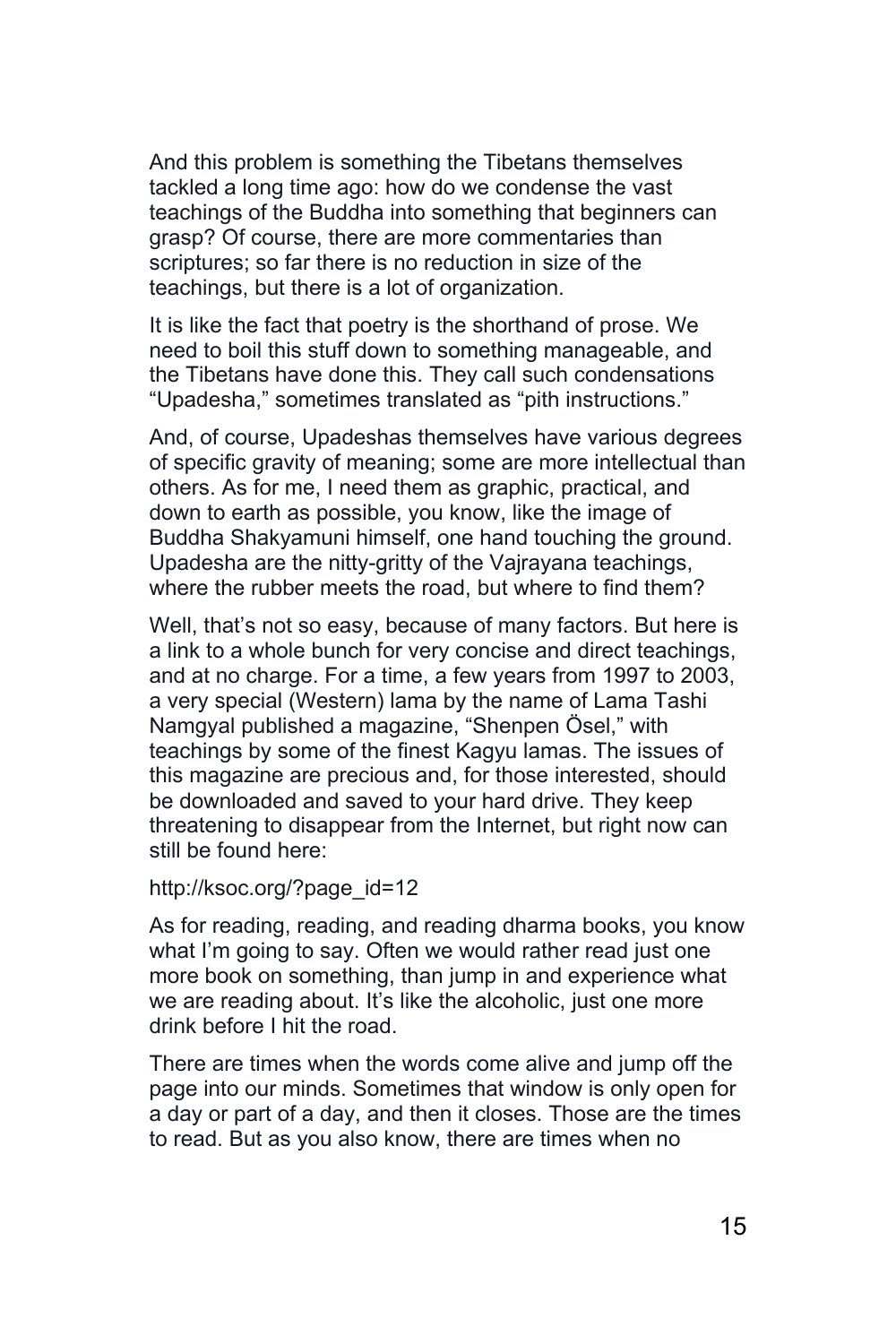And this problem is something the Tibetans themselves tackled a long time ago: how do we condense the vast teachings of the Buddha into something that beginners can grasp? Of course, there are more commentaries than scriptures; so far there is no reduction in size of the teachings, but there is a lot of organization.

It is like the fact that poetry is the shorthand of prose. We need to boil this stuff down to something manageable, and the Tibetans have done this. They call such condensations "Upadesha," sometimes translated as "pith instructions."

And, of course, Upadeshas themselves have various degrees of specific gravity of meaning; some are more intellectual than others. As for me, I need them as graphic, practical, and down to earth as possible, you know, like the image of Buddha Shakyamuni himself, one hand touching the ground. Upadesha are the nitty-gritty of the Vajrayana teachings, where the rubber meets the road, but where to find them?

Well, that's not so easy, because of many factors. But here is a link to a whole bunch for very concise and direct teachings, and at no charge. For a time, a few years from 1997 to 2003, a very special (Western) lama by the name of Lama Tashi Namgyal published a magazine, "Shenpen Ösel," with teachings by some of the finest Kagyu lamas. The issues of this magazine are precious and, for those interested, should be downloaded and saved to your hard drive. They keep threatening to disappear from the Internet, but right now can still be found here:

http://ksoc.org/?page_id=12

As for reading, reading, and reading dharma books, you know what I'm going to say. Often we would rather read just one more book on something, than jump in and experience what we are reading about. It's like the alcoholic, just one more drink before I hit the road.

There are times when the words come alive and jump off the page into our minds. Sometimes that window is only open for a day or part of a day, and then it closes. Those are the times to read. But as you also know, there are times when no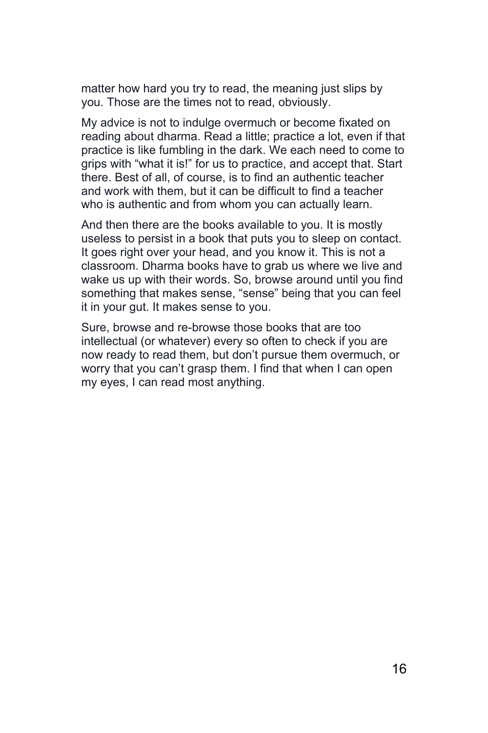matter how hard you try to read, the meaning just slips by you. Those are the times not to read, obviously.

My advice is not to indulge overmuch or become fixated on reading about dharma. Read a little; practice a lot, even if that practice is like fumbling in the dark. We each need to come to grips with “what it is!” for us to practice, and accept that. Start there. Best of all, of course, is to find an authentic teacher and work with them, but it can be difficult to find a teacher who is authentic and from whom you can actually learn.

And then there are the books available to you. It is mostly useless to persist in a book that puts you to sleep on contact. It goes right over your head, and you know it. This is not a classroom. Dharma books have to grab us where we live and wake us up with their words. So, browse around until you find something that makes sense, “sense” being that you can feel it in your gut. It makes sense to you.

Sure, browse and re-browse those books that are too intellectual (or whatever) every so often to check if you are now ready to read them, but don’t pursue them overmuch, or worry that you can’t grasp them. I find that when I can open my eyes, I can read most anything.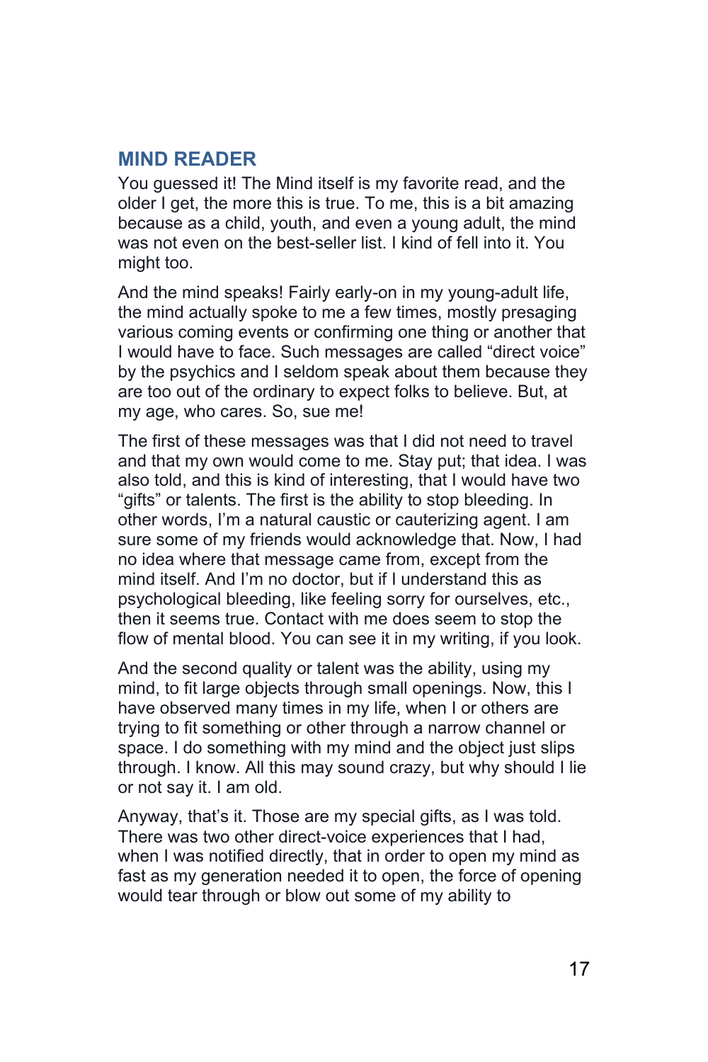## MIND READER

You guessed it! The Mind itself is my favorite read, and the older I get, the more this is true. To me, this is a bit amazing because as a child, youth, and even a young adult, the mind was not even on the best-seller list. I kind of fell into it. You might too.

And the mind speaks! Fairly early-on in my young-adult life, the mind actually spoke to me a few times, mostly presaging various coming events or confirming one thing or another that I would have to face. Such messages are called "direct voice" by the psychics and I seldom speak about them because they are too out of the ordinary to expect folks to believe. But, at my age, who cares. So, sue me!

The first of these messages was that I did not need to travel and that my own would come to me. Stay put; that idea. I was also told, and this is kind of interesting, that I would have two "gifts" or talents. The first is the ability to stop bleeding. In other words, I'm a natural caustic or cauterizing agent. I am sure some of my friends would acknowledge that. Now, I had no idea where that message came from, except from the mind itself. And I'm no doctor, but if I understand this as psychological bleeding, like feeling sorry for ourselves, etc., then it seems true. Contact with me does seem to stop the flow of mental blood. You can see it in my writing, if you look.

And the second quality or talent was the ability, using my mind, to fit large objects through small openings. Now, this I have observed many times in my life, when I or others are trying to fit something or other through a narrow channel or space. I do something with my mind and the object just slips through. I know. All this may sound crazy, but why should I lie or not say it. I am old.

Anyway, that's it. Those are my special gifts, as I was told. There was two other direct-voice experiences that I had, when I was notified directly, that in order to open my mind as fast as my generation needed it to open, the force of opening would tear through or blow out some of my ability to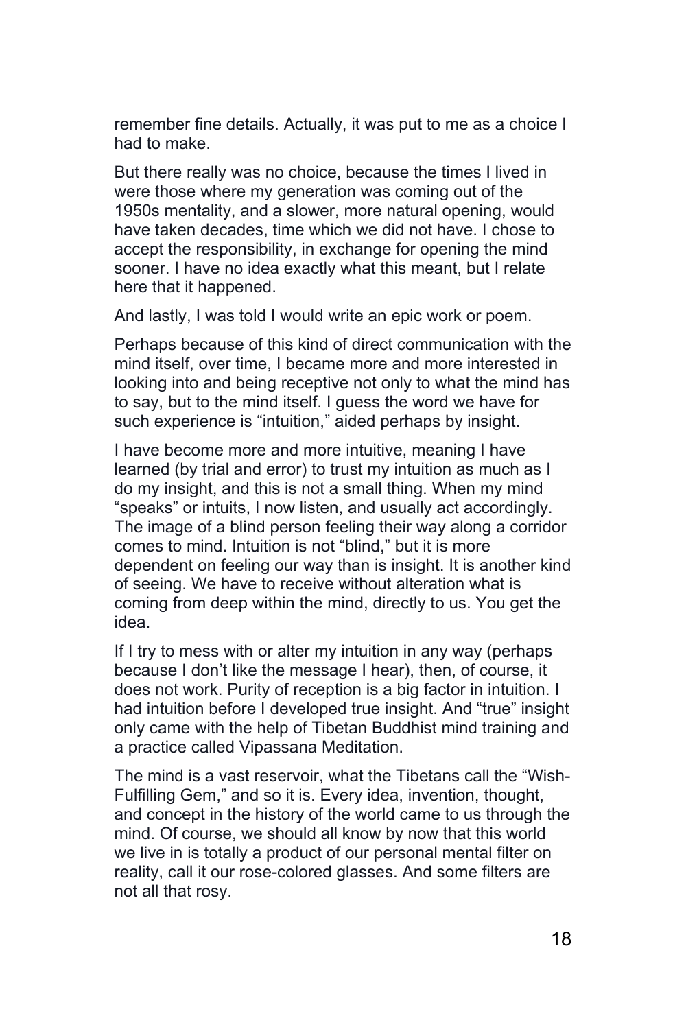remember fine details. Actually, it was put to me as a choice I had to make.

But there really was no choice, because the times I lived in were those where my generation was coming out of the 1950s mentality, and a slower, more natural opening, would have taken decades, time which we did not have. I chose to accept the responsibility, in exchange for opening the mind sooner. I have no idea exactly what this meant, but I relate here that it happened.

And lastly, I was told I would write an epic work or poem.

Perhaps because of this kind of direct communication with the mind itself, over time, I became more and more interested in looking into and being receptive not only to what the mind has to say, but to the mind itself. I guess the word we have for such experience is “intuition,” aided perhaps by insight.

I have become more and more intuitive, meaning I have learned (by trial and error) to trust my intuition as much as I do my insight, and this is not a small thing. When my mind “speaks” or intuits, I now listen, and usually act accordingly. The image of a blind person feeling their way along a corridor comes to mind. Intuition is not “blind,” but it is more dependent on feeling our way than is insight. It is another kind of seeing. We have to receive without alteration what is coming from deep within the mind, directly to us. You get the idea.

If I try to mess with or alter my intuition in any way (perhaps because I don’t like the message I hear), then, of course, it does not work. Purity of reception is a big factor in intuition. I had intuition before I developed true insight. And “true” insight only came with the help of Tibetan Buddhist mind training and a practice called Vipassana Meditation.

The mind is a vast reservoir, what the Tibetans call the “Wish-Fulfilling Gem,” and so it is. Every idea, invention, thought, and concept in the history of the world came to us through the mind. Of course, we should all know by now that this world we live in is totally a product of our personal mental filter on reality, call it our rose-colored glasses. And some filters are not all that rosy.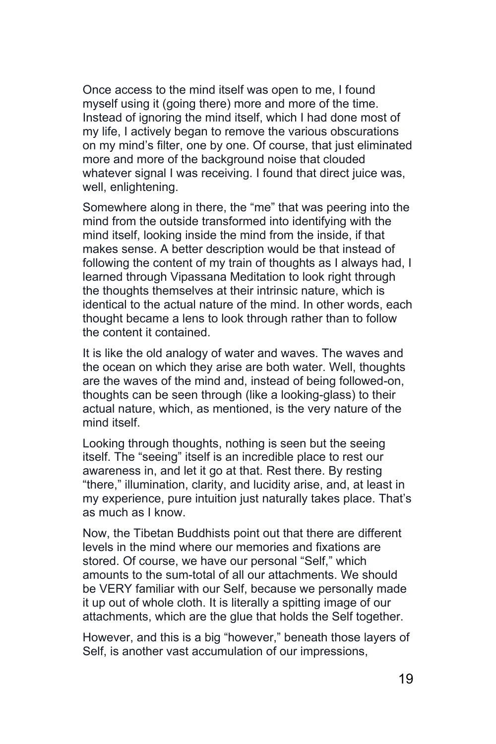Once access to the mind itself was open to me, I found myself using it (going there) more and more of the time. Instead of ignoring the mind itself, which I had done most of my life, I actively began to remove the various obscurations on my mind's filter, one by one. Of course, that just eliminated more and more of the background noise that clouded whatever signal I was receiving. I found that direct juice was, well, enlightening.

Somewhere along in there, the "me" that was peering into the mind from the outside transformed into identifying with the mind itself, looking inside the mind from the inside, if that makes sense. A better description would be that instead of following the content of my train of thoughts as I always had, I learned through Vipassana Meditation to look right through the thoughts themselves at their intrinsic nature, which is identical to the actual nature of the mind. In other words, each thought became a lens to look through rather than to follow the content it contained.

It is like the old analogy of water and waves. The waves and the ocean on which they arise are both water. Well, thoughts are the waves of the mind and, instead of being followed-on, thoughts can be seen through (like a looking-glass) to their actual nature, which, as mentioned, is the very nature of the mind itself.

Looking through thoughts, nothing is seen but the seeing itself. The "seeing" itself is an incredible place to rest our awareness in, and let it go at that. Rest there. By resting "there," illumination, clarity, and lucidity arise, and, at least in my experience, pure intuition just naturally takes place. That's as much as I know.

Now, the Tibetan Buddhists point out that there are different levels in the mind where our memories and fixations are stored. Of course, we have our personal "Self," which amounts to the sum-total of all our attachments. We should be VERY familiar with our Self, because we personally made it up out of whole cloth. It is literally a spitting image of our attachments, which are the glue that holds the Self together.

However, and this is a big "however," beneath those layers of Self, is another vast accumulation of our impressions,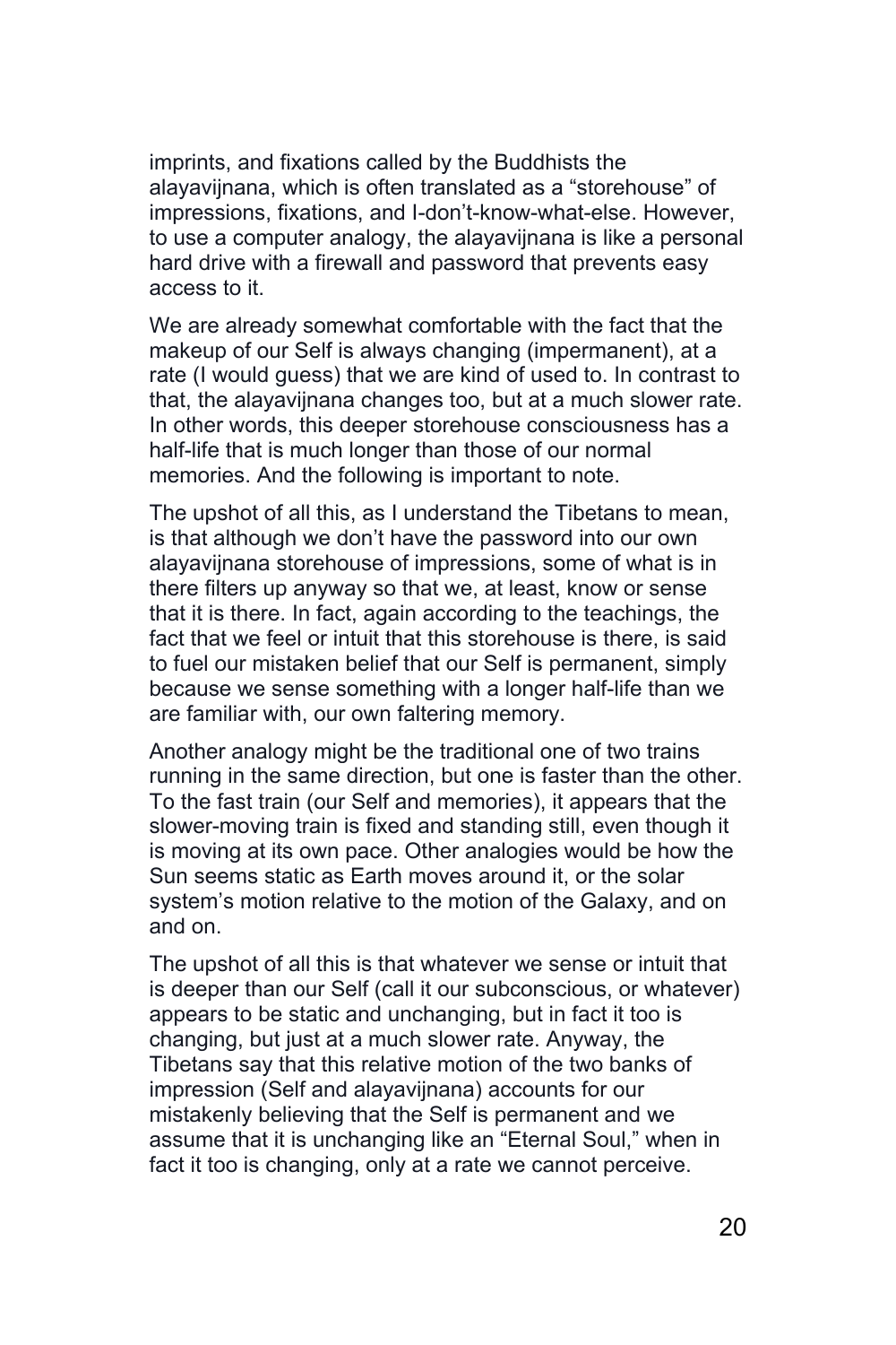imprints, and fixations called by the Buddhists the alayavijnana, which is often translated as a "storehouse" of impressions, fixations, and I-don't-know-what-else. However, to use a computer analogy, the alayavijnana is like a personal hard drive with a firewall and password that prevents easy access to it.

We are already somewhat comfortable with the fact that the makeup of our Self is always changing (impermanent), at a rate (I would guess) that we are kind of used to. In contrast to that, the alayavijnana changes too, but at a much slower rate. In other words, this deeper storehouse consciousness has a half-life that is much longer than those of our normal memories. And the following is important to note.

The upshot of all this, as I understand the Tibetans to mean, is that although we don't have the password into our own alayavijnana storehouse of impressions, some of what is in there filters up anyway so that we, at least, know or sense that it is there. In fact, again according to the teachings, the fact that we feel or intuit that this storehouse is there, is said to fuel our mistaken belief that our Self is permanent, simply because we sense something with a longer half-life than we are familiar with, our own faltering memory.

Another analogy might be the traditional one of two trains running in the same direction, but one is faster than the other. To the fast train (our Self and memories), it appears that the slower-moving train is fixed and standing still, even though it is moving at its own pace. Other analogies would be how the Sun seems static as Earth moves around it, or the solar system's motion relative to the motion of the Galaxy, and on and on.

The upshot of all this is that whatever we sense or intuit that is deeper than our Self (call it our subconscious, or whatever) appears to be static and unchanging, but in fact it too is changing, but just at a much slower rate. Anyway, the Tibetans say that this relative motion of the two banks of impression (Self and alayavijnana) accounts for our mistakenly believing that the Self is permanent and we assume that it is unchanging like an "Eternal Soul," when in fact it too is changing, only at a rate we cannot perceive.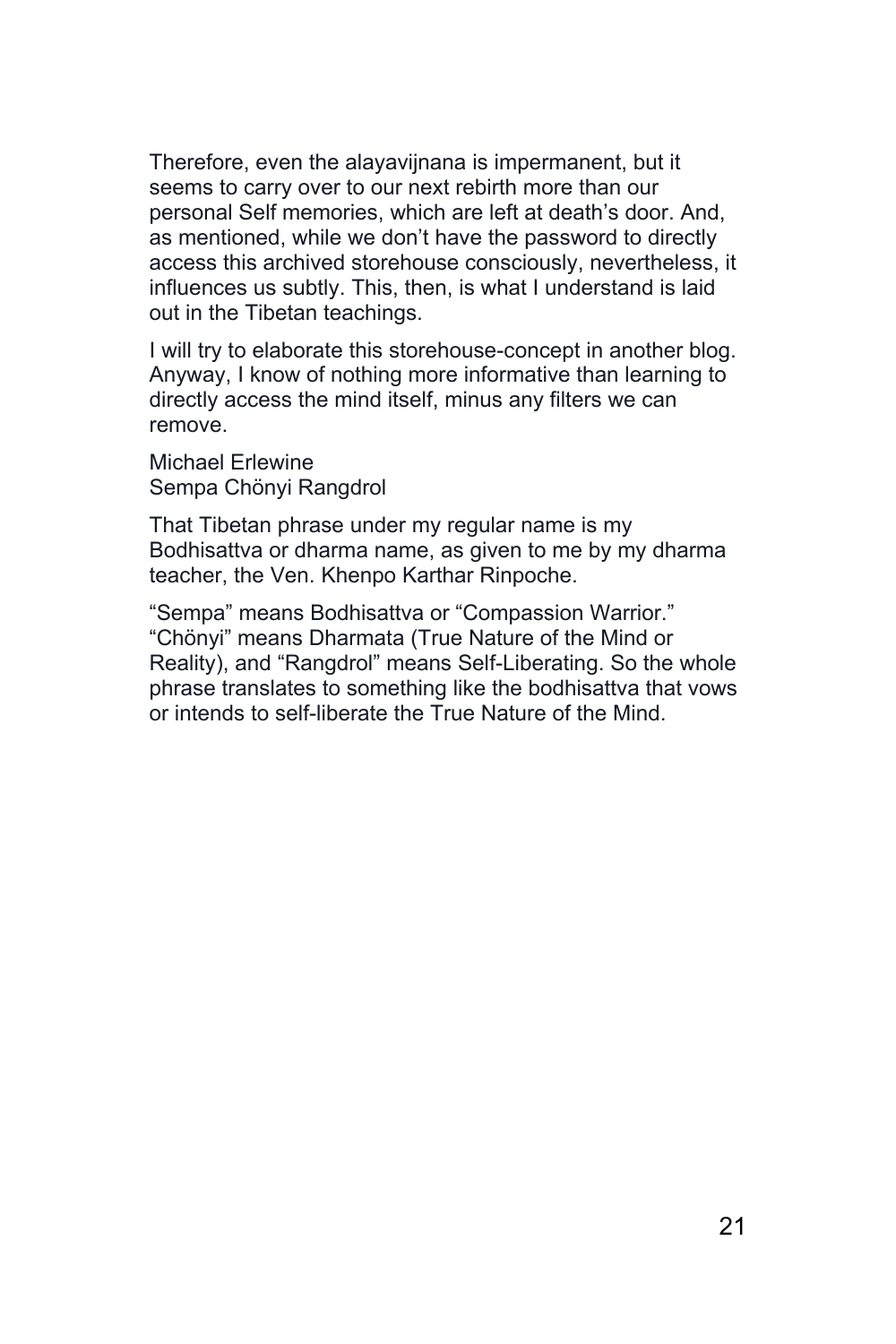Therefore, even the alayavijnana is impermanent, but it seems to carry over to our next rebirth more than our personal Self memories, which are left at death's door. And, as mentioned, while we don't have the password to directly access this archived storehouse consciously, nevertheless, it influences us subtly. This, then, is what I understand is laid out in the Tibetan teachings.

I will try to elaborate this storehouse-concept in another blog. Anyway, I know of nothing more informative than learning to directly access the mind itself, minus any filters we can remove.

Michael Erlewine
Sempa Chönyi Rangdrol

That Tibetan phrase under my regular name is my Bodhisattva or dharma name, as given to me by my dharma teacher, the Ven. Khenpo Karthar Rinpoche.

"Sempa" means Bodhisattva or "Compassion Warrior." "Chönyi" means Dharmata (True Nature of the Mind or Reality), and "Rangdrol" means Self-Liberating. So the whole phrase translates to something like the bodhisattva that vows or intends to self-liberate the True Nature of the Mind.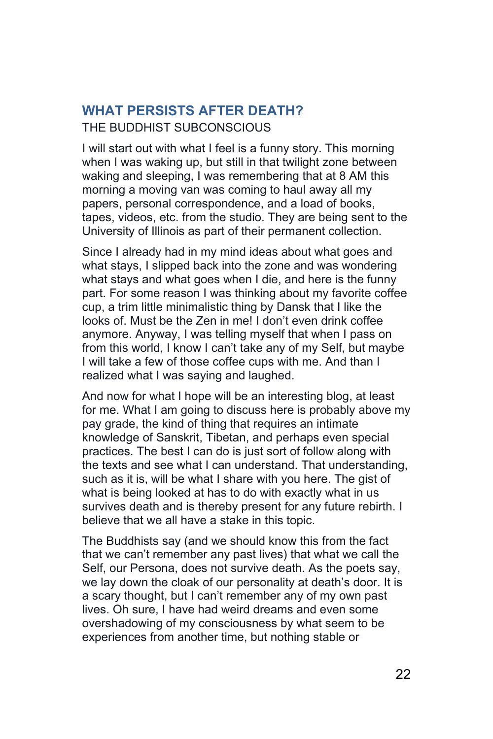## WHAT PERSISTS AFTER DEATH?

THE BUDDHIST SUBCONSCIOUS

I will start out with what I feel is a funny story. This morning when I was waking up, but still in that twilight zone between waking and sleeping, I was remembering that at 8 AM this morning a moving van was coming to haul away all my papers, personal correspondence, and a load of books, tapes, videos, etc. from the studio. They are being sent to the University of Illinois as part of their permanent collection.

Since I already had in my mind ideas about what goes and what stays, I slipped back into the zone and was wondering what stays and what goes when I die, and here is the funny part. For some reason I was thinking about my favorite coffee cup, a trim little minimalistic thing by Dansk that I like the looks of. Must be the Zen in me! I don't even drink coffee anymore. Anyway, I was telling myself that when I pass on from this world, I know I can't take any of my Self, but maybe I will take a few of those coffee cups with me. And than I realized what I was saying and laughed.

And now for what I hope will be an interesting blog, at least for me. What I am going to discuss here is probably above my pay grade, the kind of thing that requires an intimate knowledge of Sanskrit, Tibetan, and perhaps even special practices. The best I can do is just sort of follow along with the texts and see what I can understand. That understanding, such as it is, will be what I share with you here. The gist of what is being looked at has to do with exactly what in us survives death and is thereby present for any future rebirth. I believe that we all have a stake in this topic.

The Buddhists say (and we should know this from the fact that we can't remember any past lives) that what we call the Self, our Persona, does not survive death. As the poets say, we lay down the cloak of our personality at death's door. It is a scary thought, but I can't remember any of my own past lives. Oh sure, I have had weird dreams and even some overshadowing of my consciousness by what seem to be experiences from another time, but nothing stable or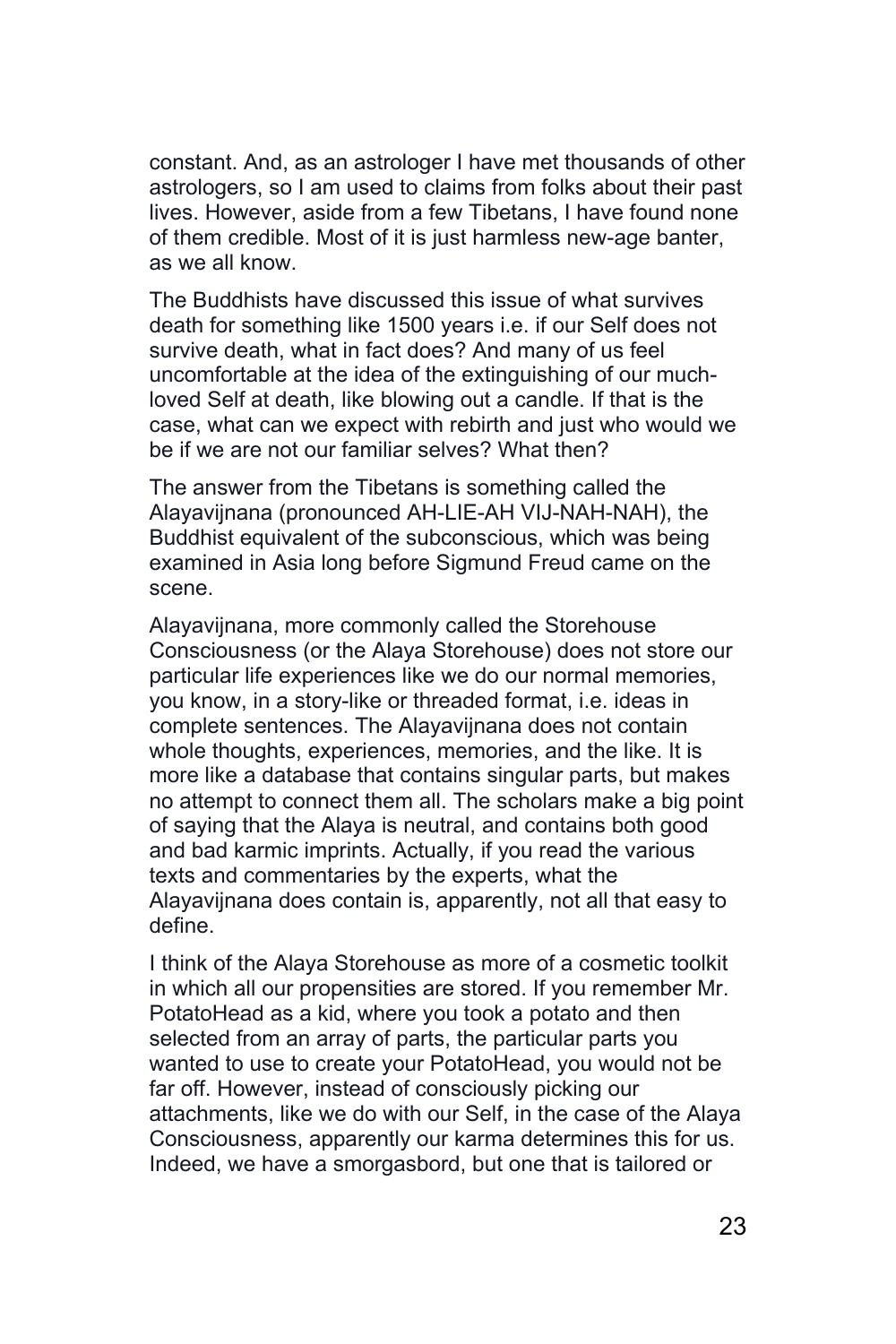constant. And, as an astrologer I have met thousands of other astrologers, so I am used to claims from folks about their past lives. However, aside from a few Tibetans, I have found none of them credible. Most of it is just harmless new-age banter, as we all know.

The Buddhists have discussed this issue of what survives death for something like 1500 years i.e. if our Self does not survive death, what in fact does? And many of us feel uncomfortable at the idea of the extinguishing of our much-loved Self at death, like blowing out a candle. If that is the case, what can we expect with rebirth and just who would we be if we are not our familiar selves? What then?

The answer from the Tibetans is something called the Alayavijnana (pronounced AH-LIE-AH VIJ-NAH-NAH), the Buddhist equivalent of the subconscious, which was being examined in Asia long before Sigmund Freud came on the scene.

Alayavijnana, more commonly called the Storehouse Consciousness (or the Alaya Storehouse) does not store our particular life experiences like we do our normal memories, you know, in a story-like or threaded format, i.e. ideas in complete sentences. The Alayavijnana does not contain whole thoughts, experiences, memories, and the like. It is more like a database that contains singular parts, but makes no attempt to connect them all. The scholars make a big point of saying that the Alaya is neutral, and contains both good and bad karmic imprints. Actually, if you read the various texts and commentaries by the experts, what the Alayavijnana does contain is, apparently, not all that easy to define.

I think of the Alaya Storehouse as more of a cosmetic toolkit in which all our propensities are stored. If you remember Mr. PotatoHead as a kid, where you took a potato and then selected from an array of parts, the particular parts you wanted to use to create your PotatoHead, you would not be far off. However, instead of consciously picking our attachments, like we do with our Self, in the case of the Alaya Consciousness, apparently our karma determines this for us. Indeed, we have a smorgasbord, but one that is tailored or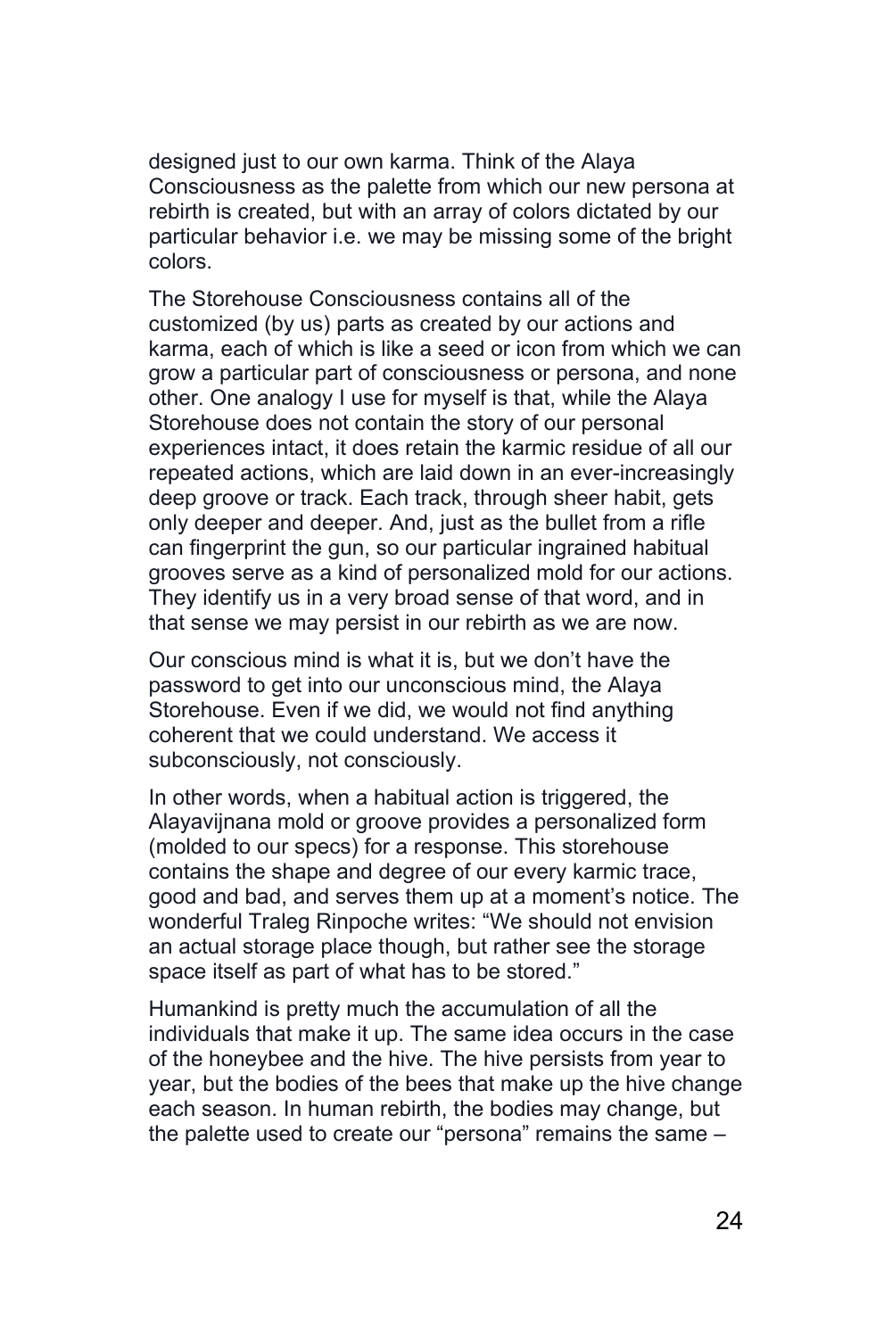designed just to our own karma. Think of the Alaya Consciousness as the palette from which our new persona at rebirth is created, but with an array of colors dictated by our particular behavior i.e. we may be missing some of the bright colors.

The Storehouse Consciousness contains all of the customized (by us) parts as created by our actions and karma, each of which is like a seed or icon from which we can grow a particular part of consciousness or persona, and none other. One analogy I use for myself is that, while the Alaya Storehouse does not contain the story of our personal experiences intact, it does retain the karmic residue of all our repeated actions, which are laid down in an ever-increasingly deep groove or track. Each track, through sheer habit, gets only deeper and deeper. And, just as the bullet from a rifle can fingerprint the gun, so our particular ingrained habitual grooves serve as a kind of personalized mold for our actions. They identify us in a very broad sense of that word, and in that sense we may persist in our rebirth as we are now.

Our conscious mind is what it is, but we don't have the password to get into our unconscious mind, the Alaya Storehouse. Even if we did, we would not find anything coherent that we could understand. We access it subconsciously, not consciously.

In other words, when a habitual action is triggered, the Alayavijnana mold or groove provides a personalized form (molded to our specs) for a response. This storehouse contains the shape and degree of our every karmic trace, good and bad, and serves them up at a moment's notice. The wonderful Traleg Rinpoche writes: "We should not envision an actual storage place though, but rather see the storage space itself as part of what has to be stored."

Humankind is pretty much the accumulation of all the individuals that make it up. The same idea occurs in the case of the honeybee and the hive. The hive persists from year to year, but the bodies of the bees that make up the hive change each season. In human rebirth, the bodies may change, but the palette used to create our "persona" remains the same –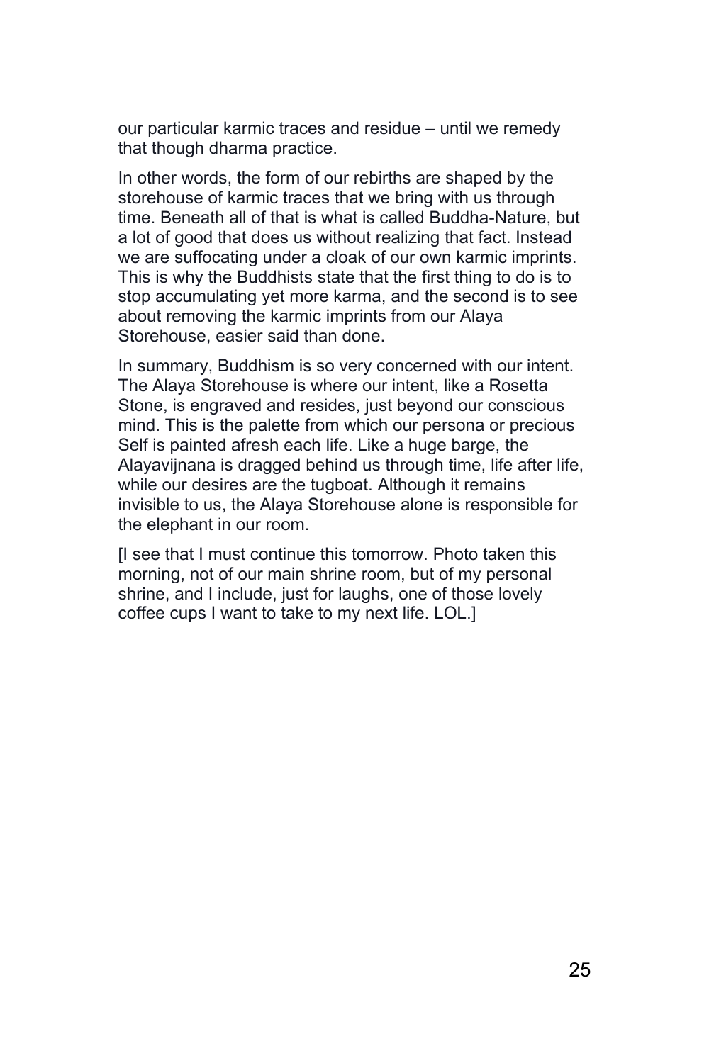our particular karmic traces and residue – until we remedy that though dharma practice.

In other words, the form of our rebirths are shaped by the storehouse of karmic traces that we bring with us through time. Beneath all of that is what is called Buddha-Nature, but a lot of good that does us without realizing that fact. Instead we are suffocating under a cloak of our own karmic imprints. This is why the Buddhists state that the first thing to do is to stop accumulating yet more karma, and the second is to see about removing the karmic imprints from our Alaya Storehouse, easier said than done.

In summary, Buddhism is so very concerned with our intent. The Alaya Storehouse is where our intent, like a Rosetta Stone, is engraved and resides, just beyond our conscious mind. This is the palette from which our persona or precious Self is painted afresh each life. Like a huge barge, the Alayavijnana is dragged behind us through time, life after life, while our desires are the tugboat. Although it remains invisible to us, the Alaya Storehouse alone is responsible for the elephant in our room.

[I see that I must continue this tomorrow. Photo taken this morning, not of our main shrine room, but of my personal shrine, and I include, just for laughs, one of those lovely coffee cups I want to take to my next life. LOL.]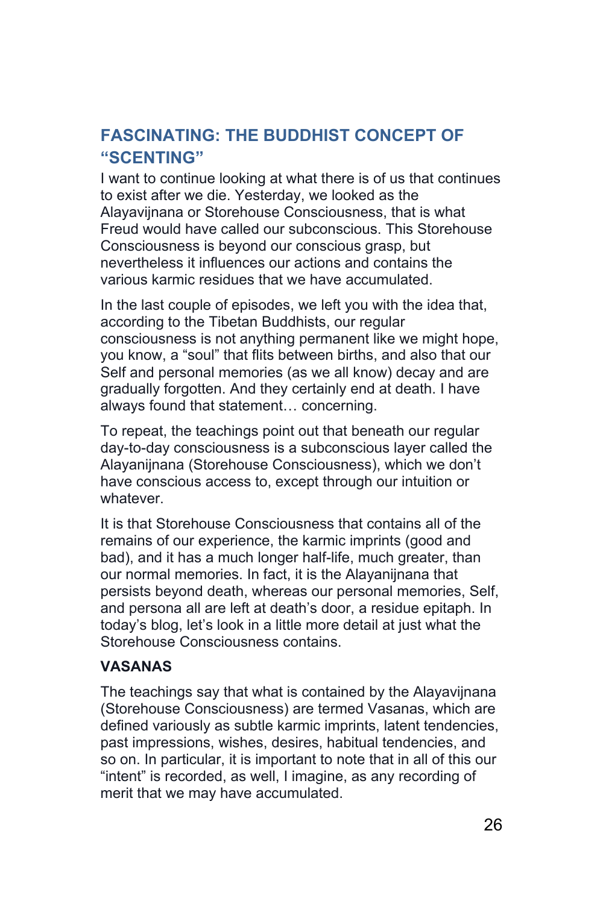## FASCINATING: THE BUDDHIST CONCEPT OF "SCENTING"

I want to continue looking at what there is of us that continues to exist after we die. Yesterday, we looked as the Alayavijnana or Storehouse Consciousness, that is what Freud would have called our subconscious. This Storehouse Consciousness is beyond our conscious grasp, but nevertheless it influences our actions and contains the various karmic residues that we have accumulated.

In the last couple of episodes, we left you with the idea that, according to the Tibetan Buddhists, our regular consciousness is not anything permanent like we might hope, you know, a "soul" that flits between births, and also that our Self and personal memories (as we all know) decay and are gradually forgotten. And they certainly end at death. I have always found that statement… concerning.

To repeat, the teachings point out that beneath our regular day-to-day consciousness is a subconscious layer called the Alayanijnana (Storehouse Consciousness), which we don't have conscious access to, except through our intuition or whatever.

It is that Storehouse Consciousness that contains all of the remains of our experience, the karmic imprints (good and bad), and it has a much longer half-life, much greater, than our normal memories. In fact, it is the Alayanijnana that persists beyond death, whereas our personal memories, Self, and persona all are left at death's door, a residue epitaph. In today's blog, let's look in a little more detail at just what the Storehouse Consciousness contains.

**VASANAS**

The teachings say that what is contained by the Alayavijnana (Storehouse Consciousness) are termed Vasanas, which are defined variously as subtle karmic imprints, latent tendencies, past impressions, wishes, desires, habitual tendencies, and so on. In particular, it is important to note that in all of this our "intent" is recorded, as well, I imagine, as any recording of merit that we may have accumulated.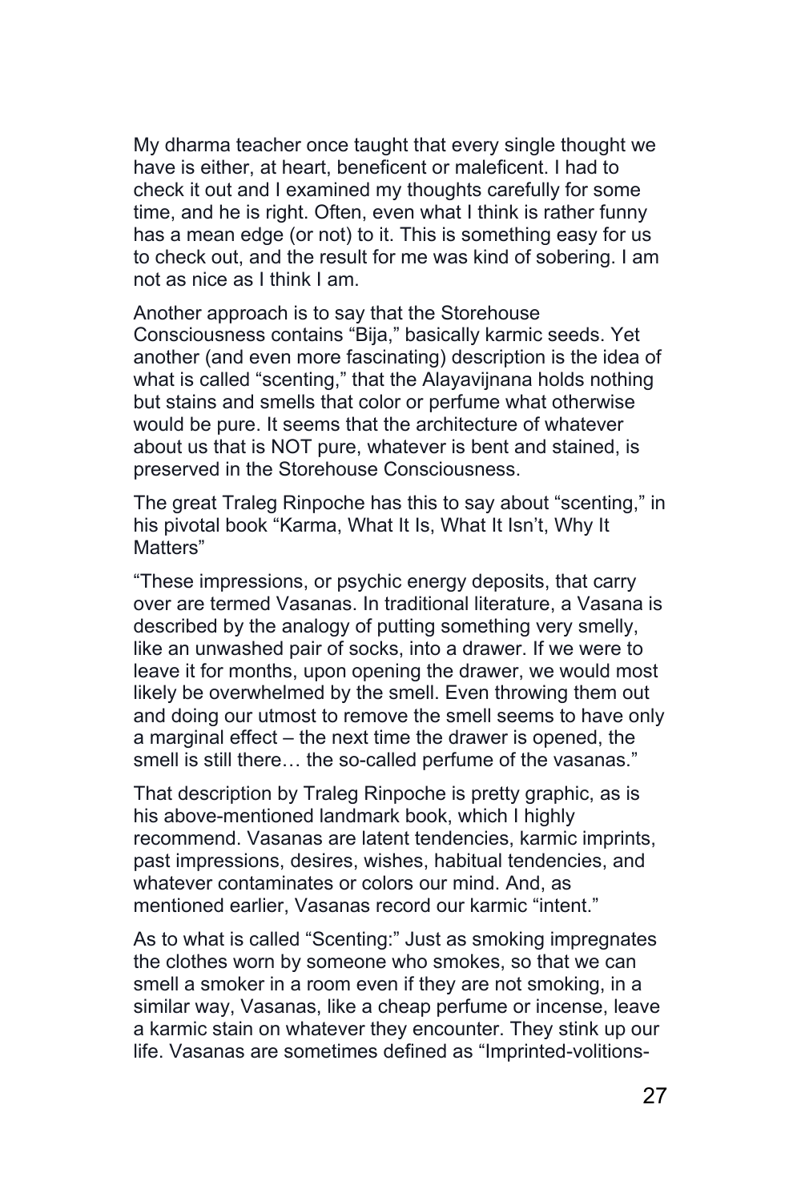My dharma teacher once taught that every single thought we have is either, at heart, beneficent or maleficent. I had to check it out and I examined my thoughts carefully for some time, and he is right. Often, even what I think is rather funny has a mean edge (or not) to it. This is something easy for us to check out, and the result for me was kind of sobering. I am not as nice as I think I am.

Another approach is to say that the Storehouse Consciousness contains "Bija," basically karmic seeds. Yet another (and even more fascinating) description is the idea of what is called "scenting," that the Alayavijnana holds nothing but stains and smells that color or perfume what otherwise would be pure. It seems that the architecture of whatever about us that is NOT pure, whatever is bent and stained, is preserved in the Storehouse Consciousness.

The great Traleg Rinpoche has this to say about "scenting," in his pivotal book "Karma, What It Is, What It Isn't, Why It Matters"

"These impressions, or psychic energy deposits, that carry over are termed Vasanas. In traditional literature, a Vasana is described by the analogy of putting something very smelly, like an unwashed pair of socks, into a drawer. If we were to leave it for months, upon opening the drawer, we would most likely be overwhelmed by the smell. Even throwing them out and doing our utmost to remove the smell seems to have only a marginal effect – the next time the drawer is opened, the smell is still there… the so-called perfume of the vasanas."

That description by Traleg Rinpoche is pretty graphic, as is his above-mentioned landmark book, which I highly recommend. Vasanas are latent tendencies, karmic imprints, past impressions, desires, wishes, habitual tendencies, and whatever contaminates or colors our mind. And, as mentioned earlier, Vasanas record our karmic "intent."

As to what is called "Scenting:" Just as smoking impregnates the clothes worn by someone who smokes, so that we can smell a smoker in a room even if they are not smoking, in a similar way, Vasanas, like a cheap perfume or incense, leave a karmic stain on whatever they encounter. They stink up our life. Vasanas are sometimes defined as "Imprinted-volitions-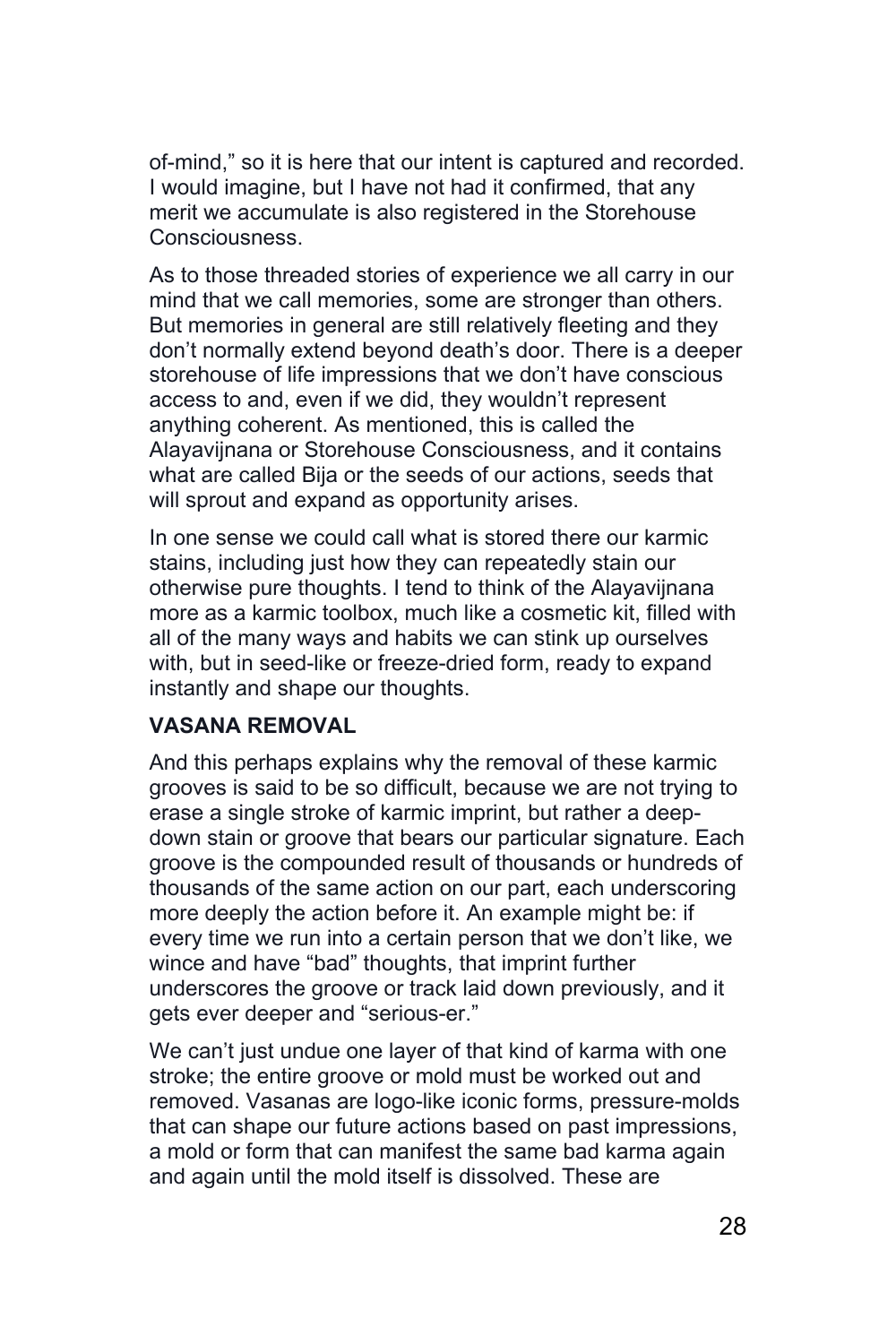of-mind," so it is here that our intent is captured and recorded. I would imagine, but I have not had it confirmed, that any merit we accumulate is also registered in the Storehouse Consciousness.

As to those threaded stories of experience we all carry in our mind that we call memories, some are stronger than others. But memories in general are still relatively fleeting and they don't normally extend beyond death's door. There is a deeper storehouse of life impressions that we don't have conscious access to and, even if we did, they wouldn't represent anything coherent. As mentioned, this is called the Alayavijnana or Storehouse Consciousness, and it contains what are called Bija or the seeds of our actions, seeds that will sprout and expand as opportunity arises.

In one sense we could call what is stored there our karmic stains, including just how they can repeatedly stain our otherwise pure thoughts. I tend to think of the Alayavijnana more as a karmic toolbox, much like a cosmetic kit, filled with all of the many ways and habits we can stink up ourselves with, but in seed-like or freeze-dried form, ready to expand instantly and shape our thoughts.

**VASANA REMOVAL**

And this perhaps explains why the removal of these karmic grooves is said to be so difficult, because we are not trying to erase a single stroke of karmic imprint, but rather a deep-down stain or groove that bears our particular signature. Each groove is the compounded result of thousands or hundreds of thousands of the same action on our part, each underscoring more deeply the action before it. An example might be: if every time we run into a certain person that we don't like, we wince and have "bad" thoughts, that imprint further underscores the groove or track laid down previously, and it gets ever deeper and "serious-er."

We can't just undue one layer of that kind of karma with one stroke; the entire groove or mold must be worked out and removed. Vasanas are logo-like iconic forms, pressure-molds that can shape our future actions based on past impressions, a mold or form that can manifest the same bad karma again and again until the mold itself is dissolved. These are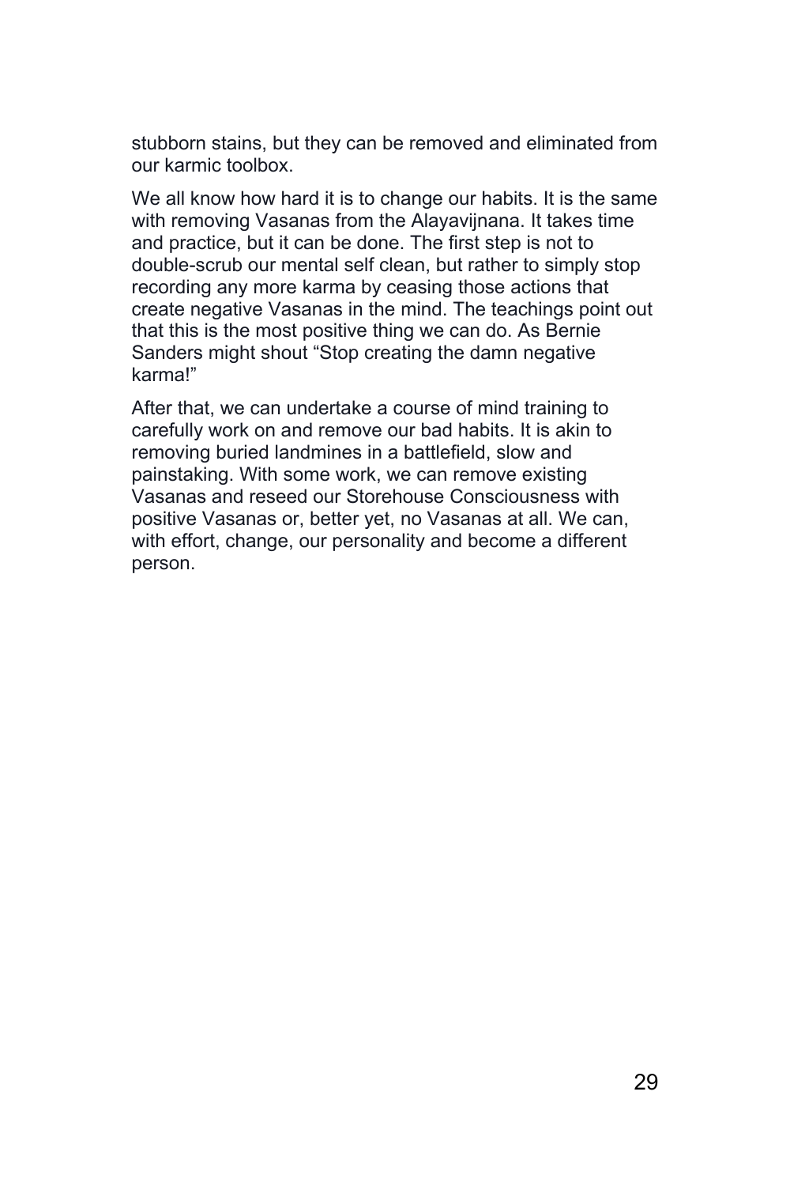stubborn stains, but they can be removed and eliminated from our karmic toolbox.

We all know how hard it is to change our habits. It is the same with removing Vasanas from the Alayavijnana. It takes time and practice, but it can be done. The first step is not to double-scrub our mental self clean, but rather to simply stop recording any more karma by ceasing those actions that create negative Vasanas in the mind. The teachings point out that this is the most positive thing we can do. As Bernie Sanders might shout "Stop creating the damn negative karma!"

After that, we can undertake a course of mind training to carefully work on and remove our bad habits. It is akin to removing buried landmines in a battlefield, slow and painstaking. With some work, we can remove existing Vasanas and reseed our Storehouse Consciousness with positive Vasanas or, better yet, no Vasanas at all. We can, with effort, change, our personality and become a different person.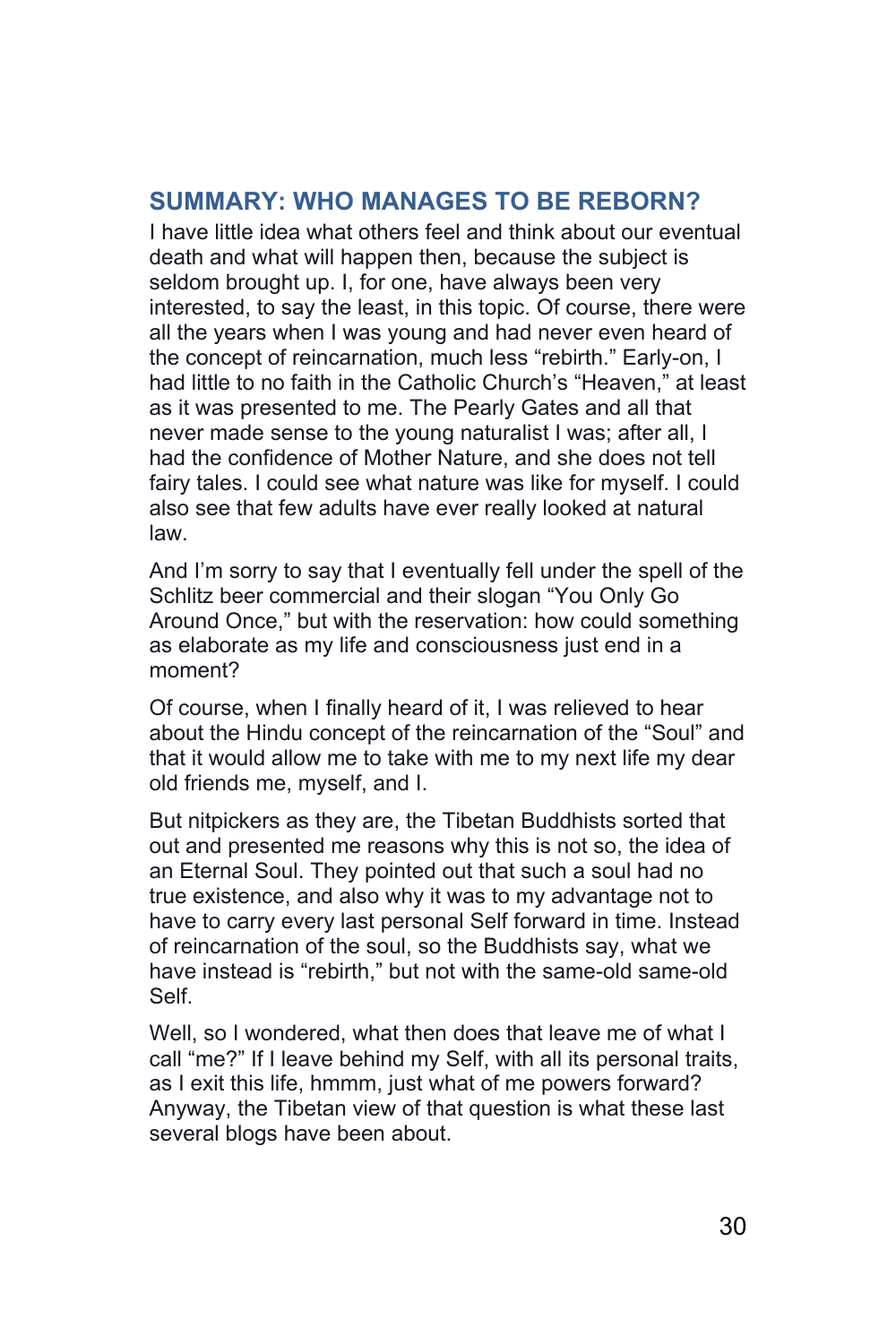## SUMMARY: WHO MANAGES TO BE REBORN?

I have little idea what others feel and think about our eventual death and what will happen then, because the subject is seldom brought up. I, for one, have always been very interested, to say the least, in this topic. Of course, there were all the years when I was young and had never even heard of the concept of reincarnation, much less "rebirth." Early-on, I had little to no faith in the Catholic Church's "Heaven," at least as it was presented to me. The Pearly Gates and all that never made sense to the young naturalist I was; after all, I had the confidence of Mother Nature, and she does not tell fairy tales. I could see what nature was like for myself. I could also see that few adults have ever really looked at natural law.

And I'm sorry to say that I eventually fell under the spell of the Schlitz beer commercial and their slogan "You Only Go Around Once," but with the reservation: how could something as elaborate as my life and consciousness just end in a moment?

Of course, when I finally heard of it, I was relieved to hear about the Hindu concept of the reincarnation of the "Soul" and that it would allow me to take with me to my next life my dear old friends me, myself, and I.

But nitpickers as they are, the Tibetan Buddhists sorted that out and presented me reasons why this is not so, the idea of an Eternal Soul. They pointed out that such a soul had no true existence, and also why it was to my advantage not to have to carry every last personal Self forward in time. Instead of reincarnation of the soul, so the Buddhists say, what we have instead is "rebirth," but not with the same-old same-old Self.

Well, so I wondered, what then does that leave me of what I call "me?" If I leave behind my Self, with all its personal traits, as I exit this life, hmmm, just what of me powers forward? Anyway, the Tibetan view of that question is what these last several blogs have been about.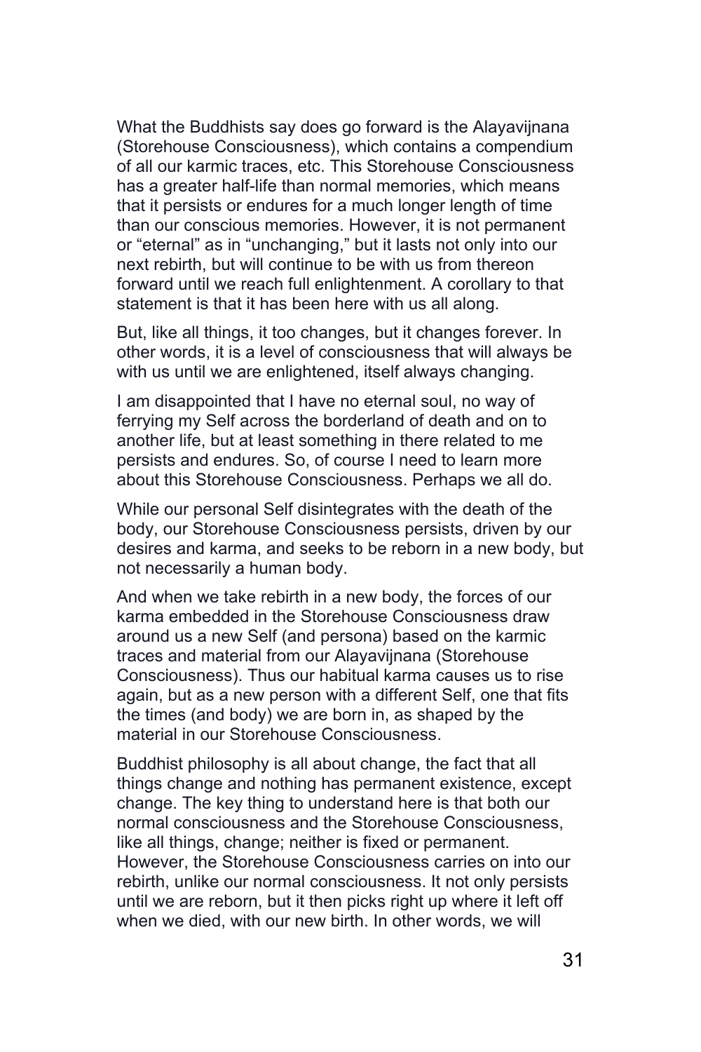What the Buddhists say does go forward is the Alayavijnana (Storehouse Consciousness), which contains a compendium of all our karmic traces, etc. This Storehouse Consciousness has a greater half-life than normal memories, which means that it persists or endures for a much longer length of time than our conscious memories. However, it is not permanent or "eternal" as in "unchanging," but it lasts not only into our next rebirth, but will continue to be with us from thereon forward until we reach full enlightenment. A corollary to that statement is that it has been here with us all along.

But, like all things, it too changes, but it changes forever. In other words, it is a level of consciousness that will always be with us until we are enlightened, itself always changing.

I am disappointed that I have no eternal soul, no way of ferrying my Self across the borderland of death and on to another life, but at least something in there related to me persists and endures. So, of course I need to learn more about this Storehouse Consciousness. Perhaps we all do.

While our personal Self disintegrates with the death of the body, our Storehouse Consciousness persists, driven by our desires and karma, and seeks to be reborn in a new body, but not necessarily a human body.

And when we take rebirth in a new body, the forces of our karma embedded in the Storehouse Consciousness draw around us a new Self (and persona) based on the karmic traces and material from our Alayavijnana (Storehouse Consciousness). Thus our habitual karma causes us to rise again, but as a new person with a different Self, one that fits the times (and body) we are born in, as shaped by the material in our Storehouse Consciousness.

Buddhist philosophy is all about change, the fact that all things change and nothing has permanent existence, except change. The key thing to understand here is that both our normal consciousness and the Storehouse Consciousness, like all things, change; neither is fixed or permanent. However, the Storehouse Consciousness carries on into our rebirth, unlike our normal consciousness. It not only persists until we are reborn, but it then picks right up where it left off when we died, with our new birth. In other words, we will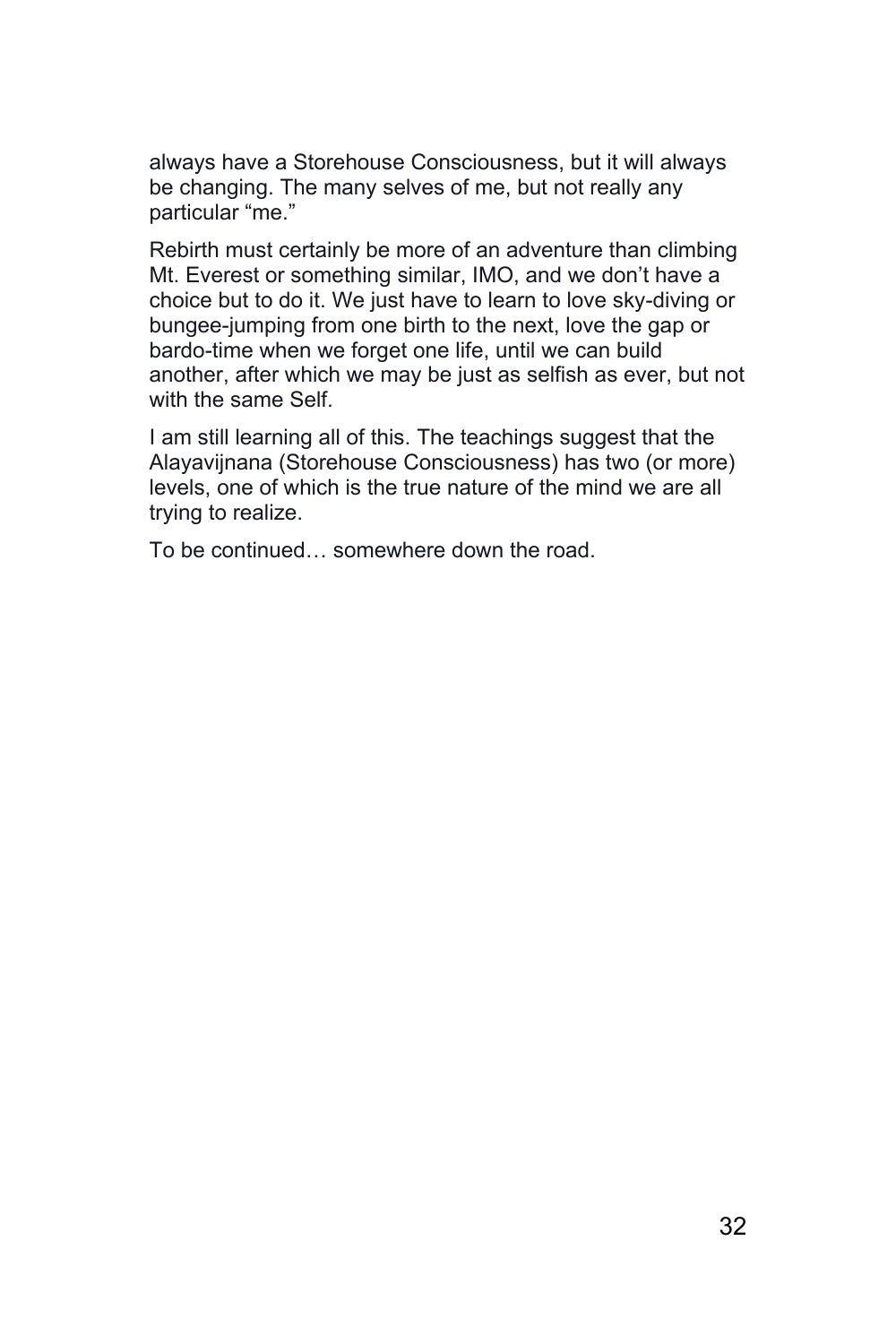always have a Storehouse Consciousness, but it will always be changing. The many selves of me, but not really any particular "me."

Rebirth must certainly be more of an adventure than climbing Mt. Everest or something similar, IMO, and we don't have a choice but to do it. We just have to learn to love sky-diving or bungee-jumping from one birth to the next, love the gap or bardo-time when we forget one life, until we can build another, after which we may be just as selfish as ever, but not with the same Self.

I am still learning all of this. The teachings suggest that the Alayavijnana (Storehouse Consciousness) has two (or more) levels, one of which is the true nature of the mind we are all trying to realize.

To be continued… somewhere down the road.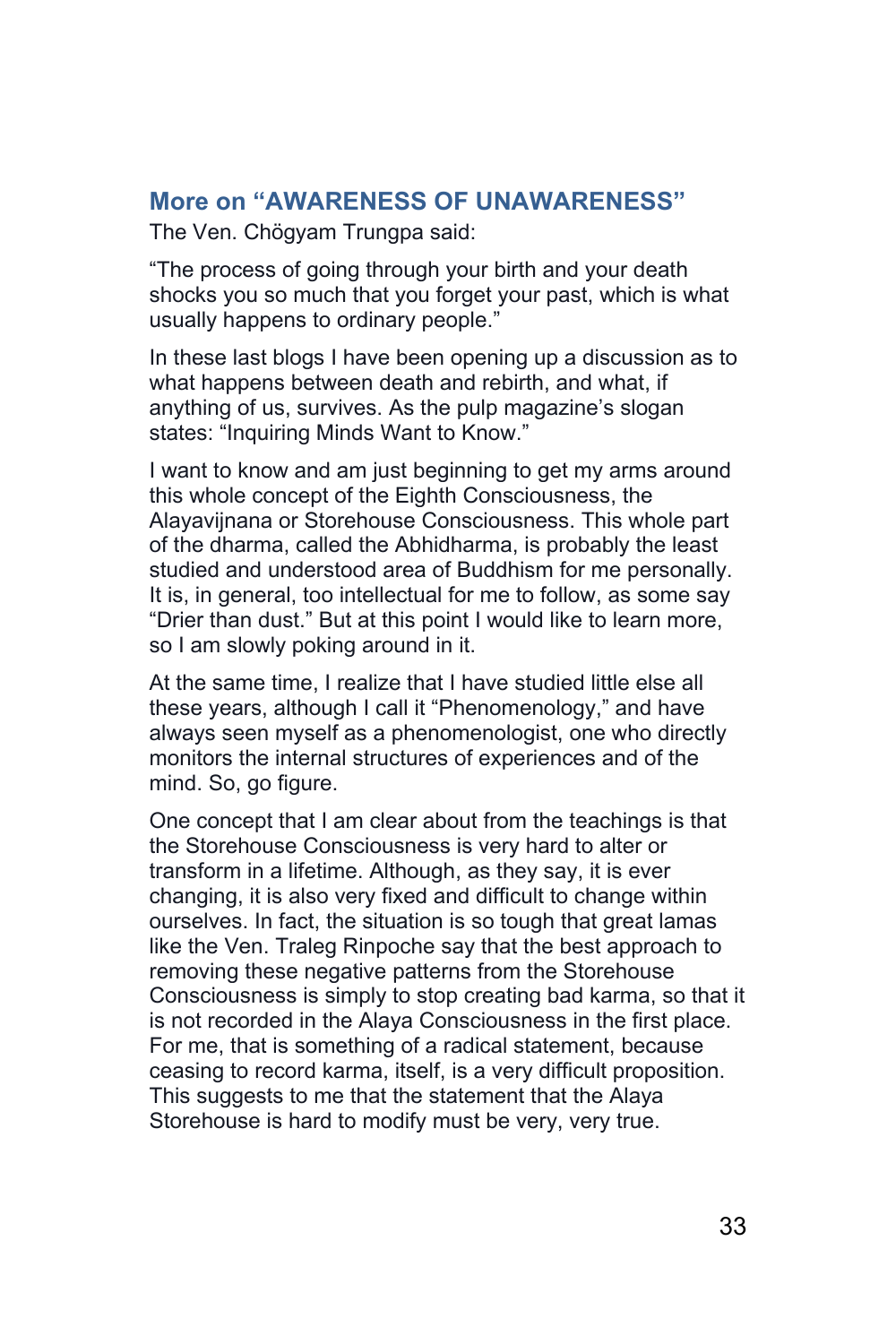## More on "AWARENESS OF UNAWARENESS"

The Ven. Chögyam Trungpa said:

"The process of going through your birth and your death shocks you so much that you forget your past, which is what usually happens to ordinary people."

In these last blogs I have been opening up a discussion as to what happens between death and rebirth, and what, if anything of us, survives. As the pulp magazine's slogan states: "Inquiring Minds Want to Know."

I want to know and am just beginning to get my arms around this whole concept of the Eighth Consciousness, the Alayavijnana or Storehouse Consciousness. This whole part of the dharma, called the Abhidharma, is probably the least studied and understood area of Buddhism for me personally. It is, in general, too intellectual for me to follow, as some say "Drier than dust." But at this point I would like to learn more, so I am slowly poking around in it.

At the same time, I realize that I have studied little else all these years, although I call it "Phenomenology," and have always seen myself as a phenomenologist, one who directly monitors the internal structures of experiences and of the mind. So, go figure.

One concept that I am clear about from the teachings is that the Storehouse Consciousness is very hard to alter or transform in a lifetime. Although, as they say, it is ever changing, it is also very fixed and difficult to change within ourselves. In fact, the situation is so tough that great lamas like the Ven. Traleg Rinpoche say that the best approach to removing these negative patterns from the Storehouse Consciousness is simply to stop creating bad karma, so that it is not recorded in the Alaya Consciousness in the first place. For me, that is something of a radical statement, because ceasing to record karma, itself, is a very difficult proposition. This suggests to me that the statement that the Alaya Storehouse is hard to modify must be very, very true.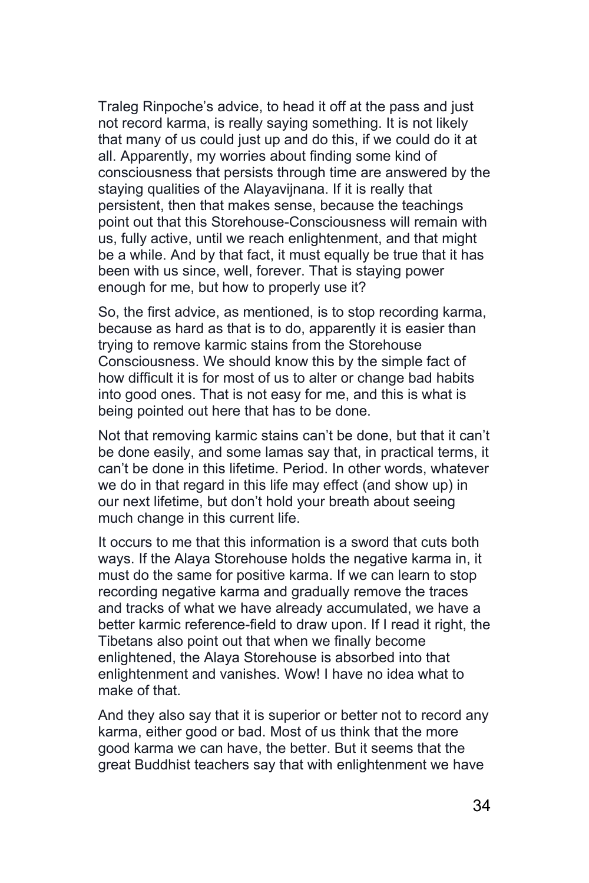Traleg Rinpoche's advice, to head it off at the pass and just not record karma, is really saying something. It is not likely that many of us could just up and do this, if we could do it at all. Apparently, my worries about finding some kind of consciousness that persists through time are answered by the staying qualities of the Alayavijnana. If it is really that persistent, then that makes sense, because the teachings point out that this Storehouse-Consciousness will remain with us, fully active, until we reach enlightenment, and that might be a while. And by that fact, it must equally be true that it has been with us since, well, forever. That is staying power enough for me, but how to properly use it?

So, the first advice, as mentioned, is to stop recording karma, because as hard as that is to do, apparently it is easier than trying to remove karmic stains from the Storehouse Consciousness. We should know this by the simple fact of how difficult it is for most of us to alter or change bad habits into good ones. That is not easy for me, and this is what is being pointed out here that has to be done.

Not that removing karmic stains can't be done, but that it can't be done easily, and some lamas say that, in practical terms, it can't be done in this lifetime. Period. In other words, whatever we do in that regard in this life may effect (and show up) in our next lifetime, but don't hold your breath about seeing much change in this current life.

It occurs to me that this information is a sword that cuts both ways. If the Alaya Storehouse holds the negative karma in, it must do the same for positive karma. If we can learn to stop recording negative karma and gradually remove the traces and tracks of what we have already accumulated, we have a better karmic reference-field to draw upon. If I read it right, the Tibetans also point out that when we finally become enlightened, the Alaya Storehouse is absorbed into that enlightenment and vanishes. Wow! I have no idea what to make of that.

And they also say that it is superior or better not to record any karma, either good or bad. Most of us think that the more good karma we can have, the better. But it seems that the great Buddhist teachers say that with enlightenment we have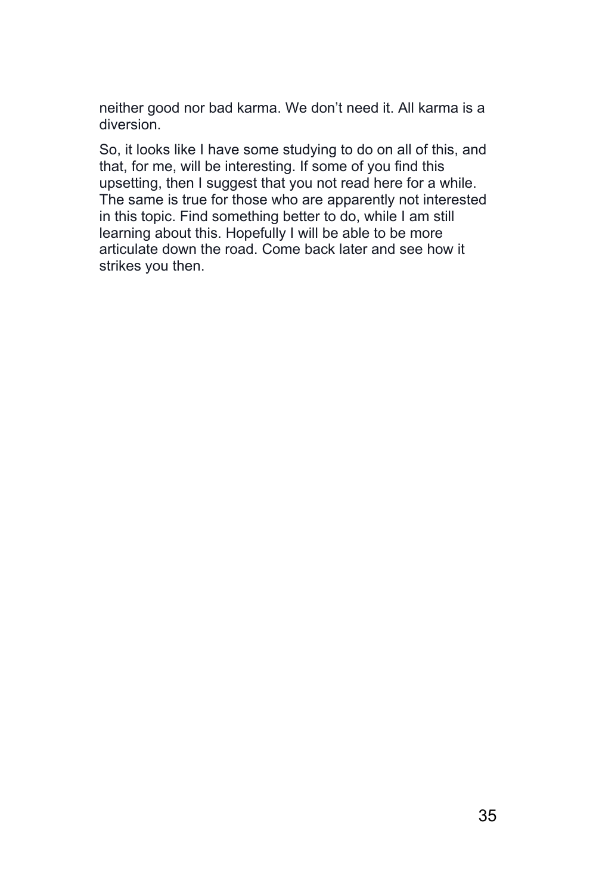neither good nor bad karma. We don't need it. All karma is a diversion.

So, it looks like I have some studying to do on all of this, and that, for me, will be interesting. If some of you find this upsetting, then I suggest that you not read here for a while. The same is true for those who are apparently not interested in this topic. Find something better to do, while I am still learning about this. Hopefully I will be able to be more articulate down the road. Come back later and see how it strikes you then.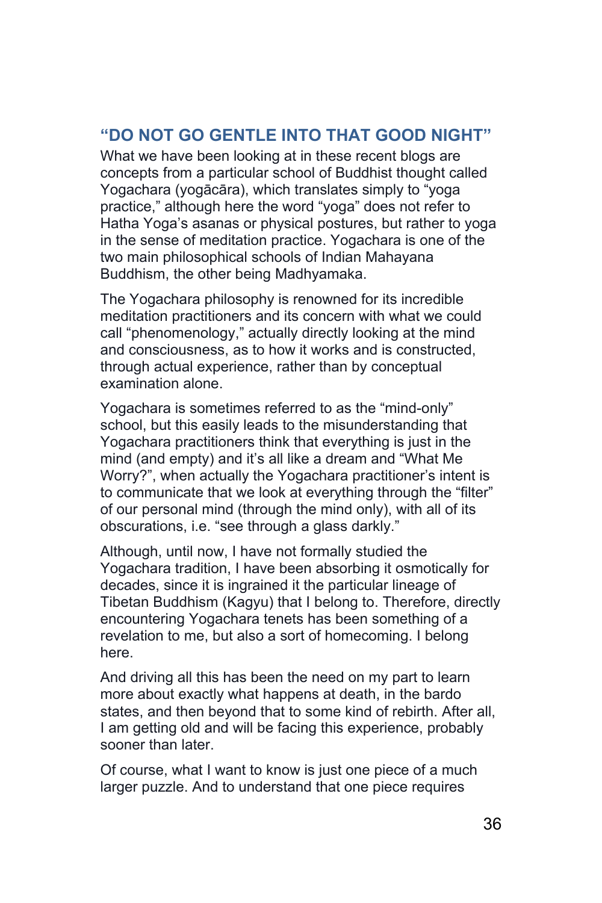## "DO NOT GO GENTLE INTO THAT GOOD NIGHT"

What we have been looking at in these recent blogs are concepts from a particular school of Buddhist thought called Yogachara (yogācāra), which translates simply to "yoga practice," although here the word "yoga" does not refer to Hatha Yoga's asanas or physical postures, but rather to yoga in the sense of meditation practice. Yogachara is one of the two main philosophical schools of Indian Mahayana Buddhism, the other being Madhyamaka.

The Yogachara philosophy is renowned for its incredible meditation practitioners and its concern with what we could call "phenomenology," actually directly looking at the mind and consciousness, as to how it works and is constructed, through actual experience, rather than by conceptual examination alone.

Yogachara is sometimes referred to as the "mind-only" school, but this easily leads to the misunderstanding that Yogachara practitioners think that everything is just in the mind (and empty) and it's all like a dream and "What Me Worry?", when actually the Yogachara practitioner's intent is to communicate that we look at everything through the "filter" of our personal mind (through the mind only), with all of its obscurations, i.e. "see through a glass darkly."

Although, until now, I have not formally studied the Yogachara tradition, I have been absorbing it osmotically for decades, since it is ingrained it the particular lineage of Tibetan Buddhism (Kagyu) that I belong to. Therefore, directly encountering Yogachara tenets has been something of a revelation to me, but also a sort of homecoming. I belong here.

And driving all this has been the need on my part to learn more about exactly what happens at death, in the bardo states, and then beyond that to some kind of rebirth. After all, I am getting old and will be facing this experience, probably sooner than later.

Of course, what I want to know is just one piece of a much larger puzzle. And to understand that one piece requires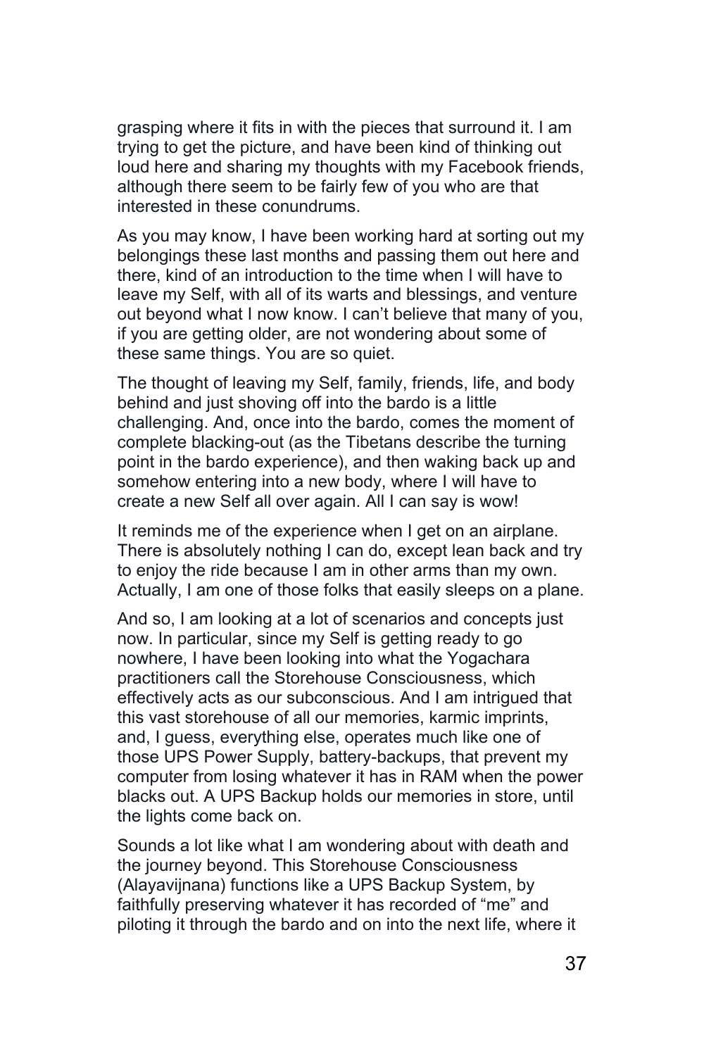grasping where it fits in with the pieces that surround it. I am trying to get the picture, and have been kind of thinking out loud here and sharing my thoughts with my Facebook friends, although there seem to be fairly few of you who are that interested in these conundrums.

As you may know, I have been working hard at sorting out my belongings these last months and passing them out here and there, kind of an introduction to the time when I will have to leave my Self, with all of its warts and blessings, and venture out beyond what I now know. I can't believe that many of you, if you are getting older, are not wondering about some of these same things. You are so quiet.

The thought of leaving my Self, family, friends, life, and body behind and just shoving off into the bardo is a little challenging. And, once into the bardo, comes the moment of complete blacking-out (as the Tibetans describe the turning point in the bardo experience), and then waking back up and somehow entering into a new body, where I will have to create a new Self all over again. All I can say is wow!

It reminds me of the experience when I get on an airplane. There is absolutely nothing I can do, except lean back and try to enjoy the ride because I am in other arms than my own. Actually, I am one of those folks that easily sleeps on a plane.

And so, I am looking at a lot of scenarios and concepts just now. In particular, since my Self is getting ready to go nowhere, I have been looking into what the Yogachara practitioners call the Storehouse Consciousness, which effectively acts as our subconscious. And I am intrigued that this vast storehouse of all our memories, karmic imprints, and, I guess, everything else, operates much like one of those UPS Power Supply, battery-backups, that prevent my computer from losing whatever it has in RAM when the power blacks out. A UPS Backup holds our memories in store, until the lights come back on.

Sounds a lot like what I am wondering about with death and the journey beyond. This Storehouse Consciousness (Alayavijnana) functions like a UPS Backup System, by faithfully preserving whatever it has recorded of "me" and piloting it through the bardo and on into the next life, where it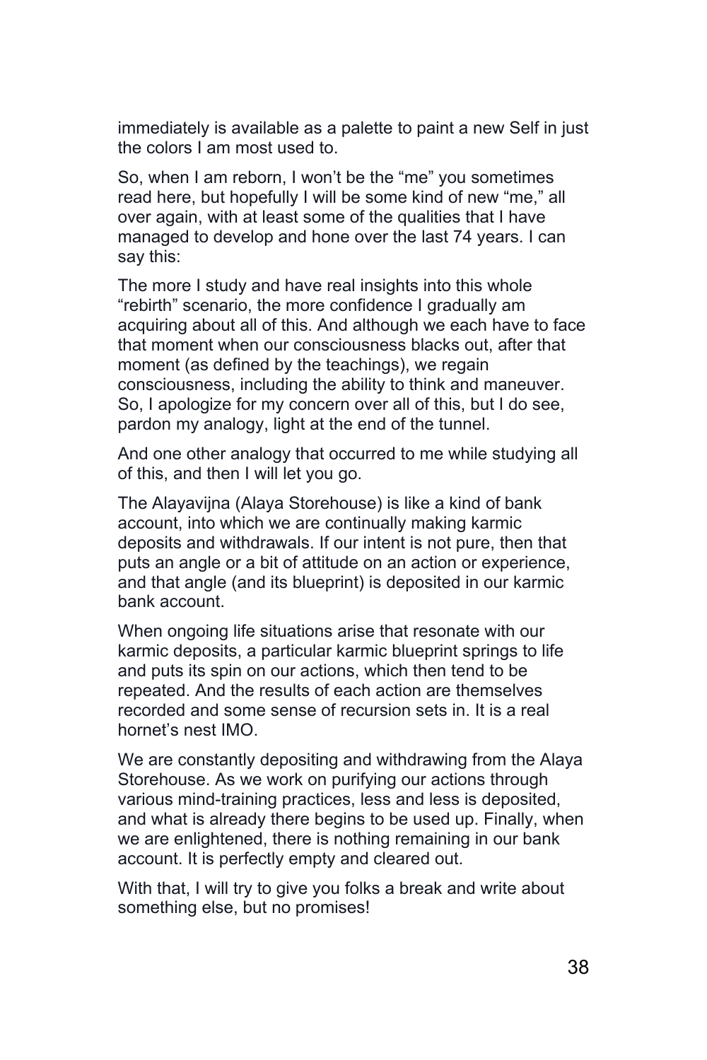immediately is available as a palette to paint a new Self in just the colors I am most used to.

So, when I am reborn, I won't be the "me" you sometimes read here, but hopefully I will be some kind of new "me," all over again, with at least some of the qualities that I have managed to develop and hone over the last 74 years. I can say this:

The more I study and have real insights into this whole "rebirth" scenario, the more confidence I gradually am acquiring about all of this. And although we each have to face that moment when our consciousness blacks out, after that moment (as defined by the teachings), we regain consciousness, including the ability to think and maneuver. So, I apologize for my concern over all of this, but I do see, pardon my analogy, light at the end of the tunnel.

And one other analogy that occurred to me while studying all of this, and then I will let you go.

The Alayavijna (Alaya Storehouse) is like a kind of bank account, into which we are continually making karmic deposits and withdrawals. If our intent is not pure, then that puts an angle or a bit of attitude on an action or experience, and that angle (and its blueprint) is deposited in our karmic bank account.

When ongoing life situations arise that resonate with our karmic deposits, a particular karmic blueprint springs to life and puts its spin on our actions, which then tend to be repeated. And the results of each action are themselves recorded and some sense of recursion sets in. It is a real hornet's nest IMO.

We are constantly depositing and withdrawing from the Alaya Storehouse. As we work on purifying our actions through various mind-training practices, less and less is deposited, and what is already there begins to be used up. Finally, when we are enlightened, there is nothing remaining in our bank account. It is perfectly empty and cleared out.

With that, I will try to give you folks a break and write about something else, but no promises!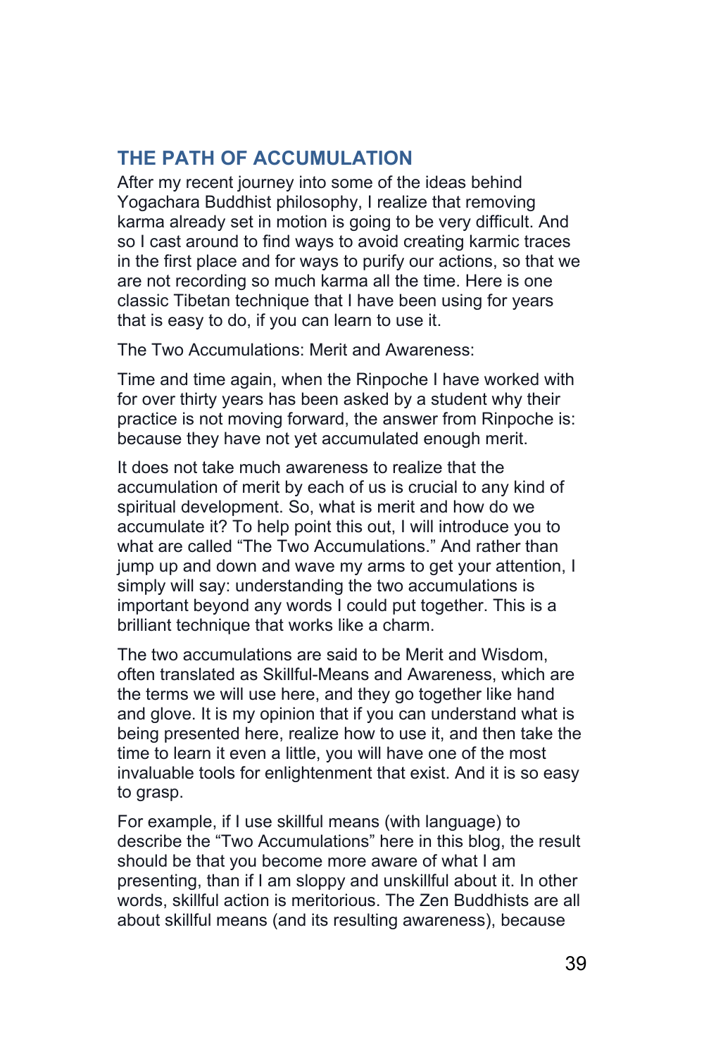## THE PATH OF ACCUMULATION

After my recent journey into some of the ideas behind Yogachara Buddhist philosophy, I realize that removing karma already set in motion is going to be very difficult. And so I cast around to find ways to avoid creating karmic traces in the first place and for ways to purify our actions, so that we are not recording so much karma all the time. Here is one classic Tibetan technique that I have been using for years that is easy to do, if you can learn to use it.

The Two Accumulations: Merit and Awareness:

Time and time again, when the Rinpoche I have worked with for over thirty years has been asked by a student why their practice is not moving forward, the answer from Rinpoche is: because they have not yet accumulated enough merit.

It does not take much awareness to realize that the accumulation of merit by each of us is crucial to any kind of spiritual development. So, what is merit and how do we accumulate it? To help point this out, I will introduce you to what are called "The Two Accumulations." And rather than jump up and down and wave my arms to get your attention, I simply will say: understanding the two accumulations is important beyond any words I could put together. This is a brilliant technique that works like a charm.

The two accumulations are said to be Merit and Wisdom, often translated as Skillful-Means and Awareness, which are the terms we will use here, and they go together like hand and glove. It is my opinion that if you can understand what is being presented here, realize how to use it, and then take the time to learn it even a little, you will have one of the most invaluable tools for enlightenment that exist. And it is so easy to grasp.

For example, if I use skillful means (with language) to describe the "Two Accumulations" here in this blog, the result should be that you become more aware of what I am presenting, than if I am sloppy and unskillful about it. In other words, skillful action is meritorious. The Zen Buddhists are all about skillful means (and its resulting awareness), because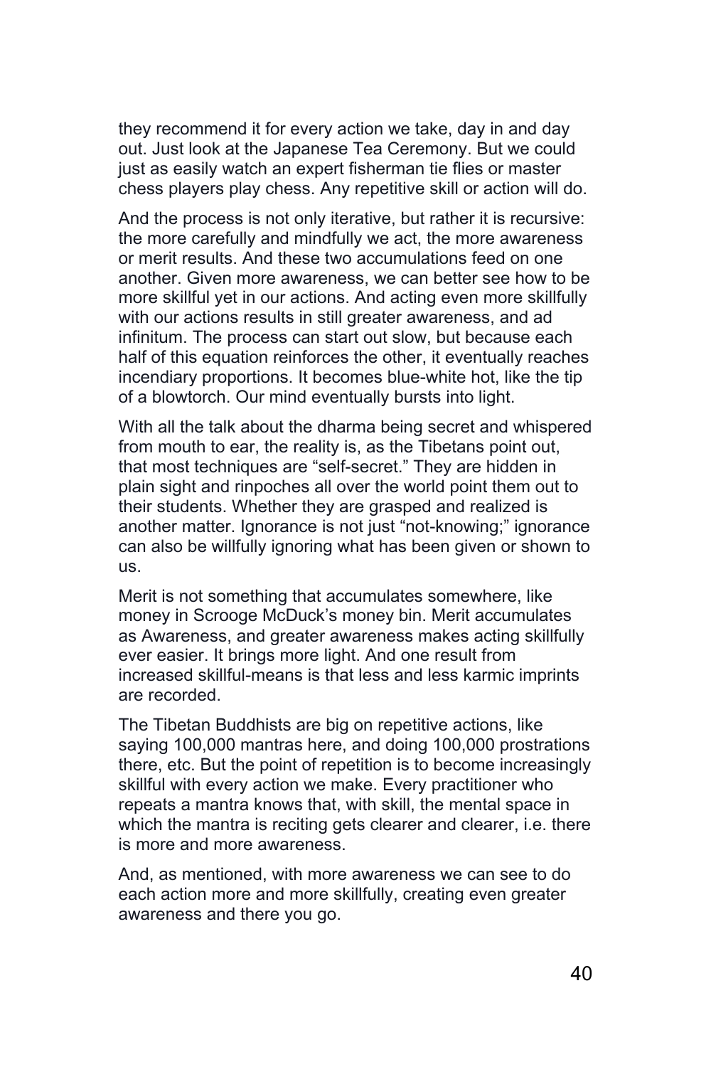they recommend it for every action we take, day in and day out. Just look at the Japanese Tea Ceremony. But we could just as easily watch an expert fisherman tie flies or master chess players play chess. Any repetitive skill or action will do.

And the process is not only iterative, but rather it is recursive: the more carefully and mindfully we act, the more awareness or merit results. And these two accumulations feed on one another. Given more awareness, we can better see how to be more skillful yet in our actions. And acting even more skillfully with our actions results in still greater awareness, and ad infinitum. The process can start out slow, but because each half of this equation reinforces the other, it eventually reaches incendiary proportions. It becomes blue-white hot, like the tip of a blowtorch. Our mind eventually bursts into light.

With all the talk about the dharma being secret and whispered from mouth to ear, the reality is, as the Tibetans point out, that most techniques are "self-secret." They are hidden in plain sight and rinpoches all over the world point them out to their students. Whether they are grasped and realized is another matter. Ignorance is not just "not-knowing;" ignorance can also be willfully ignoring what has been given or shown to us.

Merit is not something that accumulates somewhere, like money in Scrooge McDuck's money bin. Merit accumulates as Awareness, and greater awareness makes acting skillfully ever easier. It brings more light. And one result from increased skillful-means is that less and less karmic imprints are recorded.

The Tibetan Buddhists are big on repetitive actions, like saying 100,000 mantras here, and doing 100,000 prostrations there, etc. But the point of repetition is to become increasingly skillful with every action we make. Every practitioner who repeats a mantra knows that, with skill, the mental space in which the mantra is reciting gets clearer and clearer, i.e. there is more and more awareness.

And, as mentioned, with more awareness we can see to do each action more and more skillfully, creating even greater awareness and there you go.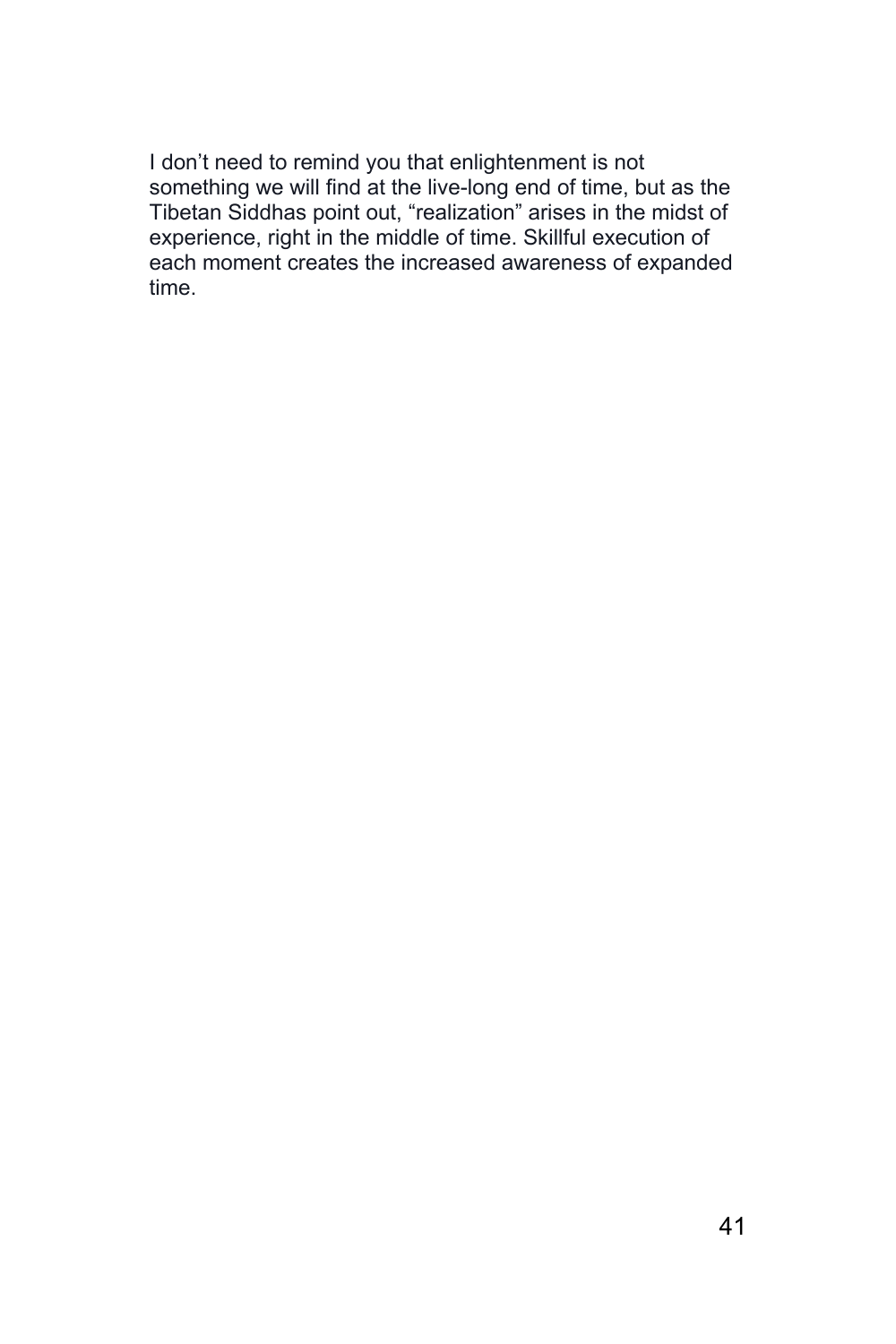I don’t need to remind you that enlightenment is not something we will find at the live-long end of time, but as the Tibetan Siddhas point out, “realization” arises in the midst of experience, right in the middle of time. Skillful execution of each moment creates the increased awareness of expanded time.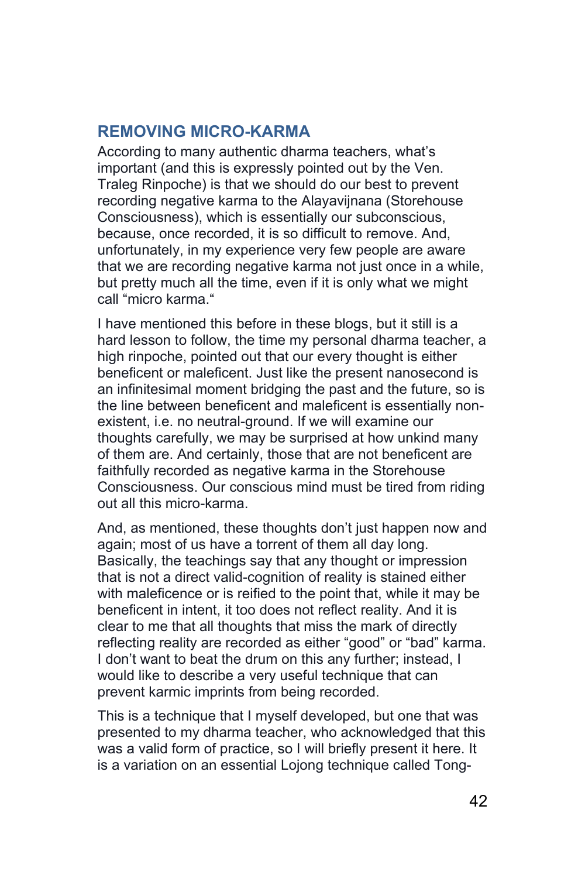## REMOVING MICRO-KARMA

According to many authentic dharma teachers, what's important (and this is expressly pointed out by the Ven. Traleg Rinpoche) is that we should do our best to prevent recording negative karma to the Alayavijnana (Storehouse Consciousness), which is essentially our subconscious, because, once recorded, it is so difficult to remove. And, unfortunately, in my experience very few people are aware that we are recording negative karma not just once in a while, but pretty much all the time, even if it is only what we might call "micro karma."

I have mentioned this before in these blogs, but it still is a hard lesson to follow, the time my personal dharma teacher, a high rinpoche, pointed out that our every thought is either beneficent or maleficent. Just like the present nanosecond is an infinitesimal moment bridging the past and the future, so is the line between beneficent and maleficent is essentially non-existent, i.e. no neutral-ground. If we will examine our thoughts carefully, we may be surprised at how unkind many of them are. And certainly, those that are not beneficent are faithfully recorded as negative karma in the Storehouse Consciousness. Our conscious mind must be tired from riding out all this micro-karma.

And, as mentioned, these thoughts don't just happen now and again; most of us have a torrent of them all day long. Basically, the teachings say that any thought or impression that is not a direct valid-cognition of reality is stained either with maleficence or is reified to the point that, while it may be beneficent in intent, it too does not reflect reality. And it is clear to me that all thoughts that miss the mark of directly reflecting reality are recorded as either "good" or "bad" karma. I don't want to beat the drum on this any further; instead, I would like to describe a very useful technique that can prevent karmic imprints from being recorded.

This is a technique that I myself developed, but one that was presented to my dharma teacher, who acknowledged that this was a valid form of practice, so I will briefly present it here. It is a variation on an essential Lojong technique called Tong-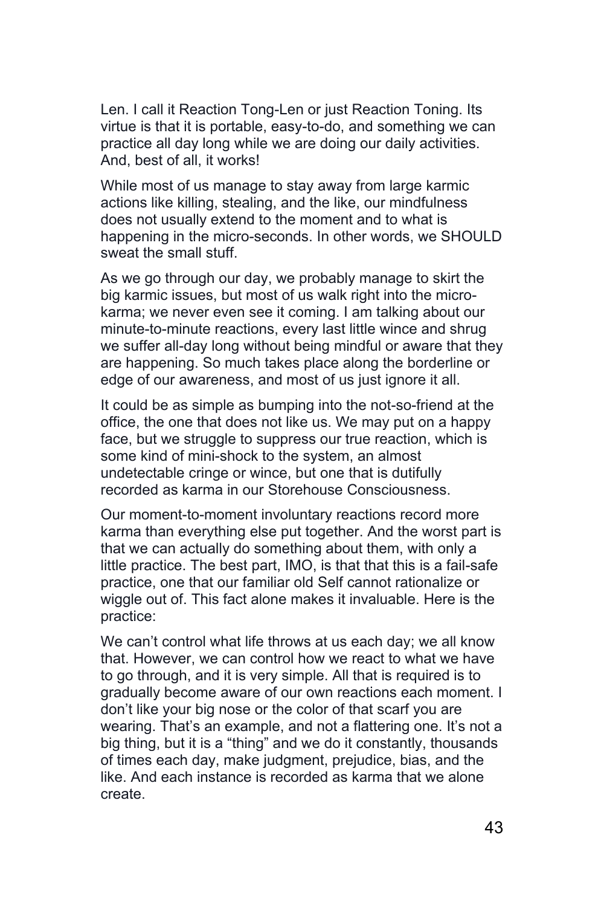Len. I call it Reaction Tong-Len or just Reaction Toning. Its virtue is that it is portable, easy-to-do, and something we can practice all day long while we are doing our daily activities. And, best of all, it works!

While most of us manage to stay away from large karmic actions like killing, stealing, and the like, our mindfulness does not usually extend to the moment and to what is happening in the micro-seconds. In other words, we SHOULD sweat the small stuff.

As we go through our day, we probably manage to skirt the big karmic issues, but most of us walk right into the micro-karma; we never even see it coming. I am talking about our minute-to-minute reactions, every last little wince and shrug we suffer all-day long without being mindful or aware that they are happening. So much takes place along the borderline or edge of our awareness, and most of us just ignore it all.

It could be as simple as bumping into the not-so-friend at the office, the one that does not like us. We may put on a happy face, but we struggle to suppress our true reaction, which is some kind of mini-shock to the system, an almost undetectable cringe or wince, but one that is dutifully recorded as karma in our Storehouse Consciousness.

Our moment-to-moment involuntary reactions record more karma than everything else put together. And the worst part is that we can actually do something about them, with only a little practice. The best part, IMO, is that that this is a fail-safe practice, one that our familiar old Self cannot rationalize or wiggle out of. This fact alone makes it invaluable. Here is the practice:

We can't control what life throws at us each day; we all know that. However, we can control how we react to what we have to go through, and it is very simple. All that is required is to gradually become aware of our own reactions each moment. I don't like your big nose or the color of that scarf you are wearing. That's an example, and not a flattering one. It's not a big thing, but it is a "thing" and we do it constantly, thousands of times each day, make judgment, prejudice, bias, and the like. And each instance is recorded as karma that we alone create.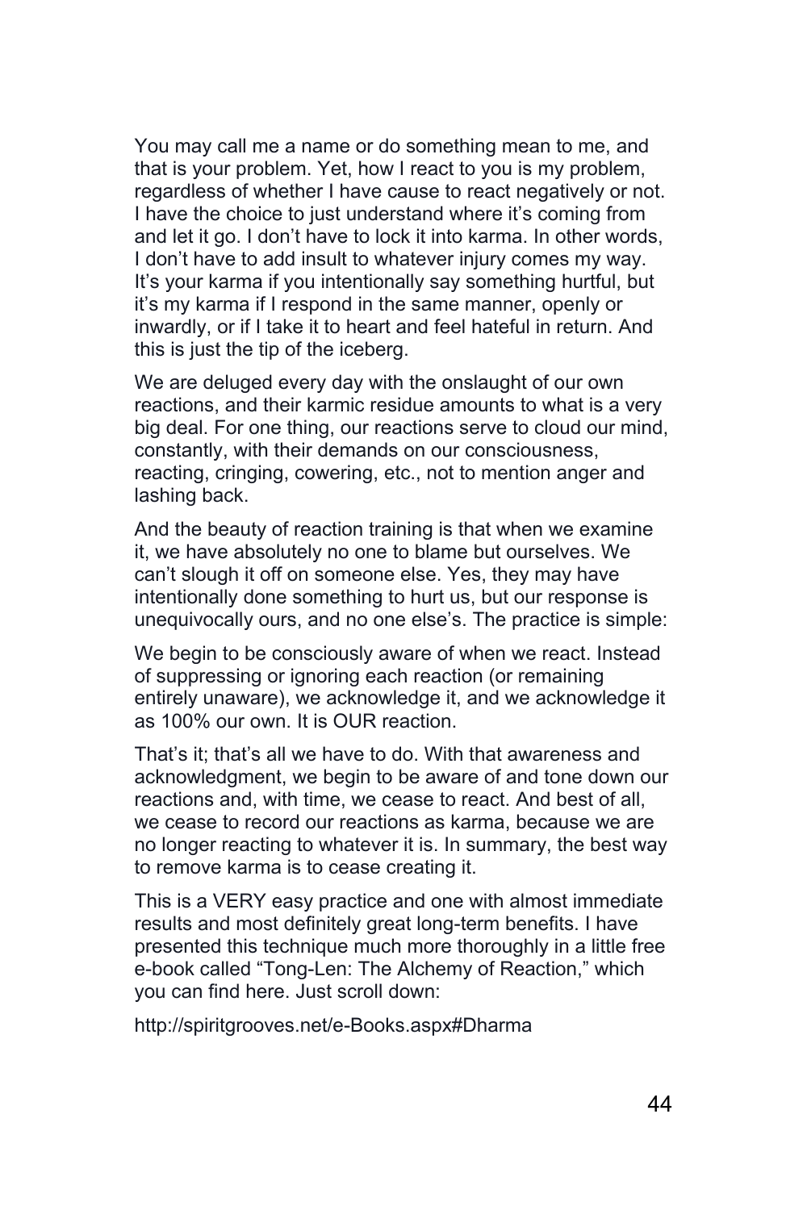You may call me a name or do something mean to me, and that is your problem. Yet, how I react to you is my problem, regardless of whether I have cause to react negatively or not. I have the choice to just understand where it's coming from and let it go. I don't have to lock it into karma. In other words, I don't have to add insult to whatever injury comes my way. It's your karma if you intentionally say something hurtful, but it's my karma if I respond in the same manner, openly or inwardly, or if I take it to heart and feel hateful in return. And this is just the tip of the iceberg.

We are deluged every day with the onslaught of our own reactions, and their karmic residue amounts to what is a very big deal. For one thing, our reactions serve to cloud our mind, constantly, with their demands on our consciousness, reacting, cringing, cowering, etc., not to mention anger and lashing back.

And the beauty of reaction training is that when we examine it, we have absolutely no one to blame but ourselves. We can't slough it off on someone else. Yes, they may have intentionally done something to hurt us, but our response is unequivocally ours, and no one else's. The practice is simple:

We begin to be consciously aware of when we react. Instead of suppressing or ignoring each reaction (or remaining entirely unaware), we acknowledge it, and we acknowledge it as 100% our own. It is OUR reaction.

That's it; that's all we have to do. With that awareness and acknowledgment, we begin to be aware of and tone down our reactions and, with time, we cease to react. And best of all, we cease to record our reactions as karma, because we are no longer reacting to whatever it is. In summary, the best way to remove karma is to cease creating it.

This is a VERY easy practice and one with almost immediate results and most definitely great long-term benefits. I have presented this technique much more thoroughly in a little free e-book called "Tong-Len: The Alchemy of Reaction," which you can find here. Just scroll down:

http://spiritgrooves.net/e-Books.aspx#Dharma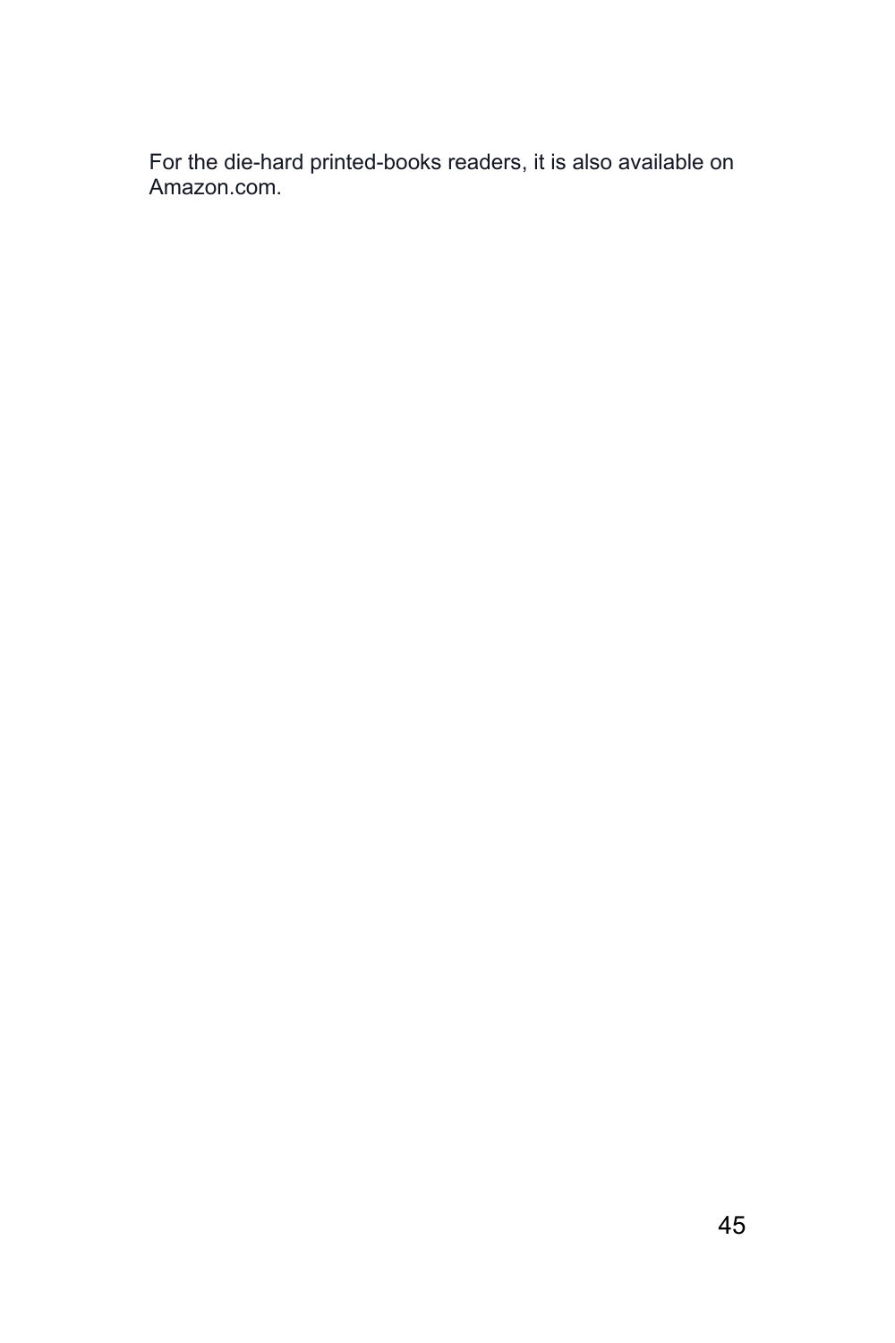For the die-hard printed-books readers, it is also available on Amazon.com.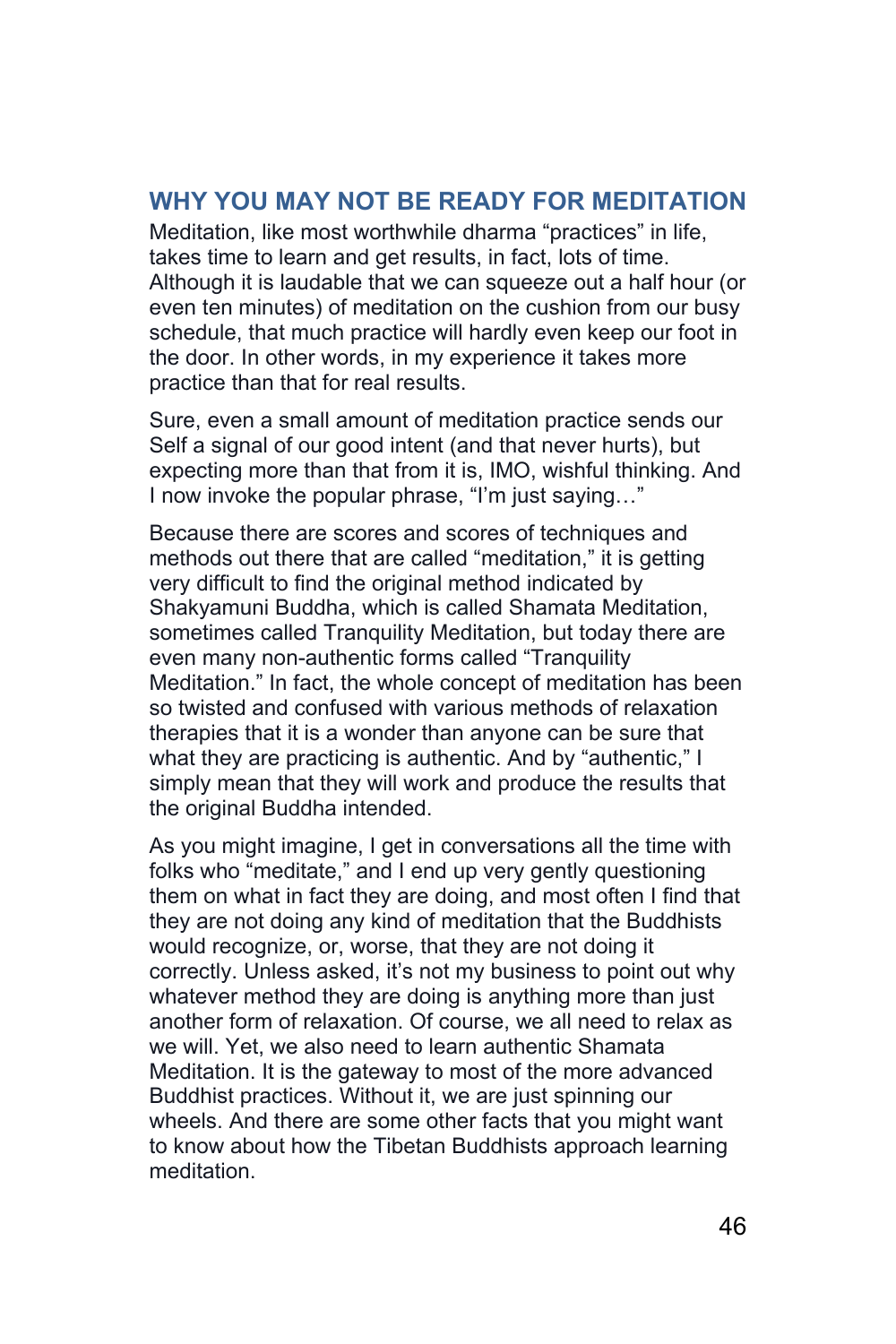## WHY YOU MAY NOT BE READY FOR MEDITATION

Meditation, like most worthwhile dharma "practices" in life, takes time to learn and get results, in fact, lots of time. Although it is laudable that we can squeeze out a half hour (or even ten minutes) of meditation on the cushion from our busy schedule, that much practice will hardly even keep our foot in the door. In other words, in my experience it takes more practice than that for real results.

Sure, even a small amount of meditation practice sends our Self a signal of our good intent (and that never hurts), but expecting more than that from it is, IMO, wishful thinking. And I now invoke the popular phrase, "I'm just saying…"

Because there are scores and scores of techniques and methods out there that are called "meditation," it is getting very difficult to find the original method indicated by Shakyamuni Buddha, which is called Shamata Meditation, sometimes called Tranquility Meditation, but today there are even many non-authentic forms called "Tranquility Meditation." In fact, the whole concept of meditation has been so twisted and confused with various methods of relaxation therapies that it is a wonder than anyone can be sure that what they are practicing is authentic. And by "authentic," I simply mean that they will work and produce the results that the original Buddha intended.

As you might imagine, I get in conversations all the time with folks who "meditate," and I end up very gently questioning them on what in fact they are doing, and most often I find that they are not doing any kind of meditation that the Buddhists would recognize, or, worse, that they are not doing it correctly. Unless asked, it's not my business to point out why whatever method they are doing is anything more than just another form of relaxation. Of course, we all need to relax as we will. Yet, we also need to learn authentic Shamata Meditation. It is the gateway to most of the more advanced Buddhist practices. Without it, we are just spinning our wheels. And there are some other facts that you might want to know about how the Tibetan Buddhists approach learning meditation.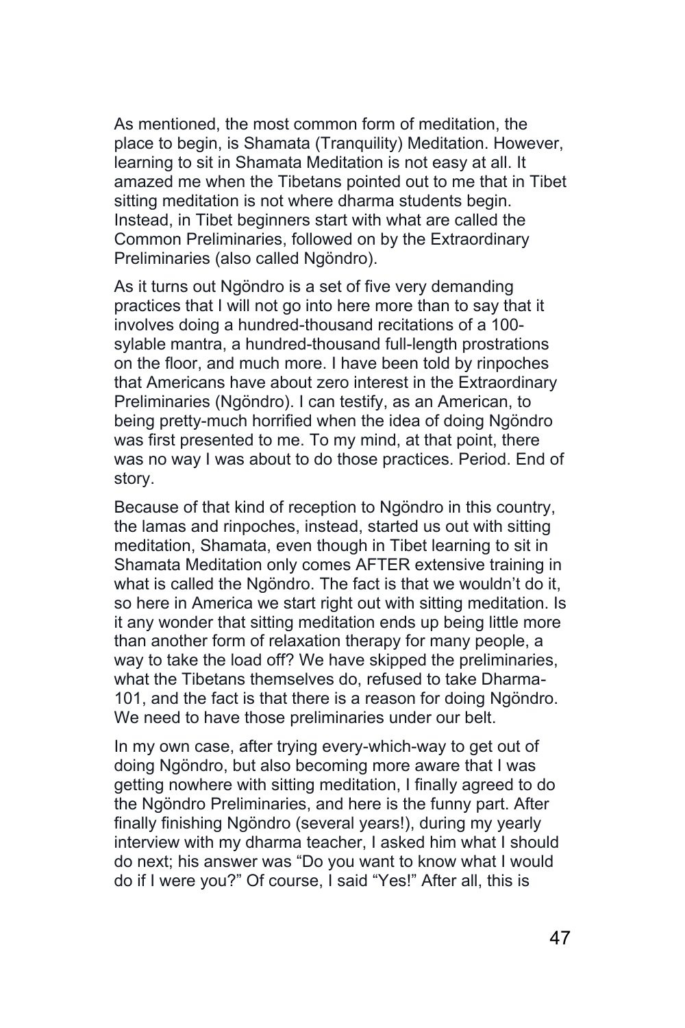As mentioned, the most common form of meditation, the place to begin, is Shamata (Tranquility) Meditation. However, learning to sit in Shamata Meditation is not easy at all. It amazed me when the Tibetans pointed out to me that in Tibet sitting meditation is not where dharma students begin. Instead, in Tibet beginners start with what are called the Common Preliminaries, followed on by the Extraordinary Preliminaries (also called Ngöndro).

As it turns out Ngöndro is a set of five very demanding practices that I will not go into here more than to say that it involves doing a hundred-thousand recitations of a 100-sylable mantra, a hundred-thousand full-length prostrations on the floor, and much more. I have been told by rinpoches that Americans have about zero interest in the Extraordinary Preliminaries (Ngöndro). I can testify, as an American, to being pretty-much horrified when the idea of doing Ngöndro was first presented to me. To my mind, at that point, there was no way I was about to do those practices. Period. End of story.

Because of that kind of reception to Ngöndro in this country, the lamas and rinpoches, instead, started us out with sitting meditation, Shamata, even though in Tibet learning to sit in Shamata Meditation only comes AFTER extensive training in what is called the Ngöndro. The fact is that we wouldn't do it, so here in America we start right out with sitting meditation. Is it any wonder that sitting meditation ends up being little more than another form of relaxation therapy for many people, a way to take the load off? We have skipped the preliminaries, what the Tibetans themselves do, refused to take Dharma-101, and the fact is that there is a reason for doing Ngöndro. We need to have those preliminaries under our belt.

In my own case, after trying every-which-way to get out of doing Ngöndro, but also becoming more aware that I was getting nowhere with sitting meditation, I finally agreed to do the Ngöndro Preliminaries, and here is the funny part. After finally finishing Ngöndro (several years!), during my yearly interview with my dharma teacher, I asked him what I should do next; his answer was "Do you want to know what I would do if I were you?" Of course, I said "Yes!" After all, this is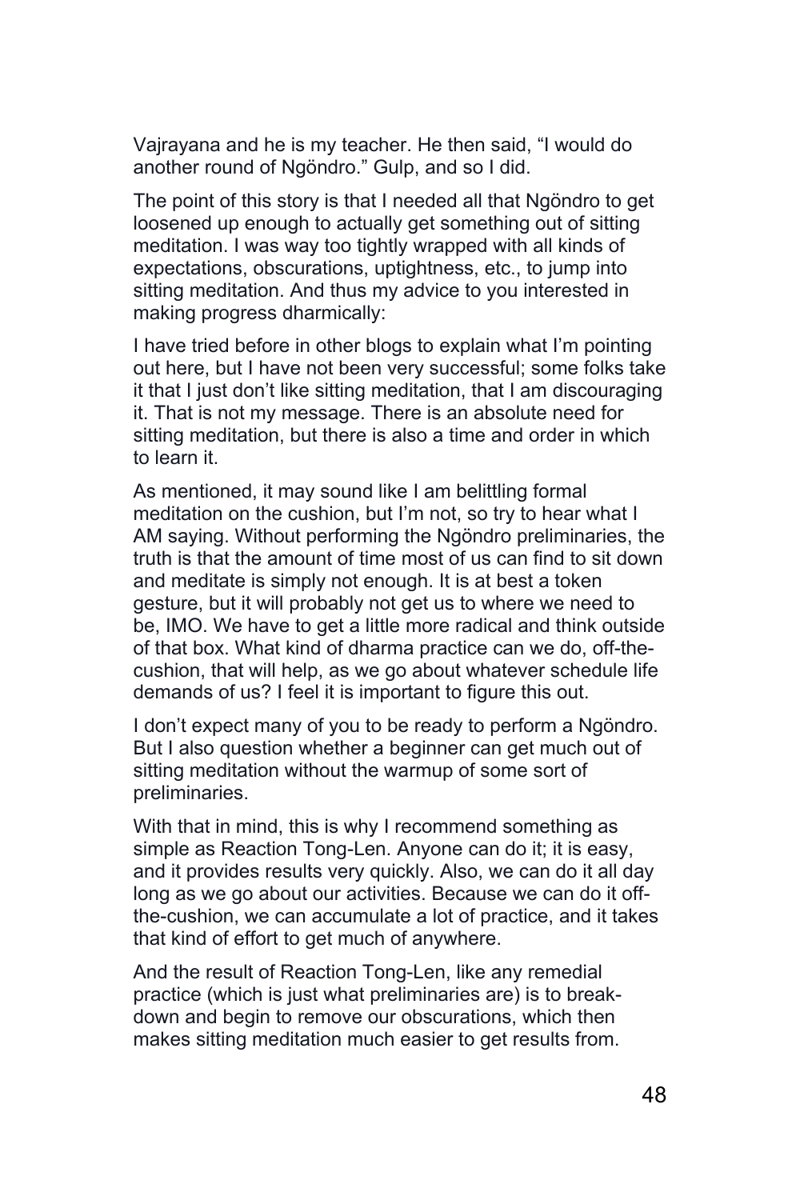Vajrayana and he is my teacher. He then said, "I would do another round of Ngöndro." Gulp, and so I did.

The point of this story is that I needed all that Ngöndro to get loosened up enough to actually get something out of sitting meditation. I was way too tightly wrapped with all kinds of expectations, obscurations, uptightness, etc., to jump into sitting meditation. And thus my advice to you interested in making progress dharmically:

I have tried before in other blogs to explain what I'm pointing out here, but I have not been very successful; some folks take it that I just don't like sitting meditation, that I am discouraging it. That is not my message. There is an absolute need for sitting meditation, but there is also a time and order in which to learn it.

As mentioned, it may sound like I am belittling formal meditation on the cushion, but I'm not, so try to hear what I AM saying. Without performing the Ngöndro preliminaries, the truth is that the amount of time most of us can find to sit down and meditate is simply not enough. It is at best a token gesture, but it will probably not get us to where we need to be, IMO. We have to get a little more radical and think outside of that box. What kind of dharma practice can we do, off-the-cushion, that will help, as we go about whatever schedule life demands of us? I feel it is important to figure this out.

I don't expect many of you to be ready to perform a Ngöndro. But I also question whether a beginner can get much out of sitting meditation without the warmup of some sort of preliminaries.

With that in mind, this is why I recommend something as simple as Reaction Tong-Len. Anyone can do it; it is easy, and it provides results very quickly. Also, we can do it all day long as we go about our activities. Because we can do it off-the-cushion, we can accumulate a lot of practice, and it takes that kind of effort to get much of anywhere.

And the result of Reaction Tong-Len, like any remedial practice (which is just what preliminaries are) is to break-down and begin to remove our obscurations, which then makes sitting meditation much easier to get results from.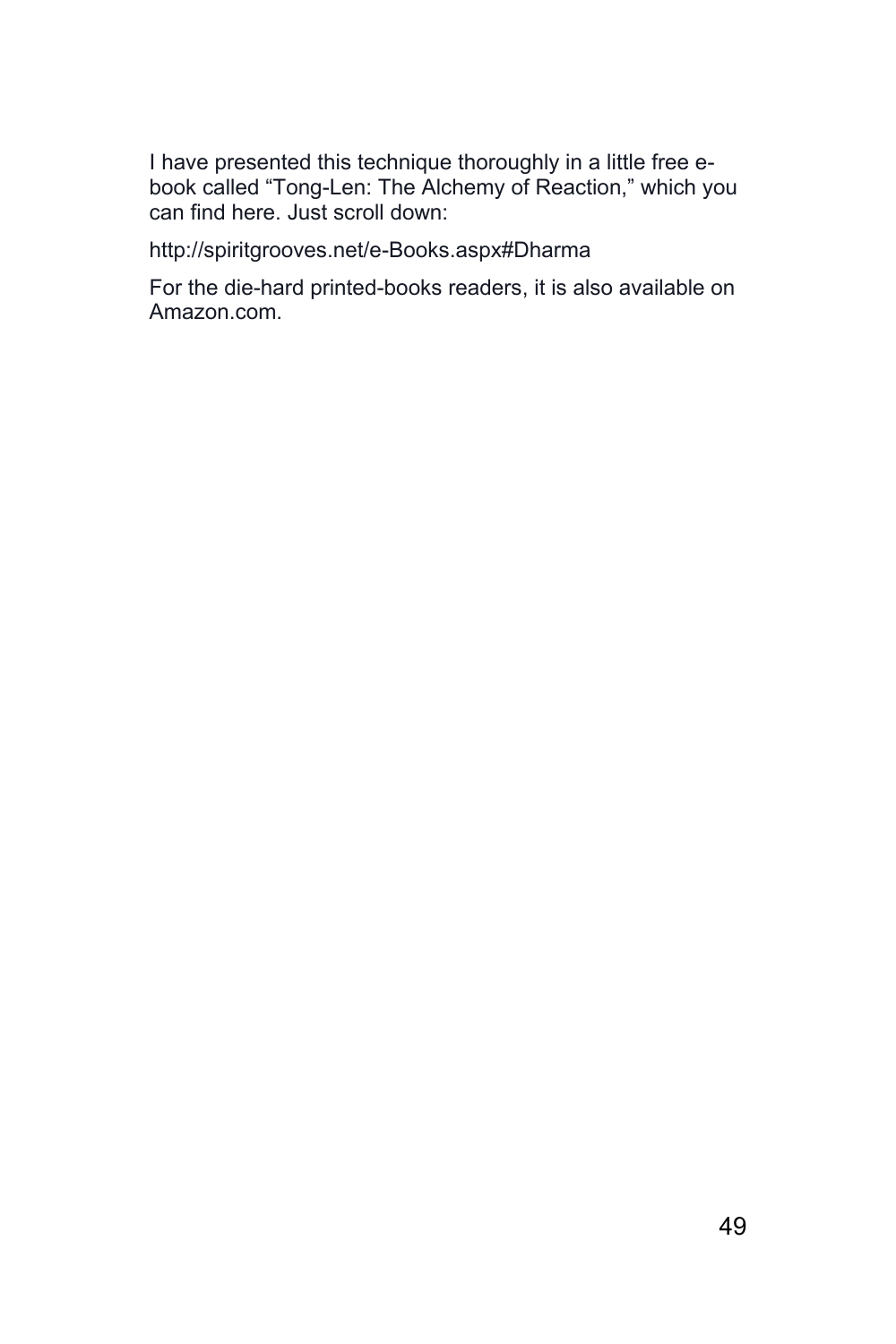I have presented this technique thoroughly in a little free e-book called "Tong-Len: The Alchemy of Reaction," which you can find here. Just scroll down:

http://spiritgrooves.net/e-Books.aspx#Dharma

For the die-hard printed-books readers, it is also available on Amazon.com.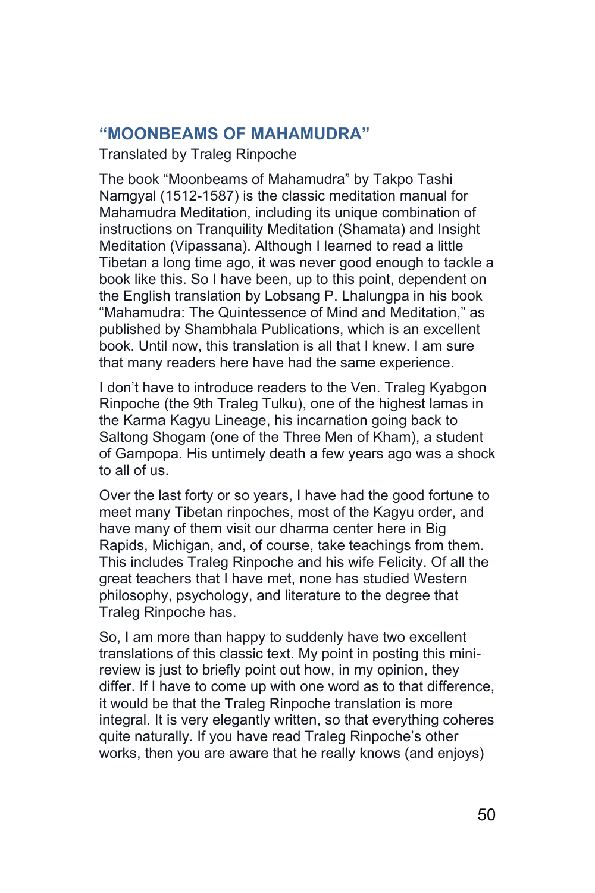## "MOONBEAMS OF MAHAMUDRA"

Translated by Traleg Rinpoche

The book "Moonbeams of Mahamudra" by Takpo Tashi Namgyal (1512-1587) is the classic meditation manual for Mahamudra Meditation, including its unique combination of instructions on Tranquility Meditation (Shamata) and Insight Meditation (Vipassana). Although I learned to read a little Tibetan a long time ago, it was never good enough to tackle a book like this. So I have been, up to this point, dependent on the English translation by Lobsang P. Lhalungpa in his book "Mahamudra: The Quintessence of Mind and Meditation," as published by Shambhala Publications, which is an excellent book. Until now, this translation is all that I knew. I am sure that many readers here have had the same experience.

I don't have to introduce readers to the Ven. Traleg Kyabgon Rinpoche (the 9th Traleg Tulku), one of the highest lamas in the Karma Kagyu Lineage, his incarnation going back to Saltong Shogam (one of the Three Men of Kham), a student of Gampopa. His untimely death a few years ago was a shock to all of us.

Over the last forty or so years, I have had the good fortune to meet many Tibetan rinpoches, most of the Kagyu order, and have many of them visit our dharma center here in Big Rapids, Michigan, and, of course, take teachings from them. This includes Traleg Rinpoche and his wife Felicity. Of all the great teachers that I have met, none has studied Western philosophy, psychology, and literature to the degree that Traleg Rinpoche has.

So, I am more than happy to suddenly have two excellent translations of this classic text. My point in posting this mini-review is just to briefly point out how, in my opinion, they differ. If I have to come up with one word as to that difference, it would be that the Traleg Rinpoche translation is more integral. It is very elegantly written, so that everything coheres quite naturally. If you have read Traleg Rinpoche's other works, then you are aware that he really knows (and enjoys)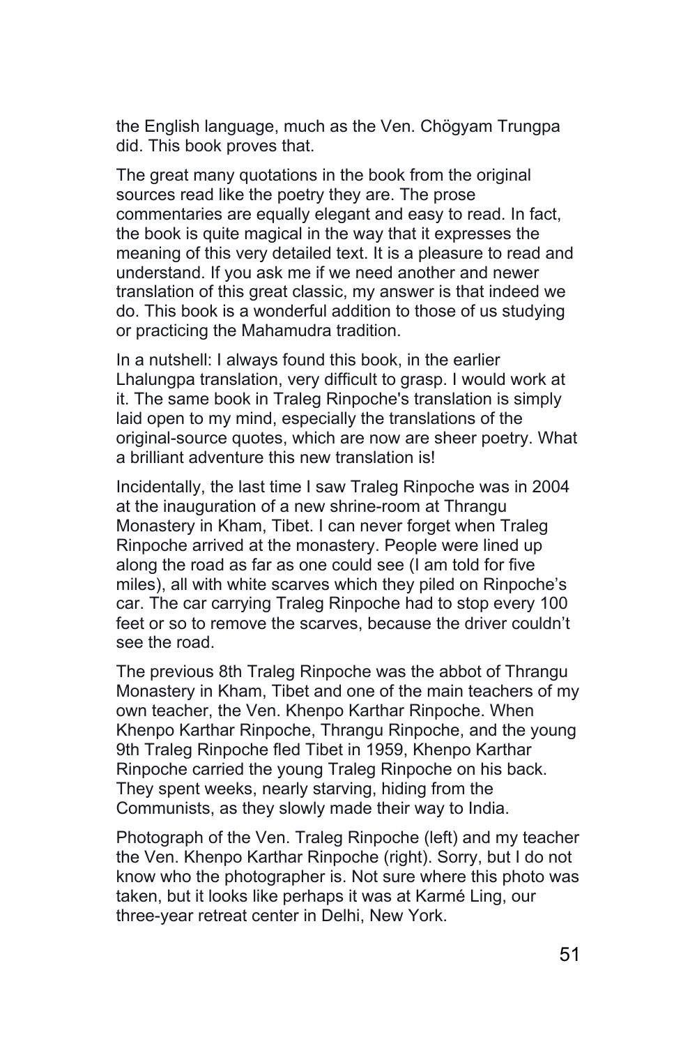the English language, much as the Ven. Chögyam Trungpa did. This book proves that.

The great many quotations in the book from the original sources read like the poetry they are. The prose commentaries are equally elegant and easy to read. In fact, the book is quite magical in the way that it expresses the meaning of this very detailed text. It is a pleasure to read and understand. If you ask me if we need another and newer translation of this great classic, my answer is that indeed we do. This book is a wonderful addition to those of us studying or practicing the Mahamudra tradition.

In a nutshell: I always found this book, in the earlier Lhalungpa translation, very difficult to grasp. I would work at it. The same book in Traleg Rinpoche's translation is simply laid open to my mind, especially the translations of the original-source quotes, which are now are sheer poetry. What a brilliant adventure this new translation is!

Incidentally, the last time I saw Traleg Rinpoche was in 2004 at the inauguration of a new shrine-room at Thrangu Monastery in Kham, Tibet. I can never forget when Traleg Rinpoche arrived at the monastery. People were lined up along the road as far as one could see (I am told for five miles), all with white scarves which they piled on Rinpoche's car. The car carrying Traleg Rinpoche had to stop every 100 feet or so to remove the scarves, because the driver couldn't see the road.

The previous 8th Traleg Rinpoche was the abbot of Thrangu Monastery in Kham, Tibet and one of the main teachers of my own teacher, the Ven. Khenpo Karthar Rinpoche. When Khenpo Karthar Rinpoche, Thrangu Rinpoche, and the young 9th Traleg Rinpoche fled Tibet in 1959, Khenpo Karthar Rinpoche carried the young Traleg Rinpoche on his back. They spent weeks, nearly starving, hiding from the Communists, as they slowly made their way to India.

Photograph of the Ven. Traleg Rinpoche (left) and my teacher the Ven. Khenpo Karthar Rinpoche (right). Sorry, but I do not know who the photographer is. Not sure where this photo was taken, but it looks like perhaps it was at Karmé Ling, our three-year retreat center in Delhi, New York.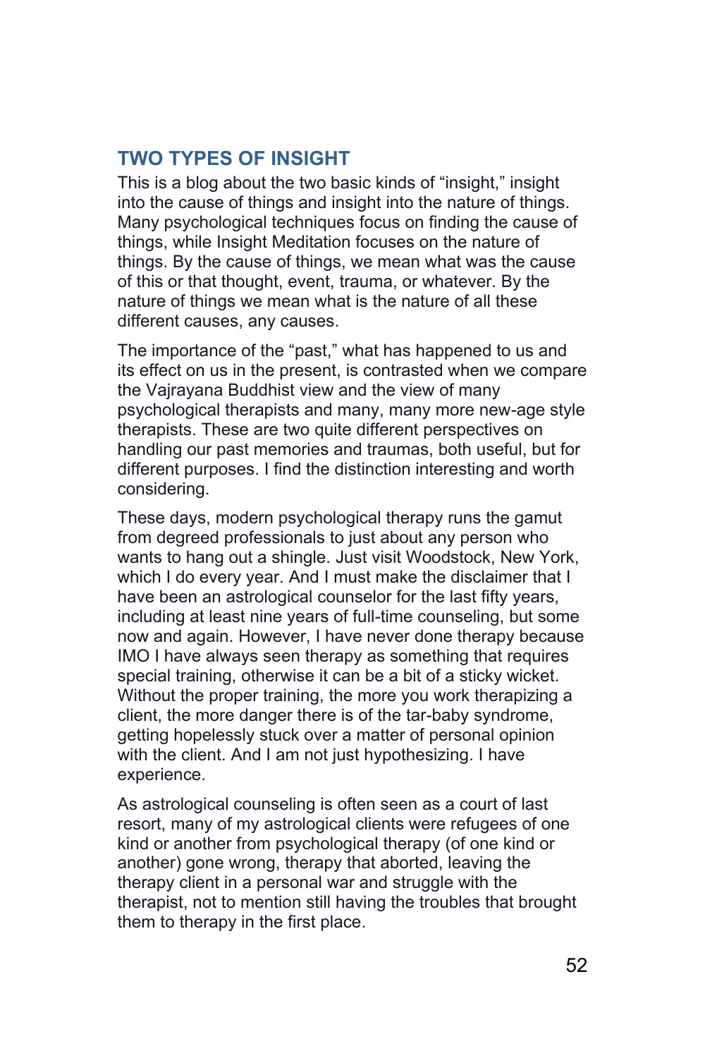## TWO TYPES OF INSIGHT

This is a blog about the two basic kinds of "insight," insight into the cause of things and insight into the nature of things. Many psychological techniques focus on finding the cause of things, while Insight Meditation focuses on the nature of things. By the cause of things, we mean what was the cause of this or that thought, event, trauma, or whatever. By the nature of things we mean what is the nature of all these different causes, any causes.

The importance of the "past," what has happened to us and its effect on us in the present, is contrasted when we compare the Vajrayana Buddhist view and the view of many psychological therapists and many, many more new-age style therapists. These are two quite different perspectives on handling our past memories and traumas, both useful, but for different purposes. I find the distinction interesting and worth considering.

These days, modern psychological therapy runs the gamut from degreed professionals to just about any person who wants to hang out a shingle. Just visit Woodstock, New York, which I do every year. And I must make the disclaimer that I have been an astrological counselor for the last fifty years, including at least nine years of full-time counseling, but some now and again. However, I have never done therapy because IMO I have always seen therapy as something that requires special training, otherwise it can be a bit of a sticky wicket. Without the proper training, the more you work therapizing a client, the more danger there is of the tar-baby syndrome, getting hopelessly stuck over a matter of personal opinion with the client. And I am not just hypothesizing. I have experience.

As astrological counseling is often seen as a court of last resort, many of my astrological clients were refugees of one kind or another from psychological therapy (of one kind or another) gone wrong, therapy that aborted, leaving the therapy client in a personal war and struggle with the therapist, not to mention still having the troubles that brought them to therapy in the first place.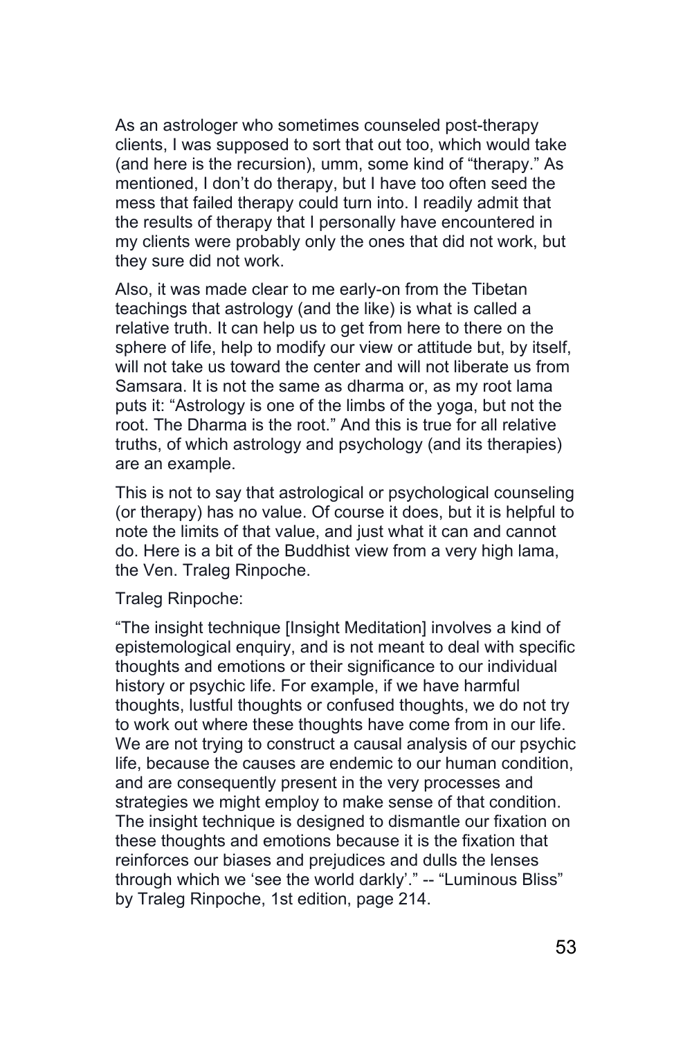As an astrologer who sometimes counseled post-therapy clients, I was supposed to sort that out too, which would take (and here is the recursion), umm, some kind of "therapy." As mentioned, I don't do therapy, but I have too often seed the mess that failed therapy could turn into. I readily admit that the results of therapy that I personally have encountered in my clients were probably only the ones that did not work, but they sure did not work.

Also, it was made clear to me early-on from the Tibetan teachings that astrology (and the like) is what is called a relative truth. It can help us to get from here to there on the sphere of life, help to modify our view or attitude but, by itself, will not take us toward the center and will not liberate us from Samsara. It is not the same as dharma or, as my root lama puts it: "Astrology is one of the limbs of the yoga, but not the root. The Dharma is the root." And this is true for all relative truths, of which astrology and psychology (and its therapies) are an example.

This is not to say that astrological or psychological counseling (or therapy) has no value. Of course it does, but it is helpful to note the limits of that value, and just what it can and cannot do. Here is a bit of the Buddhist view from a very high lama, the Ven. Traleg Rinpoche.

Traleg Rinpoche:

"The insight technique [Insight Meditation] involves a kind of epistemological enquiry, and is not meant to deal with specific thoughts and emotions or their significance to our individual history or psychic life. For example, if we have harmful thoughts, lustful thoughts or confused thoughts, we do not try to work out where these thoughts have come from in our life. We are not trying to construct a causal analysis of our psychic life, because the causes are endemic to our human condition, and are consequently present in the very processes and strategies we might employ to make sense of that condition. The insight technique is designed to dismantle our fixation on these thoughts and emotions because it is the fixation that reinforces our biases and prejudices and dulls the lenses through which we 'see the world darkly'." -- "Luminous Bliss" by Traleg Rinpoche, 1st edition, page 214.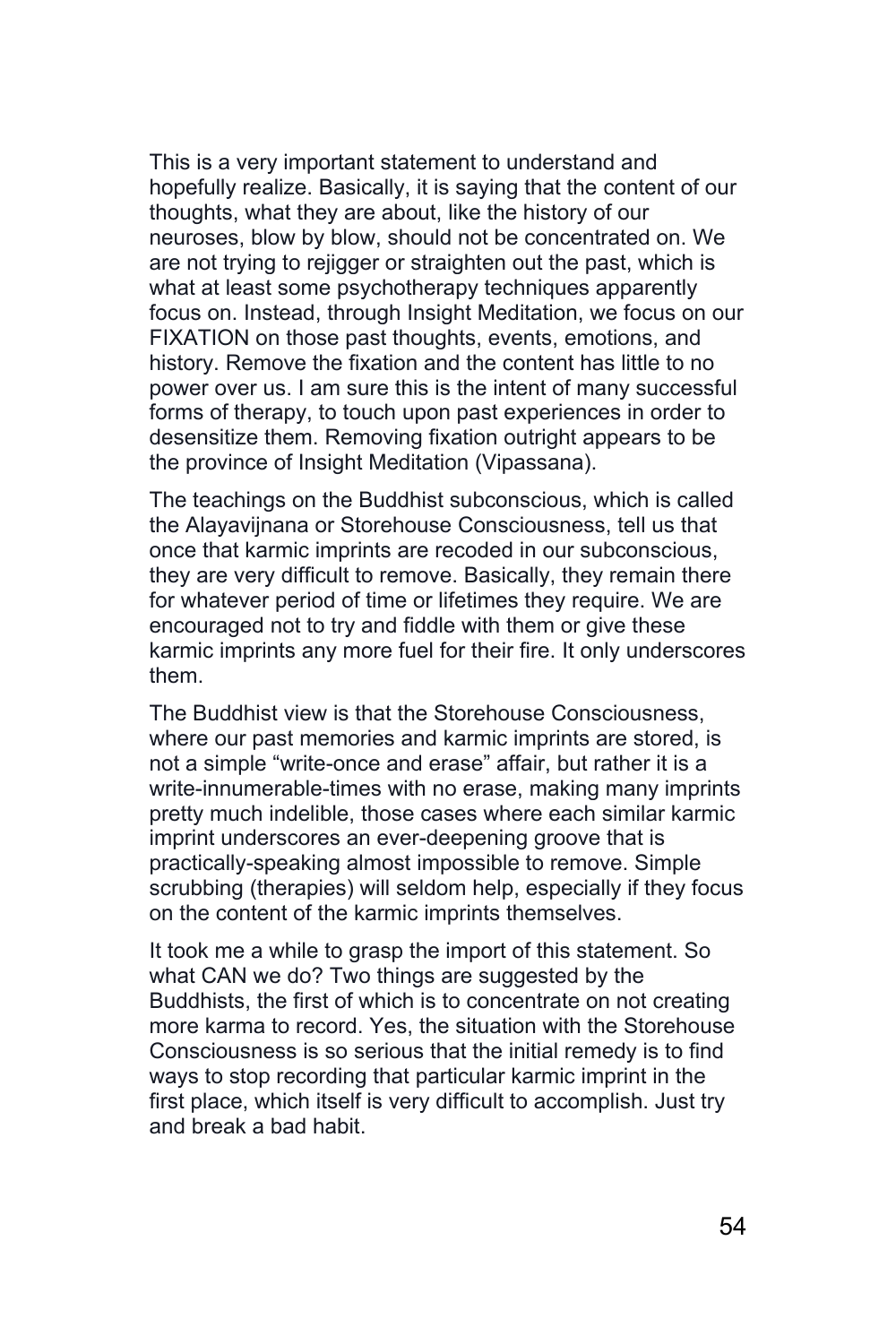This is a very important statement to understand and hopefully realize. Basically, it is saying that the content of our thoughts, what they are about, like the history of our neuroses, blow by blow, should not be concentrated on. We are not trying to rejigger or straighten out the past, which is what at least some psychotherapy techniques apparently focus on. Instead, through Insight Meditation, we focus on our FIXATION on those past thoughts, events, emotions, and history. Remove the fixation and the content has little to no power over us. I am sure this is the intent of many successful forms of therapy, to touch upon past experiences in order to desensitize them. Removing fixation outright appears to be the province of Insight Meditation (Vipassana).

The teachings on the Buddhist subconscious, which is called the Alayavijnana or Storehouse Consciousness, tell us that once that karmic imprints are recoded in our subconscious, they are very difficult to remove. Basically, they remain there for whatever period of time or lifetimes they require. We are encouraged not to try and fiddle with them or give these karmic imprints any more fuel for their fire. It only underscores them.

The Buddhist view is that the Storehouse Consciousness, where our past memories and karmic imprints are stored, is not a simple "write-once and erase" affair, but rather it is a write-innumerable-times with no erase, making many imprints pretty much indelible, those cases where each similar karmic imprint underscores an ever-deepening groove that is practically-speaking almost impossible to remove. Simple scrubbing (therapies) will seldom help, especially if they focus on the content of the karmic imprints themselves.

It took me a while to grasp the import of this statement. So what CAN we do? Two things are suggested by the Buddhists, the first of which is to concentrate on not creating more karma to record. Yes, the situation with the Storehouse Consciousness is so serious that the initial remedy is to find ways to stop recording that particular karmic imprint in the first place, which itself is very difficult to accomplish. Just try and break a bad habit.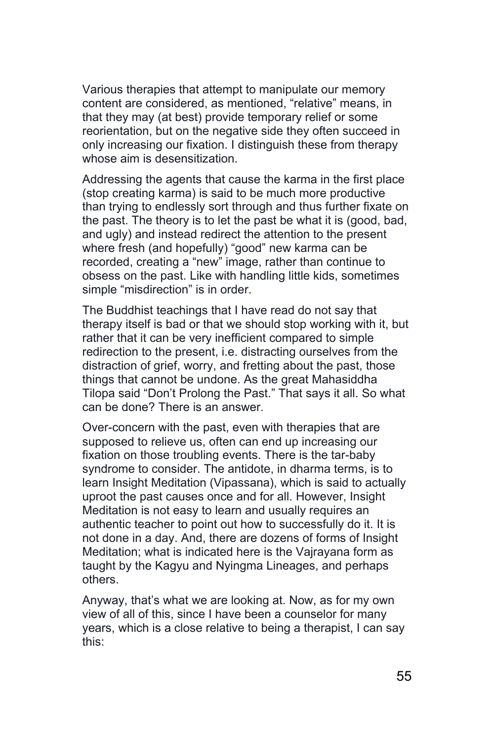Various therapies that attempt to manipulate our memory content are considered, as mentioned, "relative" means, in that they may (at best) provide temporary relief or some reorientation, but on the negative side they often succeed in only increasing our fixation. I distinguish these from therapy whose aim is desensitization.

Addressing the agents that cause the karma in the first place (stop creating karma) is said to be much more productive than trying to endlessly sort through and thus further fixate on the past. The theory is to let the past be what it is (good, bad, and ugly) and instead redirect the attention to the present where fresh (and hopefully) "good" new karma can be recorded, creating a "new" image, rather than continue to obsess on the past. Like with handling little kids, sometimes simple "misdirection" is in order.

The Buddhist teachings that I have read do not say that therapy itself is bad or that we should stop working with it, but rather that it can be very inefficient compared to simple redirection to the present, i.e. distracting ourselves from the distraction of grief, worry, and fretting about the past, those things that cannot be undone. As the great Mahasiddha Tilopa said "Don't Prolong the Past." That says it all. So what can be done? There is an answer.

Over-concern with the past, even with therapies that are supposed to relieve us, often can end up increasing our fixation on those troubling events. There is the tar-baby syndrome to consider. The antidote, in dharma terms, is to learn Insight Meditation (Vipassana), which is said to actually uproot the past causes once and for all. However, Insight Meditation is not easy to learn and usually requires an authentic teacher to point out how to successfully do it. It is not done in a day. And, there are dozens of forms of Insight Meditation; what is indicated here is the Vajrayana form as taught by the Kagyu and Nyingma Lineages, and perhaps others.

Anyway, that's what we are looking at. Now, as for my own view of all of this, since I have been a counselor for many years, which is a close relative to being a therapist, I can say this: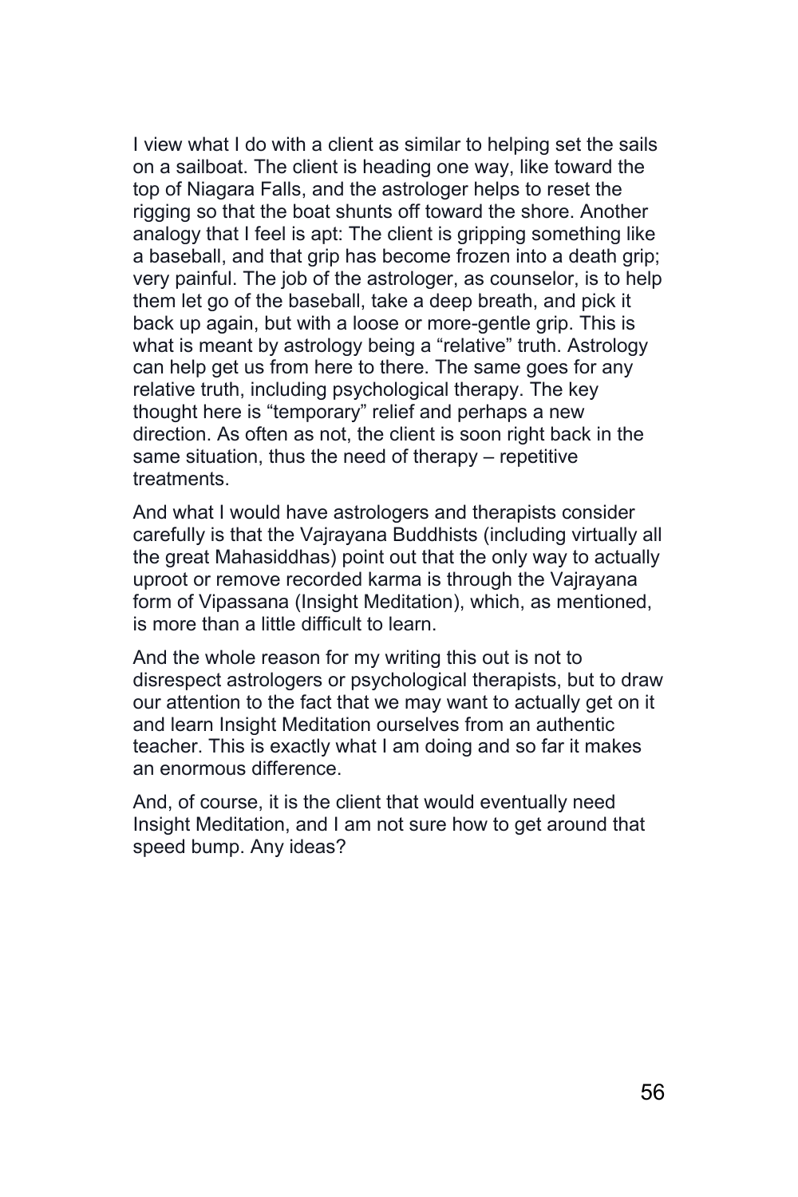I view what I do with a client as similar to helping set the sails on a sailboat. The client is heading one way, like toward the top of Niagara Falls, and the astrologer helps to reset the rigging so that the boat shunts off toward the shore. Another analogy that I feel is apt: The client is gripping something like a baseball, and that grip has become frozen into a death grip; very painful. The job of the astrologer, as counselor, is to help them let go of the baseball, take a deep breath, and pick it back up again, but with a loose or more-gentle grip. This is what is meant by astrology being a "relative" truth. Astrology can help get us from here to there. The same goes for any relative truth, including psychological therapy. The key thought here is "temporary" relief and perhaps a new direction. As often as not, the client is soon right back in the same situation, thus the need of therapy – repetitive treatments.

And what I would have astrologers and therapists consider carefully is that the Vajrayana Buddhists (including virtually all the great Mahasiddhas) point out that the only way to actually uproot or remove recorded karma is through the Vajrayana form of Vipassana (Insight Meditation), which, as mentioned, is more than a little difficult to learn.

And the whole reason for my writing this out is not to disrespect astrologers or psychological therapists, but to draw our attention to the fact that we may want to actually get on it and learn Insight Meditation ourselves from an authentic teacher. This is exactly what I am doing and so far it makes an enormous difference.

And, of course, it is the client that would eventually need Insight Meditation, and I am not sure how to get around that speed bump. Any ideas?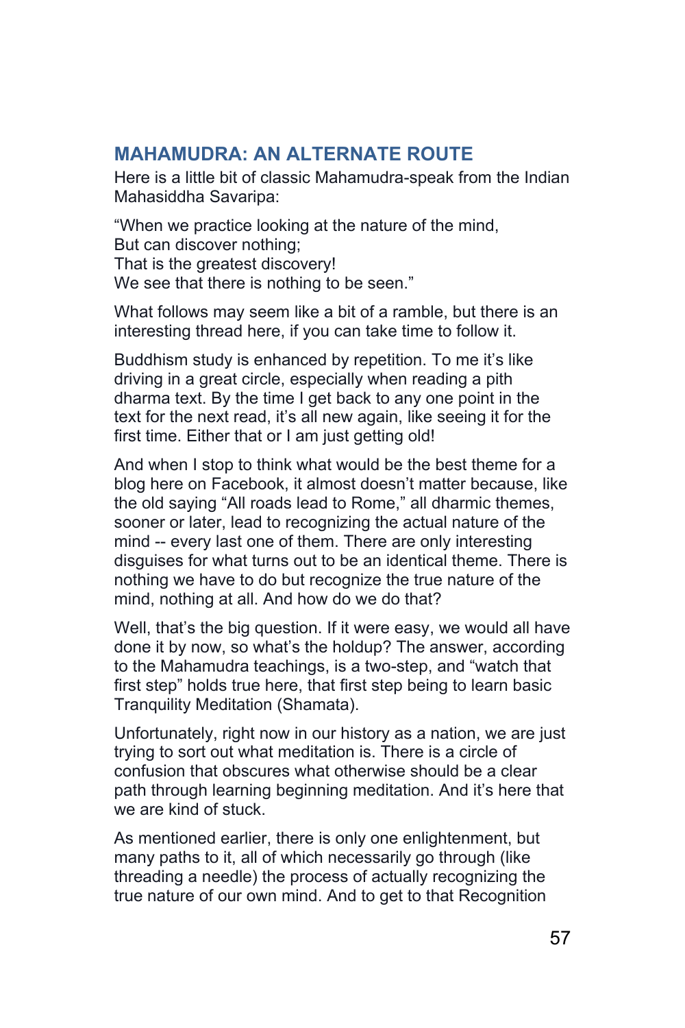## MAHAMUDRA: AN ALTERNATE ROUTE

Here is a little bit of classic Mahamudra-speak from the Indian Mahasiddha Savaripa:

"When we practice looking at the nature of the mind,
But can discover nothing;
That is the greatest discovery!
We see that there is nothing to be seen."

What follows may seem like a bit of a ramble, but there is an interesting thread here, if you can take time to follow it.

Buddhism study is enhanced by repetition. To me it's like driving in a great circle, especially when reading a pith dharma text. By the time I get back to any one point in the text for the next read, it's all new again, like seeing it for the first time. Either that or I am just getting old!

And when I stop to think what would be the best theme for a blog here on Facebook, it almost doesn't matter because, like the old saying "All roads lead to Rome," all dharmic themes, sooner or later, lead to recognizing the actual nature of the mind -- every last one of them. There are only interesting disguises for what turns out to be an identical theme. There is nothing we have to do but recognize the true nature of the mind, nothing at all. And how do we do that?

Well, that's the big question. If it were easy, we would all have done it by now, so what's the holdup? The answer, according to the Mahamudra teachings, is a two-step, and "watch that first step" holds true here, that first step being to learn basic Tranquility Meditation (Shamata).

Unfortunately, right now in our history as a nation, we are just trying to sort out what meditation is. There is a circle of confusion that obscures what otherwise should be a clear path through learning beginning meditation. And it's here that we are kind of stuck.

As mentioned earlier, there is only one enlightenment, but many paths to it, all of which necessarily go through (like threading a needle) the process of actually recognizing the true nature of our own mind. And to get to that Recognition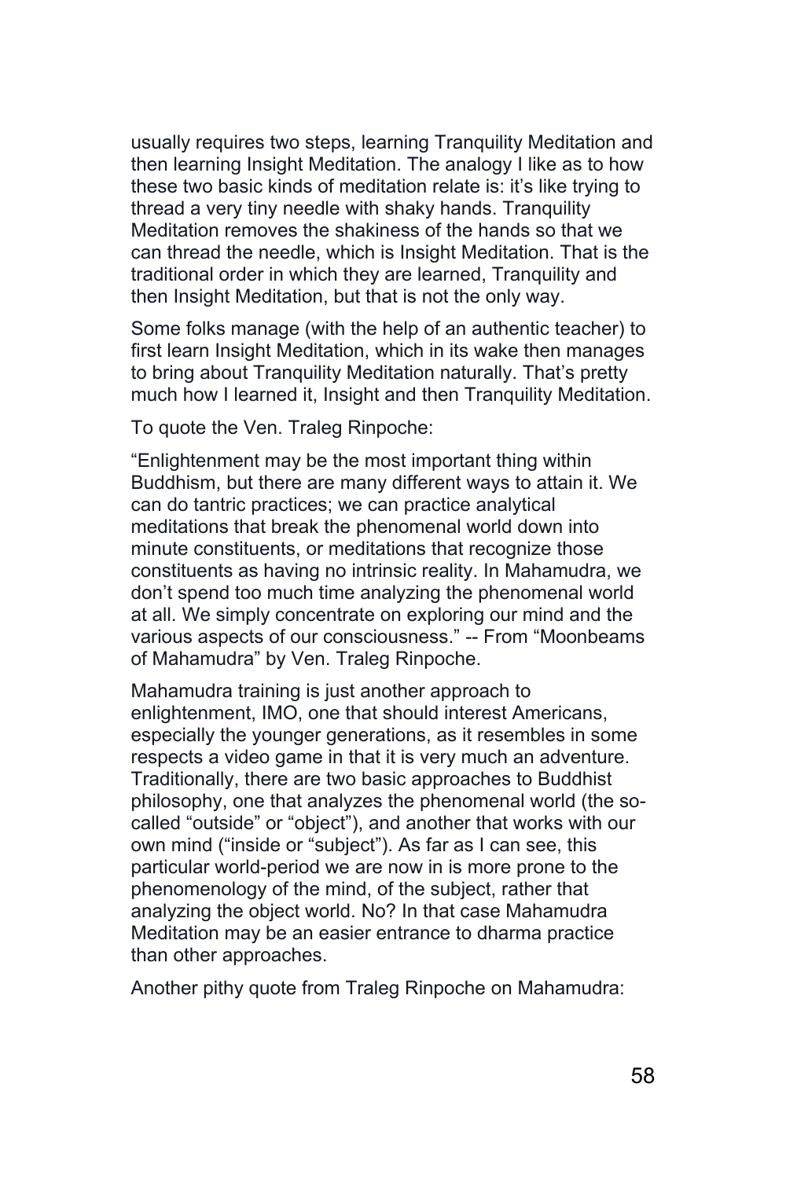usually requires two steps, learning Tranquility Meditation and then learning Insight Meditation. The analogy I like as to how these two basic kinds of meditation relate is: it's like trying to thread a very tiny needle with shaky hands. Tranquility Meditation removes the shakiness of the hands so that we can thread the needle, which is Insight Meditation. That is the traditional order in which they are learned, Tranquility and then Insight Meditation, but that is not the only way.

Some folks manage (with the help of an authentic teacher) to first learn Insight Meditation, which in its wake then manages to bring about Tranquility Meditation naturally. That's pretty much how I learned it, Insight and then Tranquility Meditation.

To quote the Ven. Traleg Rinpoche:

"Enlightenment may be the most important thing within Buddhism, but there are many different ways to attain it. We can do tantric practices; we can practice analytical meditations that break the phenomenal world down into minute constituents, or meditations that recognize those constituents as having no intrinsic reality. In Mahamudra, we don't spend too much time analyzing the phenomenal world at all. We simply concentrate on exploring our mind and the various aspects of our consciousness." -- From "Moonbeams of Mahamudra" by Ven. Traleg Rinpoche.

Mahamudra training is just another approach to enlightenment, IMO, one that should interest Americans, especially the younger generations, as it resembles in some respects a video game in that it is very much an adventure. Traditionally, there are two basic approaches to Buddhist philosophy, one that analyzes the phenomenal world (the so-called "outside" or "object"), and another that works with our own mind ("inside or "subject"). As far as I can see, this particular world-period we are now in is more prone to the phenomenology of the mind, of the subject, rather that analyzing the object world. No? In that case Mahamudra Meditation may be an easier entrance to dharma practice than other approaches.

Another pithy quote from Traleg Rinpoche on Mahamudra: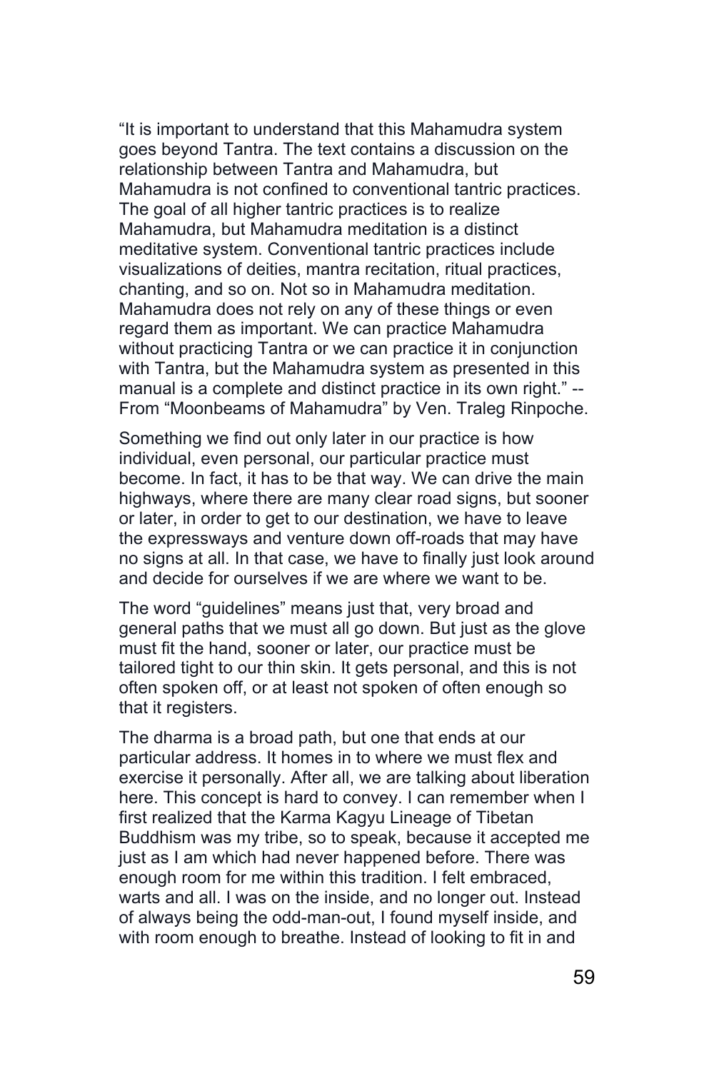"It is important to understand that this Mahamudra system goes beyond Tantra. The text contains a discussion on the relationship between Tantra and Mahamudra, but Mahamudra is not confined to conventional tantric practices. The goal of all higher tantric practices is to realize Mahamudra, but Mahamudra meditation is a distinct meditative system. Conventional tantric practices include visualizations of deities, mantra recitation, ritual practices, chanting, and so on. Not so in Mahamudra meditation. Mahamudra does not rely on any of these things or even regard them as important. We can practice Mahamudra without practicing Tantra or we can practice it in conjunction with Tantra, but the Mahamudra system as presented in this manual is a complete and distinct practice in its own right." -- From "Moonbeams of Mahamudra" by Ven. Traleg Rinpoche.

Something we find out only later in our practice is how individual, even personal, our particular practice must become. In fact, it has to be that way. We can drive the main highways, where there are many clear road signs, but sooner or later, in order to get to our destination, we have to leave the expressways and venture down off-roads that may have no signs at all. In that case, we have to finally just look around and decide for ourselves if we are where we want to be.

The word "guidelines" means just that, very broad and general paths that we must all go down. But just as the glove must fit the hand, sooner or later, our practice must be tailored tight to our thin skin. It gets personal, and this is not often spoken off, or at least not spoken of often enough so that it registers.

The dharma is a broad path, but one that ends at our particular address. It homes in to where we must flex and exercise it personally. After all, we are talking about liberation here. This concept is hard to convey. I can remember when I first realized that the Karma Kagyu Lineage of Tibetan Buddhism was my tribe, so to speak, because it accepted me just as I am which had never happened before. There was enough room for me within this tradition. I felt embraced, warts and all. I was on the inside, and no longer out. Instead of always being the odd-man-out, I found myself inside, and with room enough to breathe. Instead of looking to fit in and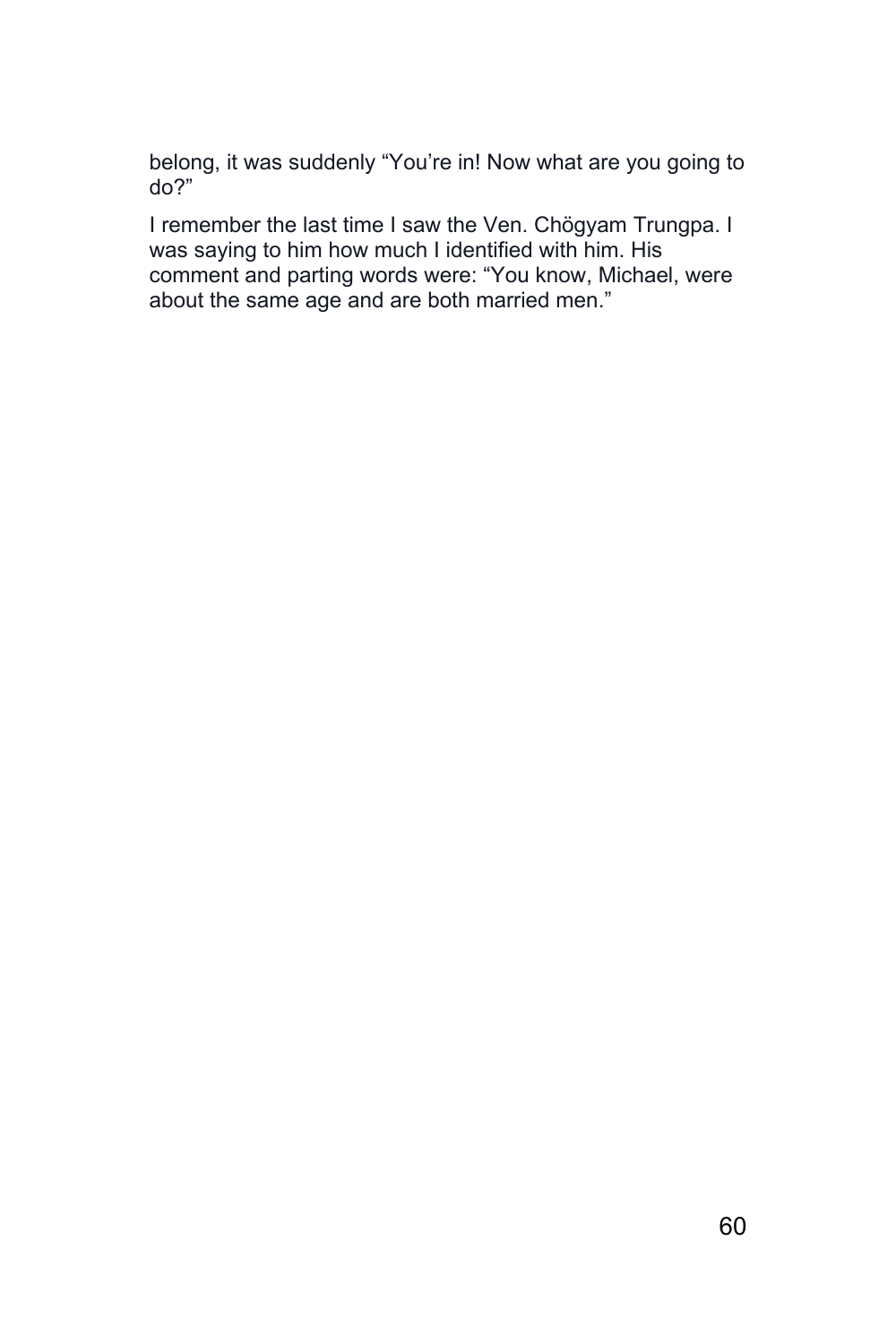belong, it was suddenly “You’re in! Now what are you going to do?”

I remember the last time I saw the Ven. Chögyam Trungpa. I was saying to him how much I identified with him. His comment and parting words were: “You know, Michael, were about the same age and are both married men.”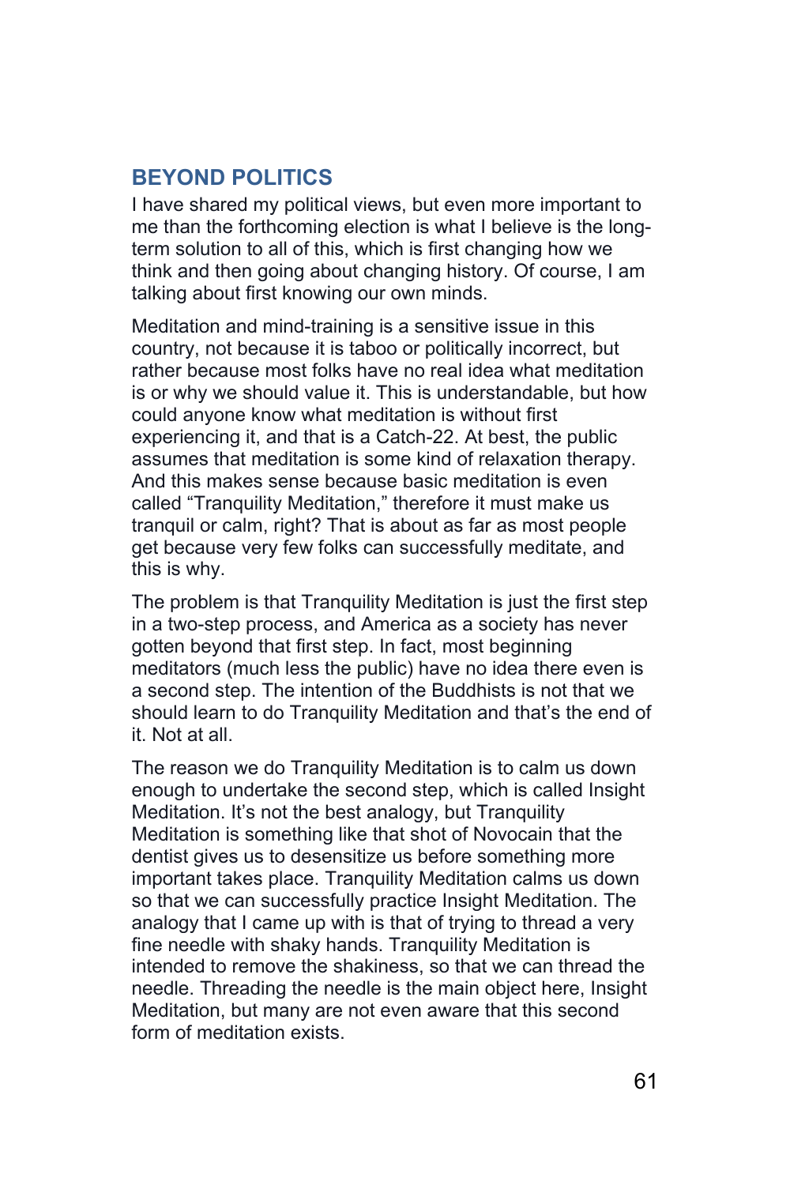## BEYOND POLITICS

I have shared my political views, but even more important to me than the forthcoming election is what I believe is the long-term solution to all of this, which is first changing how we think and then going about changing history. Of course, I am talking about first knowing our own minds.

Meditation and mind-training is a sensitive issue in this country, not because it is taboo or politically incorrect, but rather because most folks have no real idea what meditation is or why we should value it. This is understandable, but how could anyone know what meditation is without first experiencing it, and that is a Catch-22. At best, the public assumes that meditation is some kind of relaxation therapy. And this makes sense because basic meditation is even called "Tranquility Meditation," therefore it must make us tranquil or calm, right? That is about as far as most people get because very few folks can successfully meditate, and this is why.

The problem is that Tranquility Meditation is just the first step in a two-step process, and America as a society has never gotten beyond that first step. In fact, most beginning meditators (much less the public) have no idea there even is a second step. The intention of the Buddhists is not that we should learn to do Tranquility Meditation and that's the end of it. Not at all.

The reason we do Tranquility Meditation is to calm us down enough to undertake the second step, which is called Insight Meditation. It's not the best analogy, but Tranquility Meditation is something like that shot of Novocain that the dentist gives us to desensitize us before something more important takes place. Tranquility Meditation calms us down so that we can successfully practice Insight Meditation. The analogy that I came up with is that of trying to thread a very fine needle with shaky hands. Tranquility Meditation is intended to remove the shakiness, so that we can thread the needle. Threading the needle is the main object here, Insight Meditation, but many are not even aware that this second form of meditation exists.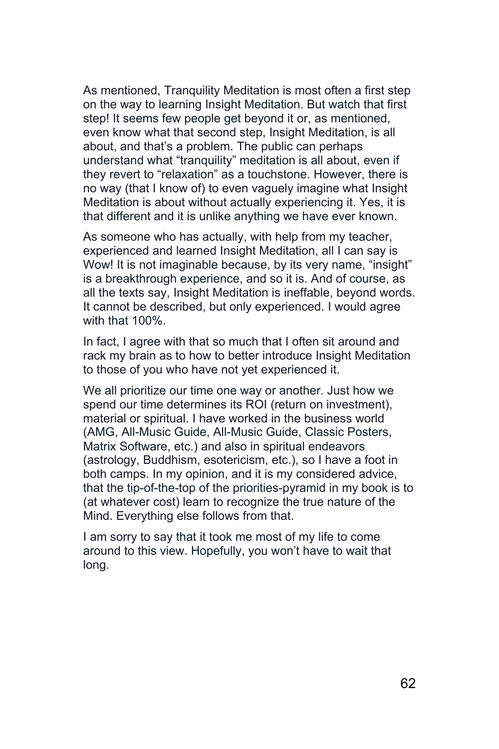As mentioned, Tranquility Meditation is most often a first step on the way to learning Insight Meditation. But watch that first step! It seems few people get beyond it or, as mentioned, even know what that second step, Insight Meditation, is all about, and that's a problem. The public can perhaps understand what "tranquility" meditation is all about, even if they revert to "relaxation" as a touchstone. However, there is no way (that I know of) to even vaguely imagine what Insight Meditation is about without actually experiencing it. Yes, it is that different and it is unlike anything we have ever known.

As someone who has actually, with help from my teacher, experienced and learned Insight Meditation, all I can say is Wow! It is not imaginable because, by its very name, "insight" is a breakthrough experience, and so it is. And of course, as all the texts say, Insight Meditation is ineffable, beyond words. It cannot be described, but only experienced. I would agree with that 100%.

In fact, I agree with that so much that I often sit around and rack my brain as to how to better introduce Insight Meditation to those of you who have not yet experienced it.

We all prioritize our time one way or another. Just how we spend our time determines its ROI (return on investment), material or spiritual. I have worked in the business world (AMG, All-Music Guide, All-Music Guide, Classic Posters, Matrix Software, etc.) and also in spiritual endeavors (astrology, Buddhism, esotericism, etc.), so I have a foot in both camps. In my opinion, and it is my considered advice, that the tip-of-the-top of the priorities-pyramid in my book is to (at whatever cost) learn to recognize the true nature of the Mind. Everything else follows from that.

I am sorry to say that it took me most of my life to come around to this view. Hopefully, you won't have to wait that long.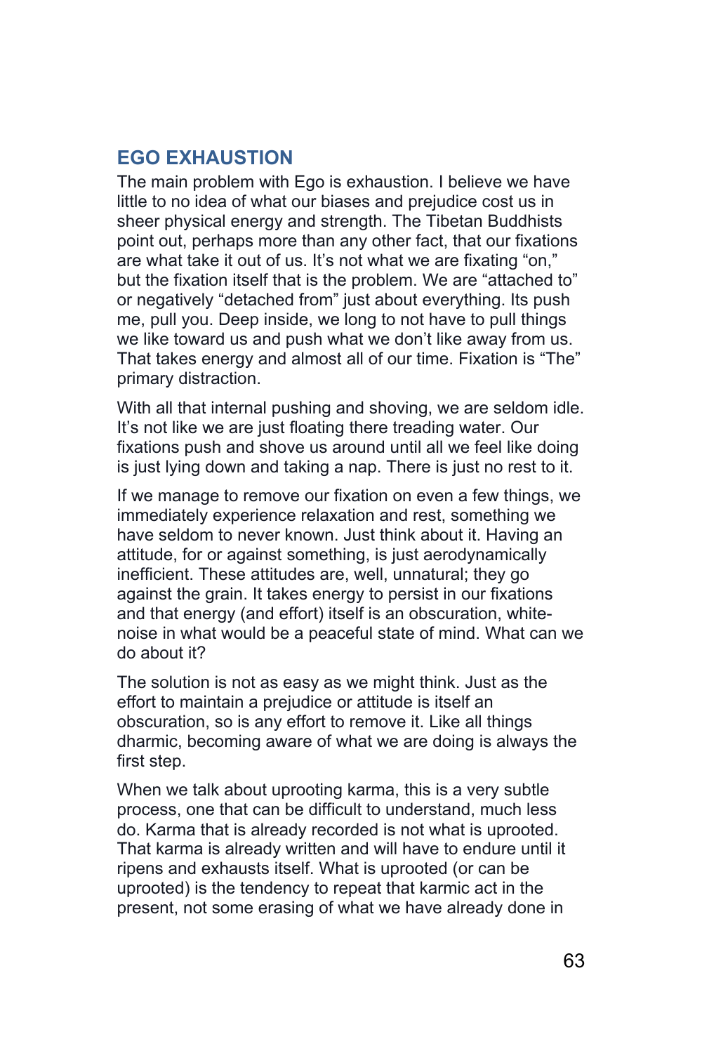## EGO EXHAUSTION

The main problem with Ego is exhaustion. I believe we have little to no idea of what our biases and prejudice cost us in sheer physical energy and strength. The Tibetan Buddhists point out, perhaps more than any other fact, that our fixations are what take it out of us. It's not what we are fixating "on," but the fixation itself that is the problem. We are "attached to" or negatively "detached from" just about everything. Its push me, pull you. Deep inside, we long to not have to pull things we like toward us and push what we don't like away from us. That takes energy and almost all of our time. Fixation is "The" primary distraction.

With all that internal pushing and shoving, we are seldom idle. It's not like we are just floating there treading water. Our fixations push and shove us around until all we feel like doing is just lying down and taking a nap. There is just no rest to it.

If we manage to remove our fixation on even a few things, we immediately experience relaxation and rest, something we have seldom to never known. Just think about it. Having an attitude, for or against something, is just aerodynamically inefficient. These attitudes are, well, unnatural; they go against the grain. It takes energy to persist in our fixations and that energy (and effort) itself is an obscuration, white-noise in what would be a peaceful state of mind. What can we do about it?

The solution is not as easy as we might think. Just as the effort to maintain a prejudice or attitude is itself an obscuration, so is any effort to remove it. Like all things dharmic, becoming aware of what we are doing is always the first step.

When we talk about uprooting karma, this is a very subtle process, one that can be difficult to understand, much less do. Karma that is already recorded is not what is uprooted. That karma is already written and will have to endure until it ripens and exhausts itself. What is uprooted (or can be uprooted) is the tendency to repeat that karmic act in the present, not some erasing of what we have already done in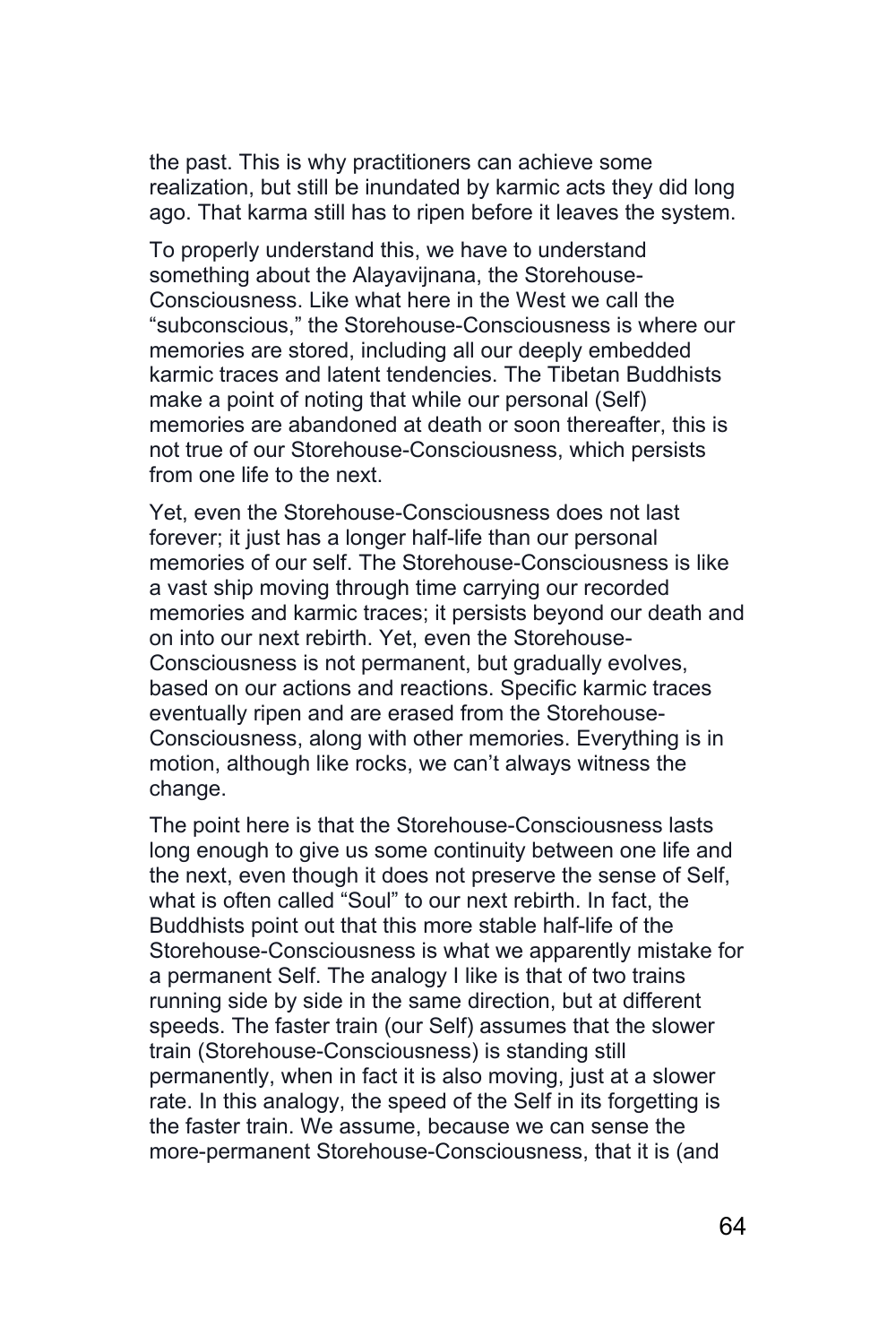the past. This is why practitioners can achieve some realization, but still be inundated by karmic acts they did long ago. That karma still has to ripen before it leaves the system.

To properly understand this, we have to understand something about the Alayavijnana, the Storehouse-Consciousness. Like what here in the West we call the "subconscious," the Storehouse-Consciousness is where our memories are stored, including all our deeply embedded karmic traces and latent tendencies. The Tibetan Buddhists make a point of noting that while our personal (Self) memories are abandoned at death or soon thereafter, this is not true of our Storehouse-Consciousness, which persists from one life to the next.

Yet, even the Storehouse-Consciousness does not last forever; it just has a longer half-life than our personal memories of our self. The Storehouse-Consciousness is like a vast ship moving through time carrying our recorded memories and karmic traces; it persists beyond our death and on into our next rebirth. Yet, even the Storehouse-Consciousness is not permanent, but gradually evolves, based on our actions and reactions. Specific karmic traces eventually ripen and are erased from the Storehouse-Consciousness, along with other memories. Everything is in motion, although like rocks, we can't always witness the change.

The point here is that the Storehouse-Consciousness lasts long enough to give us some continuity between one life and the next, even though it does not preserve the sense of Self, what is often called "Soul" to our next rebirth. In fact, the Buddhists point out that this more stable half-life of the Storehouse-Consciousness is what we apparently mistake for a permanent Self. The analogy I like is that of two trains running side by side in the same direction, but at different speeds. The faster train (our Self) assumes that the slower train (Storehouse-Consciousness) is standing still permanently, when in fact it is also moving, just at a slower rate. In this analogy, the speed of the Self in its forgetting is the faster train. We assume, because we can sense the more-permanent Storehouse-Consciousness, that it is (and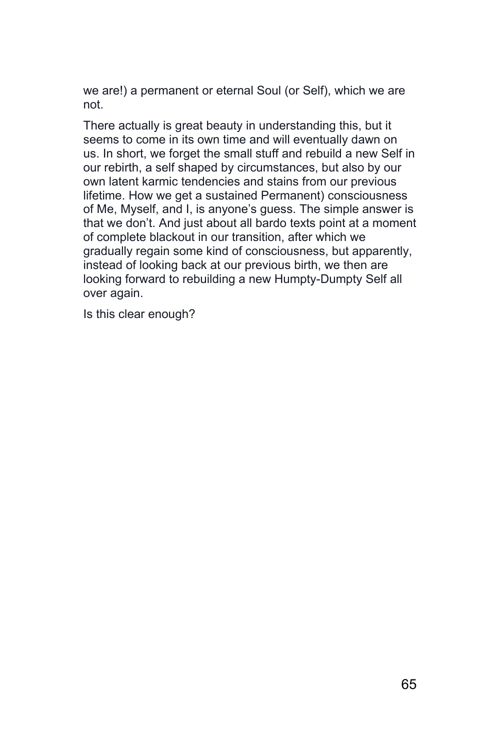we are!) a permanent or eternal Soul (or Self), which we are not.

There actually is great beauty in understanding this, but it seems to come in its own time and will eventually dawn on us. In short, we forget the small stuff and rebuild a new Self in our rebirth, a self shaped by circumstances, but also by our own latent karmic tendencies and stains from our previous lifetime. How we get a sustained Permanent) consciousness of Me, Myself, and I, is anyone's guess. The simple answer is that we don't. And just about all bardo texts point at a moment of complete blackout in our transition, after which we gradually regain some kind of consciousness, but apparently, instead of looking back at our previous birth, we then are looking forward to rebuilding a new Humpty-Dumpty Self all over again.

Is this clear enough?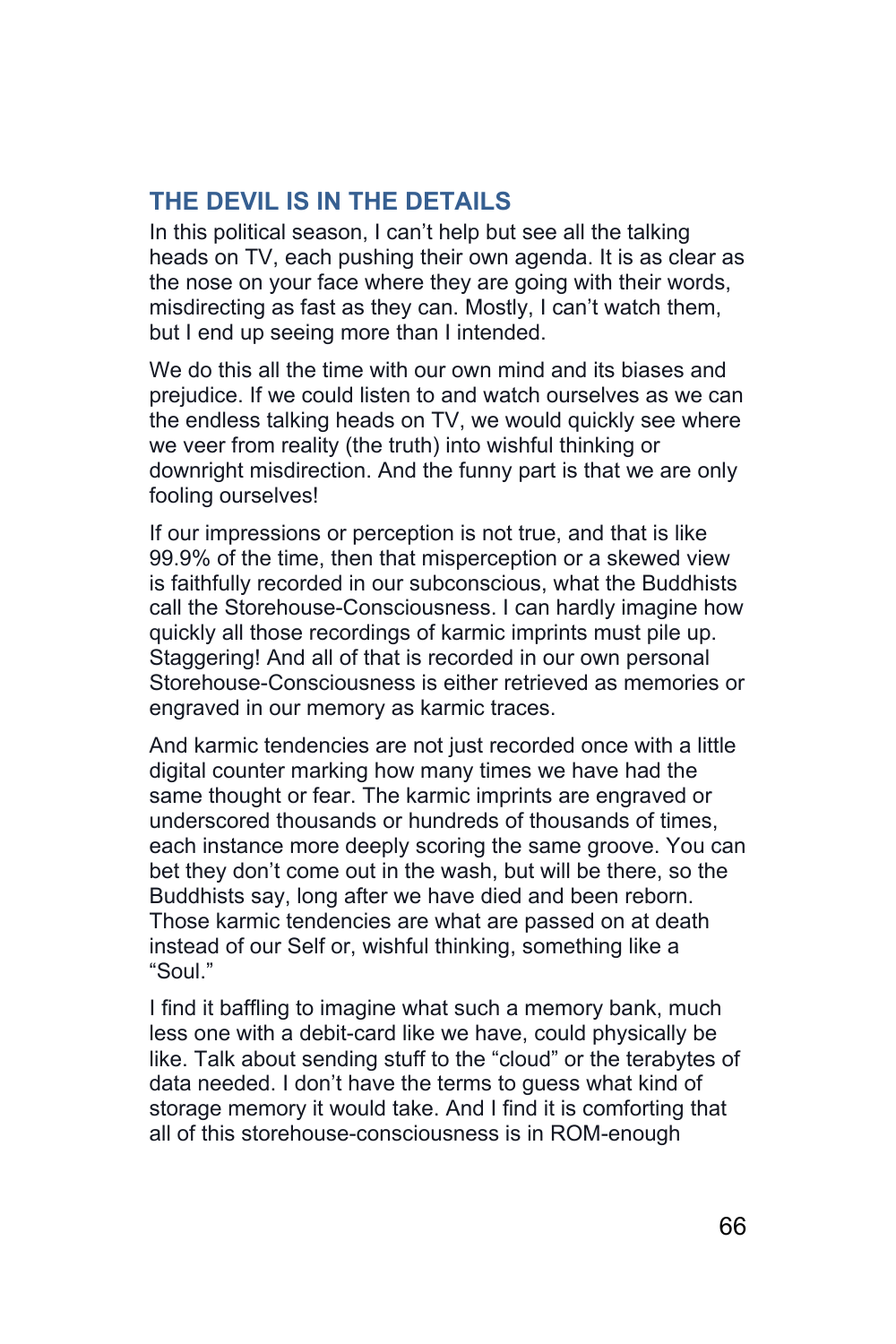## THE DEVIL IS IN THE DETAILS

In this political season, I can't help but see all the talking heads on TV, each pushing their own agenda. It is as clear as the nose on your face where they are going with their words, misdirecting as fast as they can. Mostly, I can't watch them, but I end up seeing more than I intended.

We do this all the time with our own mind and its biases and prejudice. If we could listen to and watch ourselves as we can the endless talking heads on TV, we would quickly see where we veer from reality (the truth) into wishful thinking or downright misdirection. And the funny part is that we are only fooling ourselves!

If our impressions or perception is not true, and that is like 99.9% of the time, then that misperception or a skewed view is faithfully recorded in our subconscious, what the Buddhists call the Storehouse-Consciousness. I can hardly imagine how quickly all those recordings of karmic imprints must pile up. Staggering! And all of that is recorded in our own personal Storehouse-Consciousness is either retrieved as memories or engraved in our memory as karmic traces.

And karmic tendencies are not just recorded once with a little digital counter marking how many times we have had the same thought or fear. The karmic imprints are engraved or underscored thousands or hundreds of thousands of times, each instance more deeply scoring the same groove. You can bet they don't come out in the wash, but will be there, so the Buddhists say, long after we have died and been reborn. Those karmic tendencies are what are passed on at death instead of our Self or, wishful thinking, something like a "Soul."

I find it baffling to imagine what such a memory bank, much less one with a debit-card like we have, could physically be like. Talk about sending stuff to the "cloud" or the terabytes of data needed. I don't have the terms to guess what kind of storage memory it would take. And I find it is comforting that all of this storehouse-consciousness is in ROM-enough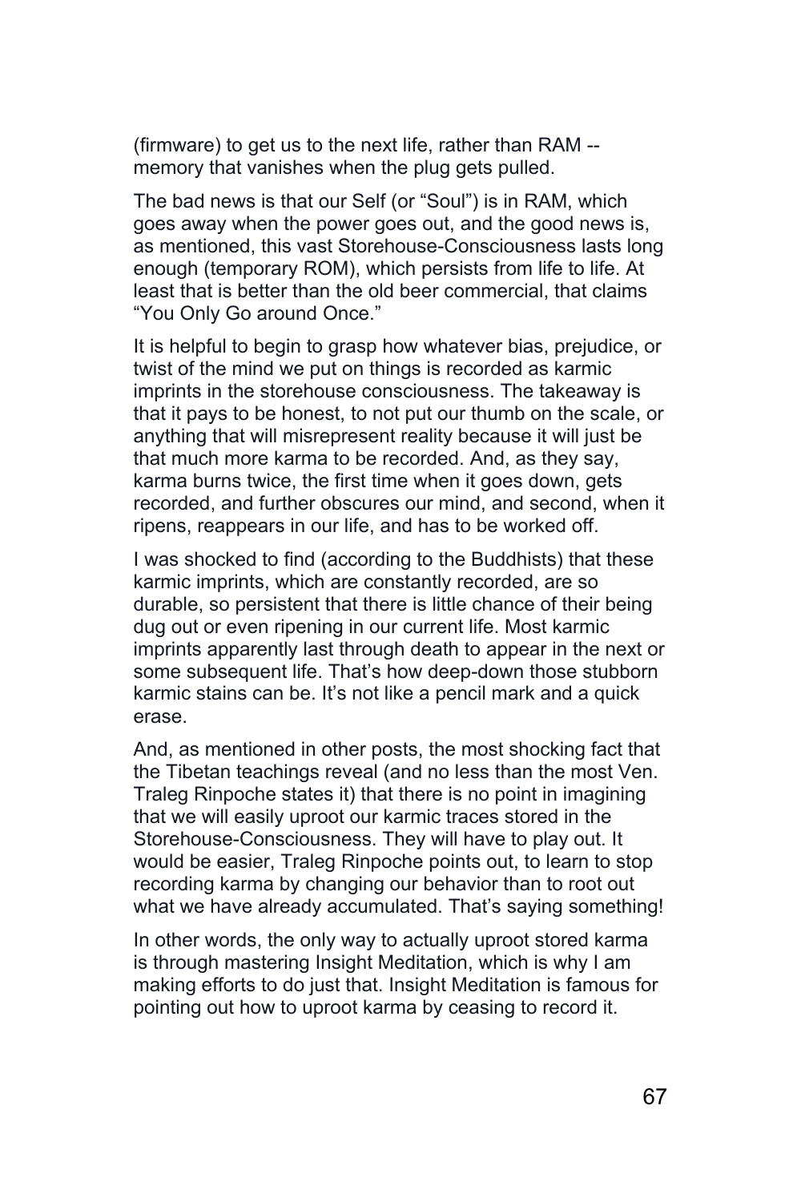(firmware) to get us to the next life, rather than RAM -- memory that vanishes when the plug gets pulled.

The bad news is that our Self (or "Soul") is in RAM, which goes away when the power goes out, and the good news is, as mentioned, this vast Storehouse-Consciousness lasts long enough (temporary ROM), which persists from life to life. At least that is better than the old beer commercial, that claims "You Only Go around Once."

It is helpful to begin to grasp how whatever bias, prejudice, or twist of the mind we put on things is recorded as karmic imprints in the storehouse consciousness. The takeaway is that it pays to be honest, to not put our thumb on the scale, or anything that will misrepresent reality because it will just be that much more karma to be recorded. And, as they say, karma burns twice, the first time when it goes down, gets recorded, and further obscures our mind, and second, when it ripens, reappears in our life, and has to be worked off.

I was shocked to find (according to the Buddhists) that these karmic imprints, which are constantly recorded, are so durable, so persistent that there is little chance of their being dug out or even ripening in our current life. Most karmic imprints apparently last through death to appear in the next or some subsequent life. That's how deep-down those stubborn karmic stains can be. It's not like a pencil mark and a quick erase.

And, as mentioned in other posts, the most shocking fact that the Tibetan teachings reveal (and no less than the most Ven. Traleg Rinpoche states it) that there is no point in imagining that we will easily uproot our karmic traces stored in the Storehouse-Consciousness. They will have to play out. It would be easier, Traleg Rinpoche points out, to learn to stop recording karma by changing our behavior than to root out what we have already accumulated. That's saying something!

In other words, the only way to actually uproot stored karma is through mastering Insight Meditation, which is why I am making efforts to do just that. Insight Meditation is famous for pointing out how to uproot karma by ceasing to record it.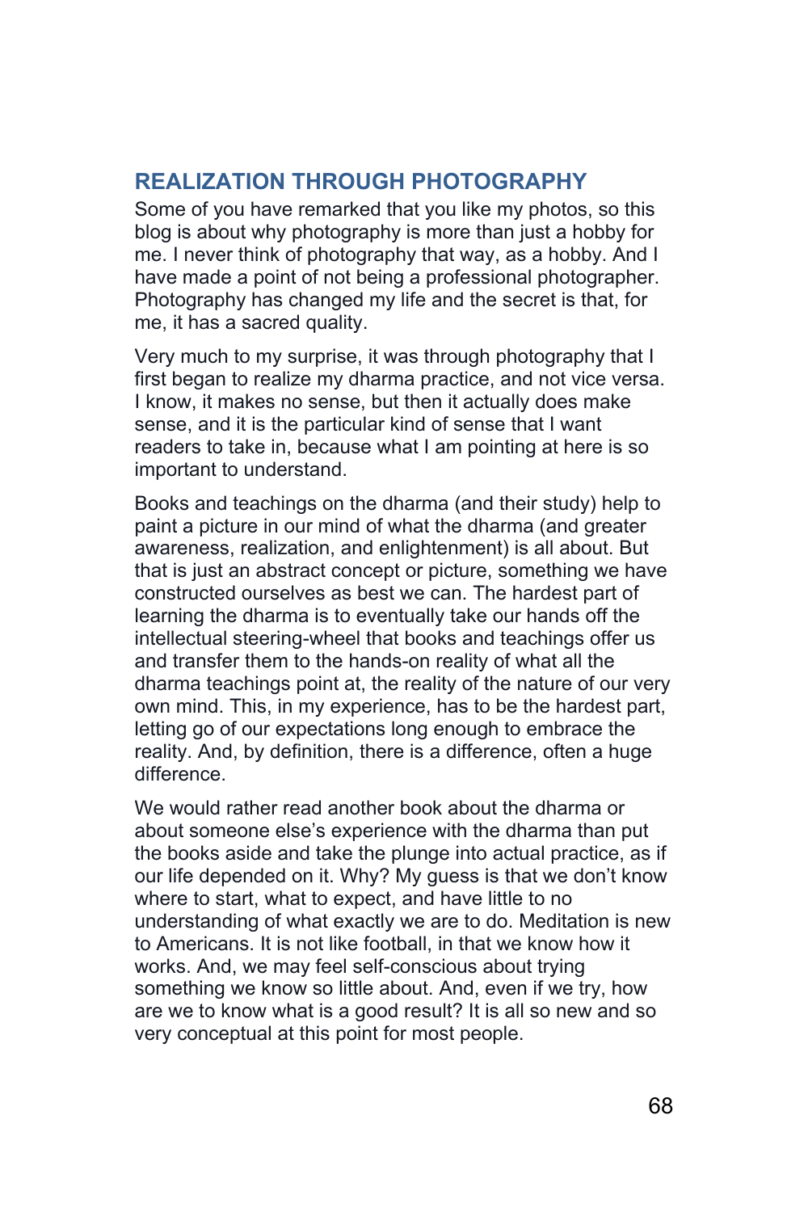## REALIZATION THROUGH PHOTOGRAPHY

Some of you have remarked that you like my photos, so this blog is about why photography is more than just a hobby for me. I never think of photography that way, as a hobby. And I have made a point of not being a professional photographer. Photography has changed my life and the secret is that, for me, it has a sacred quality.

Very much to my surprise, it was through photography that I first began to realize my dharma practice, and not vice versa. I know, it makes no sense, but then it actually does make sense, and it is the particular kind of sense that I want readers to take in, because what I am pointing at here is so important to understand.

Books and teachings on the dharma (and their study) help to paint a picture in our mind of what the dharma (and greater awareness, realization, and enlightenment) is all about. But that is just an abstract concept or picture, something we have constructed ourselves as best we can. The hardest part of learning the dharma is to eventually take our hands off the intellectual steering-wheel that books and teachings offer us and transfer them to the hands-on reality of what all the dharma teachings point at, the reality of the nature of our very own mind. This, in my experience, has to be the hardest part, letting go of our expectations long enough to embrace the reality. And, by definition, there is a difference, often a huge difference.

We would rather read another book about the dharma or about someone else's experience with the dharma than put the books aside and take the plunge into actual practice, as if our life depended on it. Why? My guess is that we don't know where to start, what to expect, and have little to no understanding of what exactly we are to do. Meditation is new to Americans. It is not like football, in that we know how it works. And, we may feel self-conscious about trying something we know so little about. And, even if we try, how are we to know what is a good result? It is all so new and so very conceptual at this point for most people.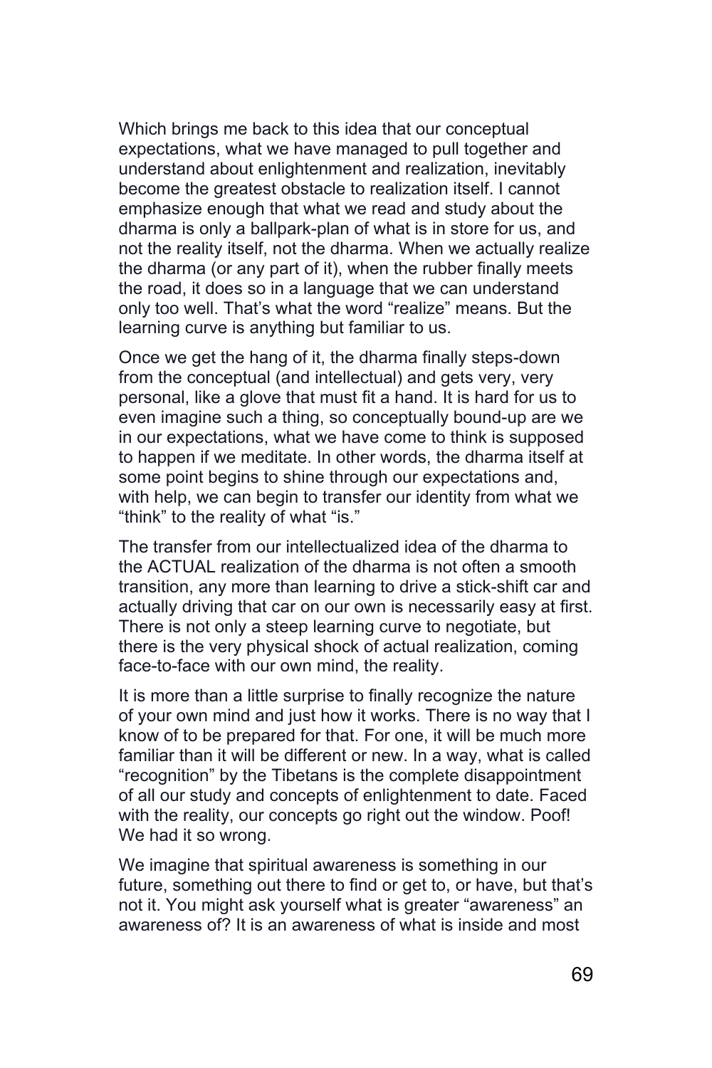Which brings me back to this idea that our conceptual expectations, what we have managed to pull together and understand about enlightenment and realization, inevitably become the greatest obstacle to realization itself. I cannot emphasize enough that what we read and study about the dharma is only a ballpark-plan of what is in store for us, and not the reality itself, not the dharma. When we actually realize the dharma (or any part of it), when the rubber finally meets the road, it does so in a language that we can understand only too well. That's what the word "realize" means. But the learning curve is anything but familiar to us.

Once we get the hang of it, the dharma finally steps-down from the conceptual (and intellectual) and gets very, very personal, like a glove that must fit a hand. It is hard for us to even imagine such a thing, so conceptually bound-up are we in our expectations, what we have come to think is supposed to happen if we meditate. In other words, the dharma itself at some point begins to shine through our expectations and, with help, we can begin to transfer our identity from what we "think" to the reality of what "is."

The transfer from our intellectualized idea of the dharma to the ACTUAL realization of the dharma is not often a smooth transition, any more than learning to drive a stick-shift car and actually driving that car on our own is necessarily easy at first. There is not only a steep learning curve to negotiate, but there is the very physical shock of actual realization, coming face-to-face with our own mind, the reality.

It is more than a little surprise to finally recognize the nature of your own mind and just how it works. There is no way that I know of to be prepared for that. For one, it will be much more familiar than it will be different or new. In a way, what is called "recognition" by the Tibetans is the complete disappointment of all our study and concepts of enlightenment to date. Faced with the reality, our concepts go right out the window. Poof! We had it so wrong.

We imagine that spiritual awareness is something in our future, something out there to find or get to, or have, but that's not it. You might ask yourself what is greater "awareness" an awareness of? It is an awareness of what is inside and most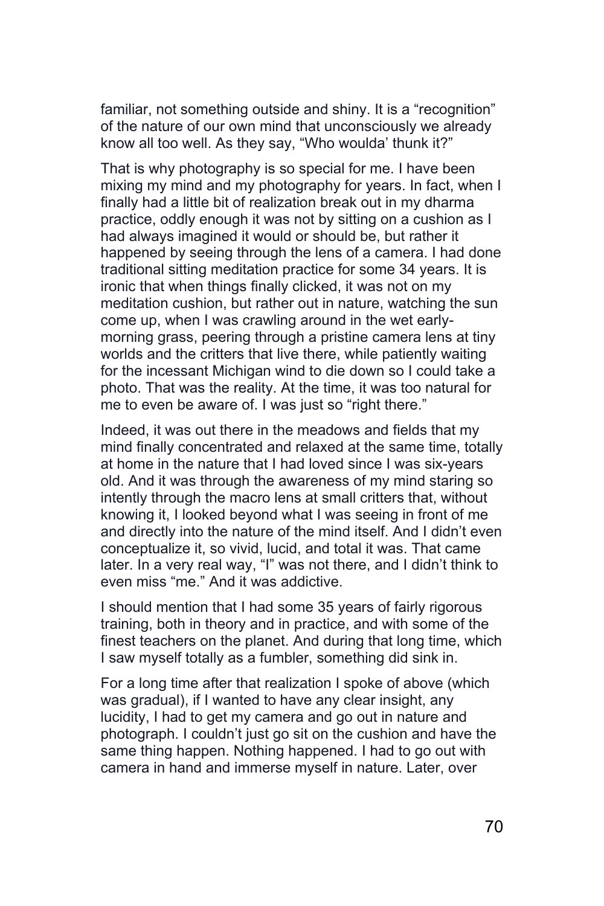familiar, not something outside and shiny. It is a "recognition" of the nature of our own mind that unconsciously we already know all too well. As they say, "Who woulda' thunk it?"

That is why photography is so special for me. I have been mixing my mind and my photography for years. In fact, when I finally had a little bit of realization break out in my dharma practice, oddly enough it was not by sitting on a cushion as I had always imagined it would or should be, but rather it happened by seeing through the lens of a camera. I had done traditional sitting meditation practice for some 34 years. It is ironic that when things finally clicked, it was not on my meditation cushion, but rather out in nature, watching the sun come up, when I was crawling around in the wet early-morning grass, peering through a pristine camera lens at tiny worlds and the critters that live there, while patiently waiting for the incessant Michigan wind to die down so I could take a photo. That was the reality. At the time, it was too natural for me to even be aware of. I was just so "right there."

Indeed, it was out there in the meadows and fields that my mind finally concentrated and relaxed at the same time, totally at home in the nature that I had loved since I was six-years old. And it was through the awareness of my mind staring so intently through the macro lens at small critters that, without knowing it, I looked beyond what I was seeing in front of me and directly into the nature of the mind itself. And I didn't even conceptualize it, so vivid, lucid, and total it was. That came later. In a very real way, "I" was not there, and I didn't think to even miss "me." And it was addictive.

I should mention that I had some 35 years of fairly rigorous training, both in theory and in practice, and with some of the finest teachers on the planet. And during that long time, which I saw myself totally as a fumbler, something did sink in.

For a long time after that realization I spoke of above (which was gradual), if I wanted to have any clear insight, any lucidity, I had to get my camera and go out in nature and photograph. I couldn't just go sit on the cushion and have the same thing happen. Nothing happened. I had to go out with camera in hand and immerse myself in nature. Later, over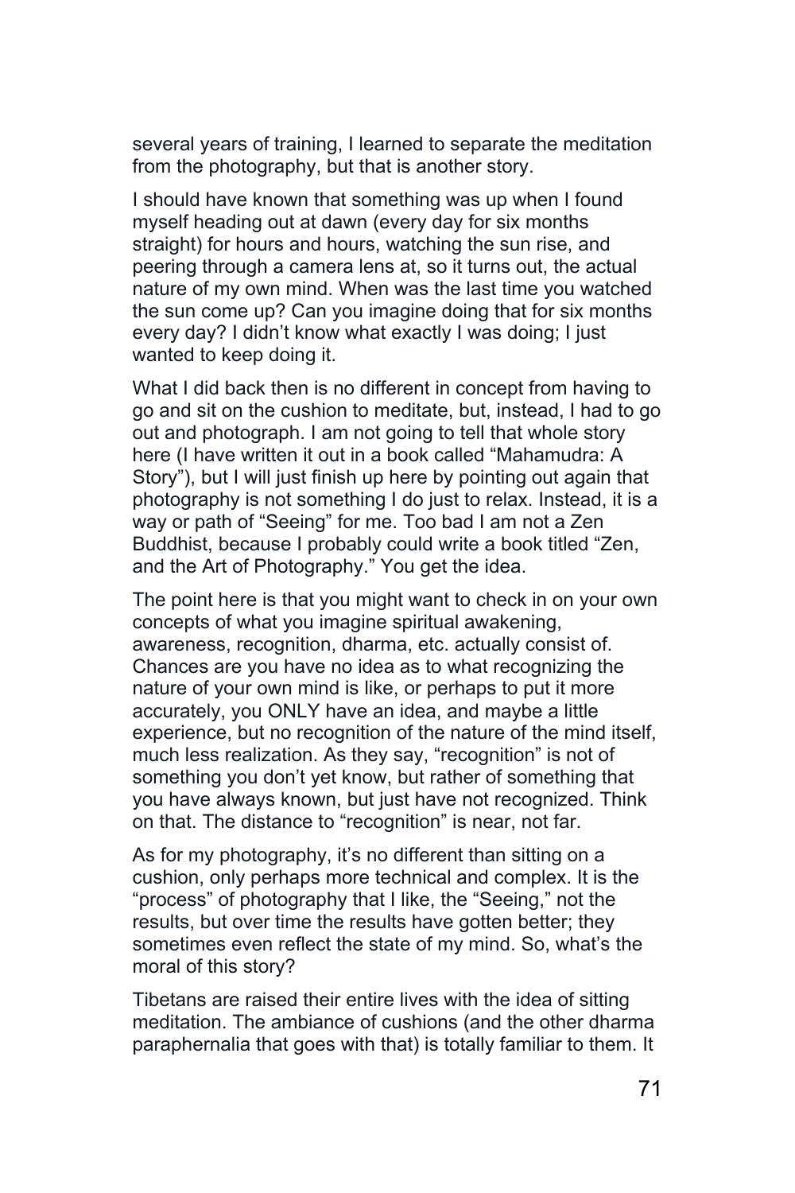several years of training, I learned to separate the meditation from the photography, but that is another story.

I should have known that something was up when I found myself heading out at dawn (every day for six months straight) for hours and hours, watching the sun rise, and peering through a camera lens at, so it turns out, the actual nature of my own mind. When was the last time you watched the sun come up? Can you imagine doing that for six months every day? I didn't know what exactly I was doing; I just wanted to keep doing it.

What I did back then is no different in concept from having to go and sit on the cushion to meditate, but, instead, I had to go out and photograph. I am not going to tell that whole story here (I have written it out in a book called "Mahamudra: A Story"), but I will just finish up here by pointing out again that photography is not something I do just to relax. Instead, it is a way or path of "Seeing" for me. Too bad I am not a Zen Buddhist, because I probably could write a book titled "Zen, and the Art of Photography." You get the idea.

The point here is that you might want to check in on your own concepts of what you imagine spiritual awakening, awareness, recognition, dharma, etc. actually consist of. Chances are you have no idea as to what recognizing the nature of your own mind is like, or perhaps to put it more accurately, you ONLY have an idea, and maybe a little experience, but no recognition of the nature of the mind itself, much less realization. As they say, "recognition" is not of something you don't yet know, but rather of something that you have always known, but just have not recognized. Think on that. The distance to "recognition" is near, not far.

As for my photography, it's no different than sitting on a cushion, only perhaps more technical and complex. It is the "process" of photography that I like, the "Seeing," not the results, but over time the results have gotten better; they sometimes even reflect the state of my mind. So, what's the moral of this story?

Tibetans are raised their entire lives with the idea of sitting meditation. The ambiance of cushions (and the other dharma paraphernalia that goes with that) is totally familiar to them. It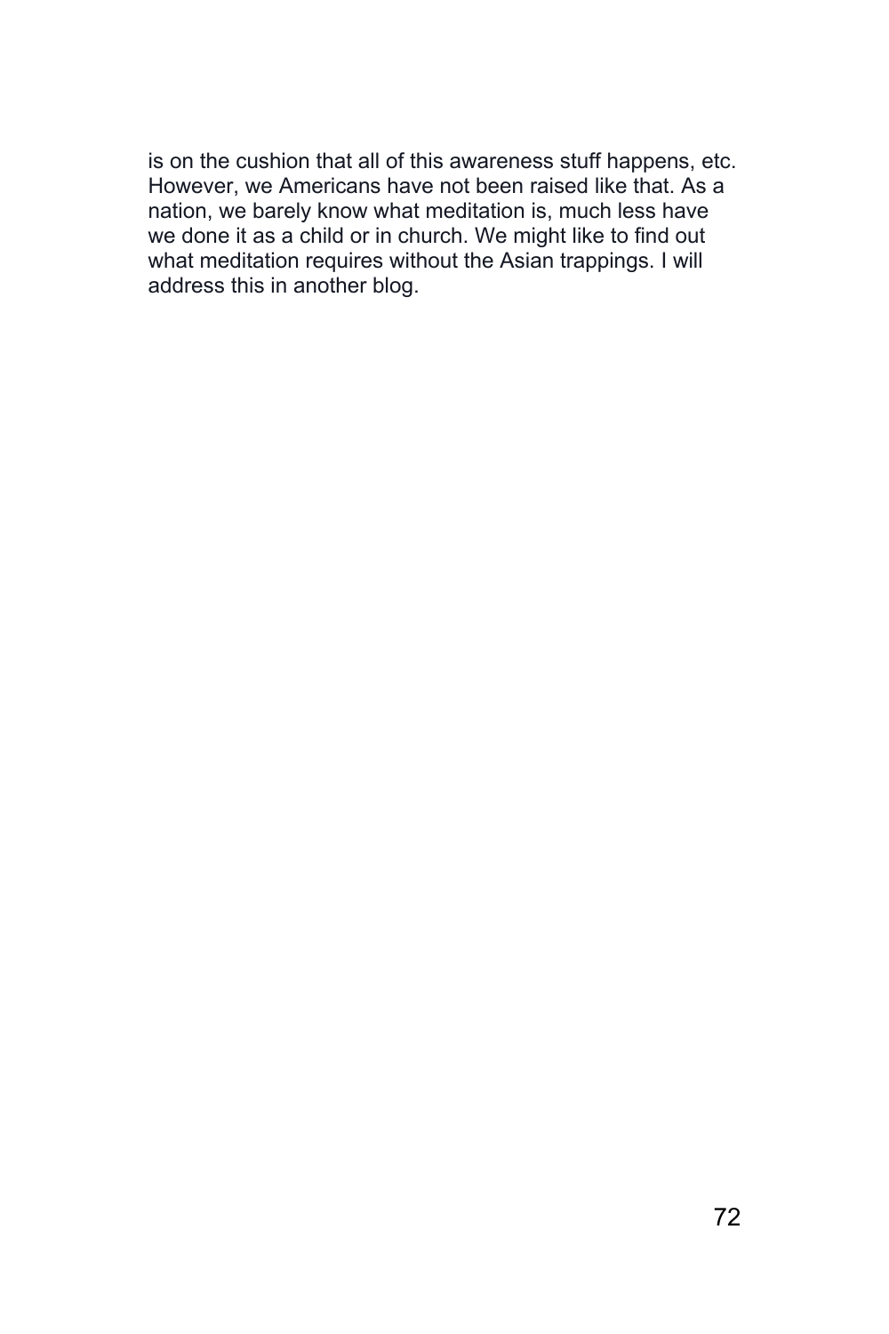is on the cushion that all of this awareness stuff happens, etc. However, we Americans have not been raised like that. As a nation, we barely know what meditation is, much less have we done it as a child or in church. We might like to find out what meditation requires without the Asian trappings. I will address this in another blog.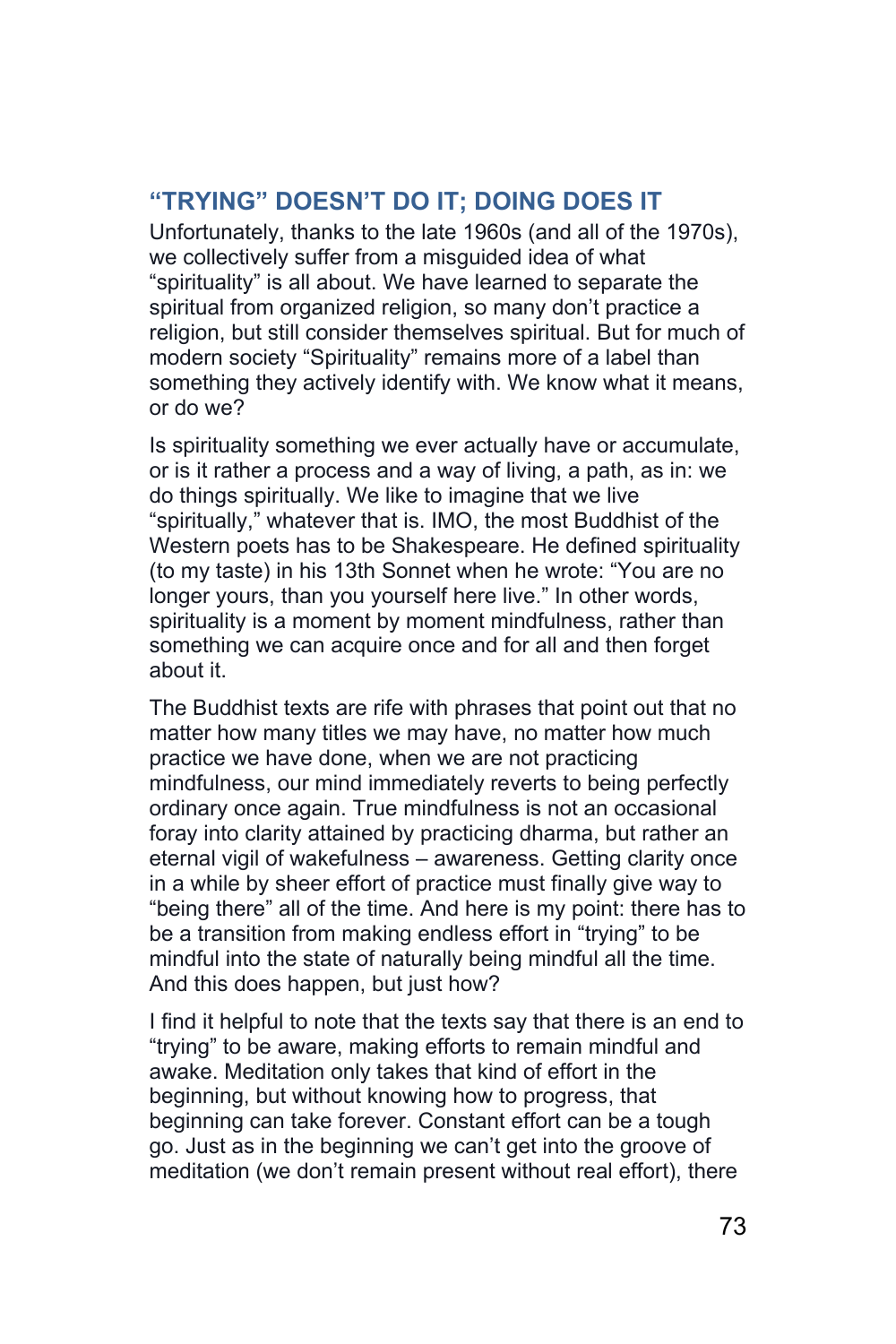## “TRYING” DOESN’T DO IT; DOING DOES IT

Unfortunately, thanks to the late 1960s (and all of the 1970s), we collectively suffer from a misguided idea of what “spirituality” is all about. We have learned to separate the spiritual from organized religion, so many don’t practice a religion, but still consider themselves spiritual. But for much of modern society “Spirituality” remains more of a label than something they actively identify with. We know what it means, or do we?

Is spirituality something we ever actually have or accumulate, or is it rather a process and a way of living, a path, as in: we do things spiritually. We like to imagine that we live “spiritually,” whatever that is. IMO, the most Buddhist of the Western poets has to be Shakespeare. He defined spirituality (to my taste) in his 13th Sonnet when he wrote: “You are no longer yours, than you yourself here live.” In other words, spirituality is a moment by moment mindfulness, rather than something we can acquire once and for all and then forget about it.

The Buddhist texts are rife with phrases that point out that no matter how many titles we may have, no matter how much practice we have done, when we are not practicing mindfulness, our mind immediately reverts to being perfectly ordinary once again. True mindfulness is not an occasional foray into clarity attained by practicing dharma, but rather an eternal vigil of wakefulness – awareness. Getting clarity once in a while by sheer effort of practice must finally give way to “being there” all of the time. And here is my point: there has to be a transition from making endless effort in “trying” to be mindful into the state of naturally being mindful all the time. And this does happen, but just how?

I find it helpful to note that the texts say that there is an end to “trying” to be aware, making efforts to remain mindful and awake. Meditation only takes that kind of effort in the beginning, but without knowing how to progress, that beginning can take forever. Constant effort can be a tough go. Just as in the beginning we can’t get into the groove of meditation (we don’t remain present without real effort), there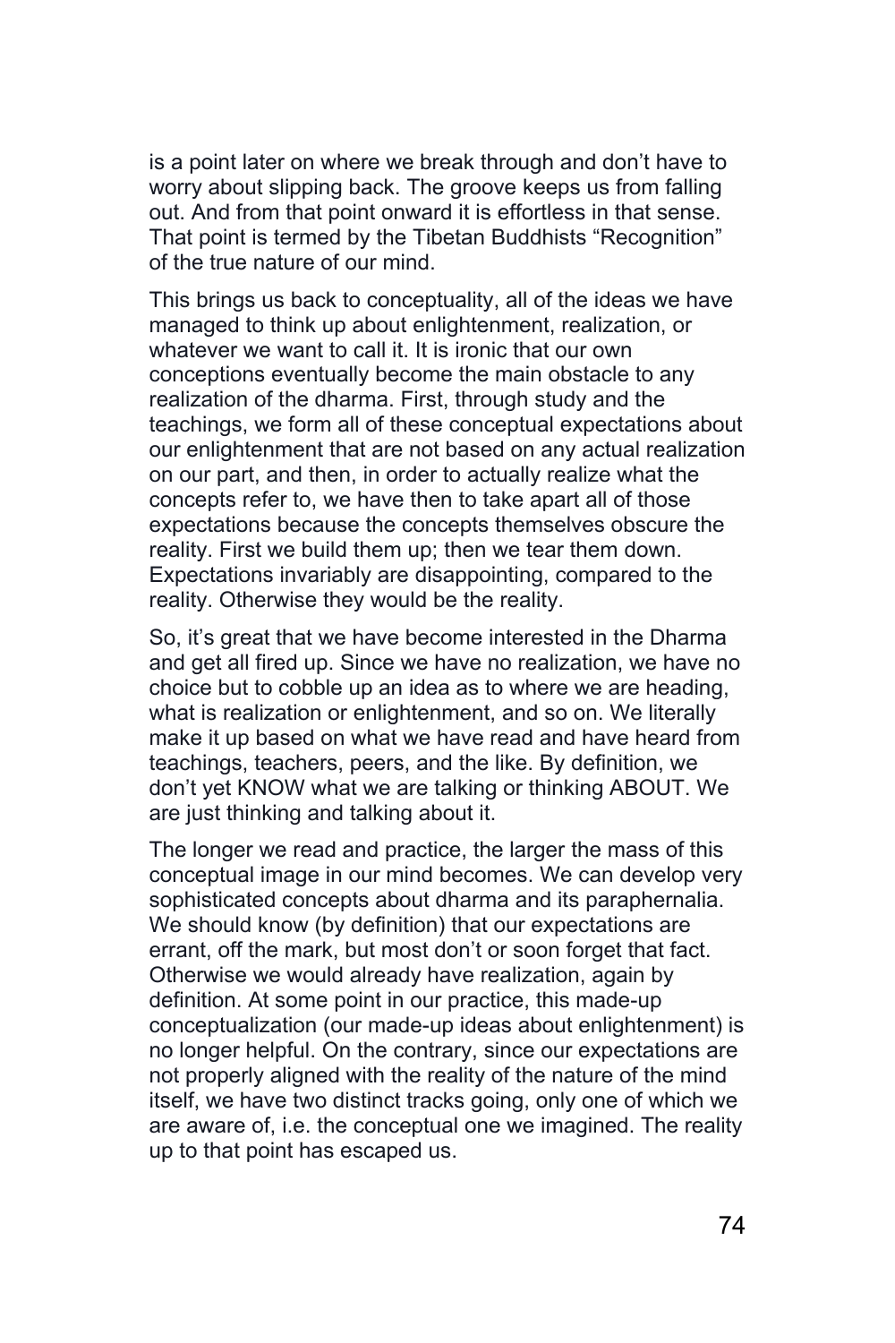is a point later on where we break through and don't have to worry about slipping back. The groove keeps us from falling out. And from that point onward it is effortless in that sense. That point is termed by the Tibetan Buddhists "Recognition" of the true nature of our mind.

This brings us back to conceptuality, all of the ideas we have managed to think up about enlightenment, realization, or whatever we want to call it. It is ironic that our own conceptions eventually become the main obstacle to any realization of the dharma. First, through study and the teachings, we form all of these conceptual expectations about our enlightenment that are not based on any actual realization on our part, and then, in order to actually realize what the concepts refer to, we have then to take apart all of those expectations because the concepts themselves obscure the reality. First we build them up; then we tear them down. Expectations invariably are disappointing, compared to the reality. Otherwise they would be the reality.

So, it's great that we have become interested in the Dharma and get all fired up. Since we have no realization, we have no choice but to cobble up an idea as to where we are heading, what is realization or enlightenment, and so on. We literally make it up based on what we have read and have heard from teachings, teachers, peers, and the like. By definition, we don't yet KNOW what we are talking or thinking ABOUT. We are just thinking and talking about it.

The longer we read and practice, the larger the mass of this conceptual image in our mind becomes. We can develop very sophisticated concepts about dharma and its paraphernalia. We should know (by definition) that our expectations are errant, off the mark, but most don't or soon forget that fact. Otherwise we would already have realization, again by definition. At some point in our practice, this made-up conceptualization (our made-up ideas about enlightenment) is no longer helpful. On the contrary, since our expectations are not properly aligned with the reality of the nature of the mind itself, we have two distinct tracks going, only one of which we are aware of, i.e. the conceptual one we imagined. The reality up to that point has escaped us.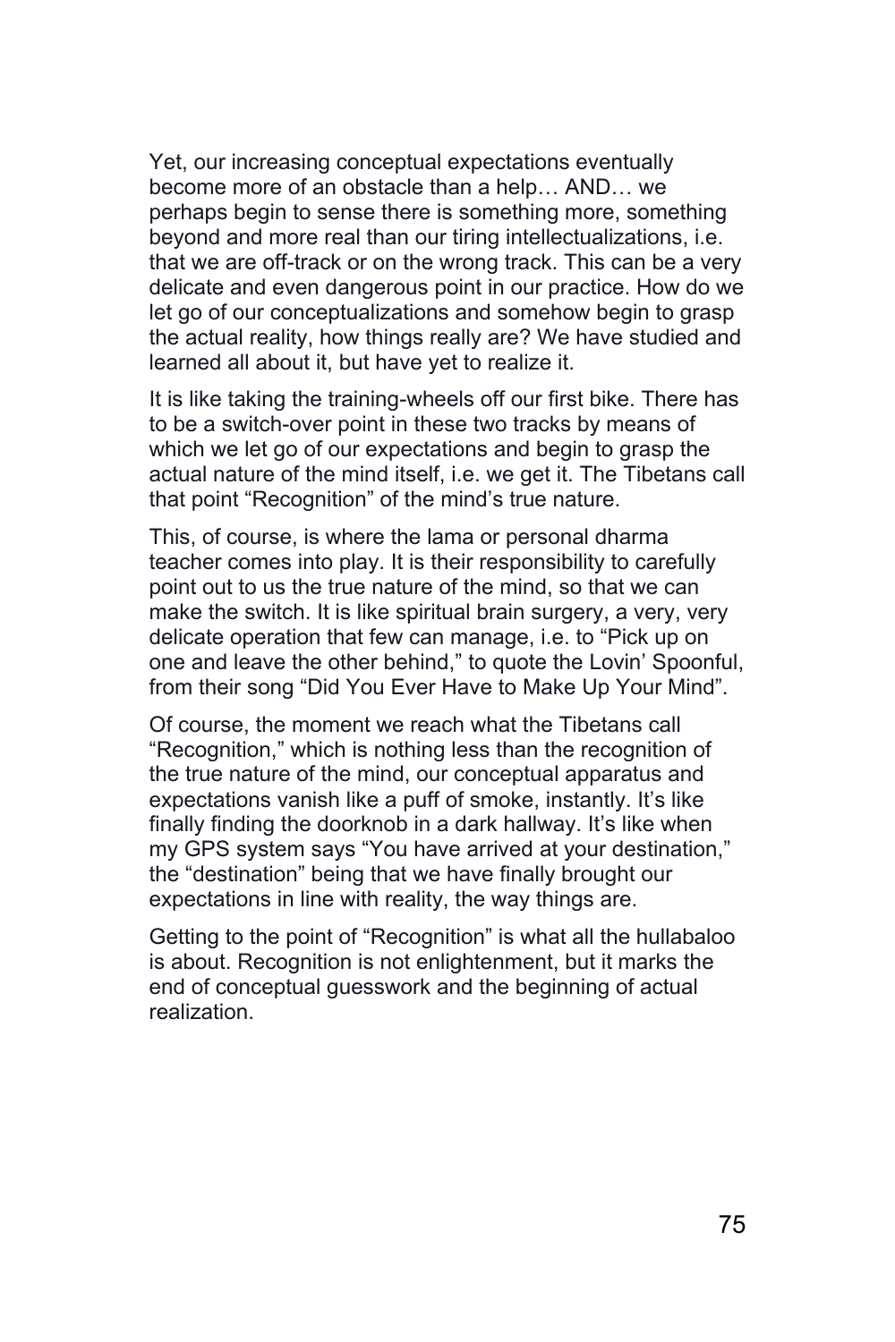Yet, our increasing conceptual expectations eventually become more of an obstacle than a help… AND… we perhaps begin to sense there is something more, something beyond and more real than our tiring intellectualizations, i.e. that we are off-track or on the wrong track. This can be a very delicate and even dangerous point in our practice. How do we let go of our conceptualizations and somehow begin to grasp the actual reality, how things really are? We have studied and learned all about it, but have yet to realize it.

It is like taking the training-wheels off our first bike. There has to be a switch-over point in these two tracks by means of which we let go of our expectations and begin to grasp the actual nature of the mind itself, i.e. we get it. The Tibetans call that point "Recognition" of the mind's true nature.

This, of course, is where the lama or personal dharma teacher comes into play. It is their responsibility to carefully point out to us the true nature of the mind, so that we can make the switch. It is like spiritual brain surgery, a very, very delicate operation that few can manage, i.e. to "Pick up on one and leave the other behind," to quote the Lovin' Spoonful, from their song "Did You Ever Have to Make Up Your Mind".

Of course, the moment we reach what the Tibetans call "Recognition," which is nothing less than the recognition of the true nature of the mind, our conceptual apparatus and expectations vanish like a puff of smoke, instantly. It's like finally finding the doorknob in a dark hallway. It's like when my GPS system says "You have arrived at your destination," the "destination" being that we have finally brought our expectations in line with reality, the way things are.

Getting to the point of "Recognition" is what all the hullabaloo is about. Recognition is not enlightenment, but it marks the end of conceptual guesswork and the beginning of actual realization.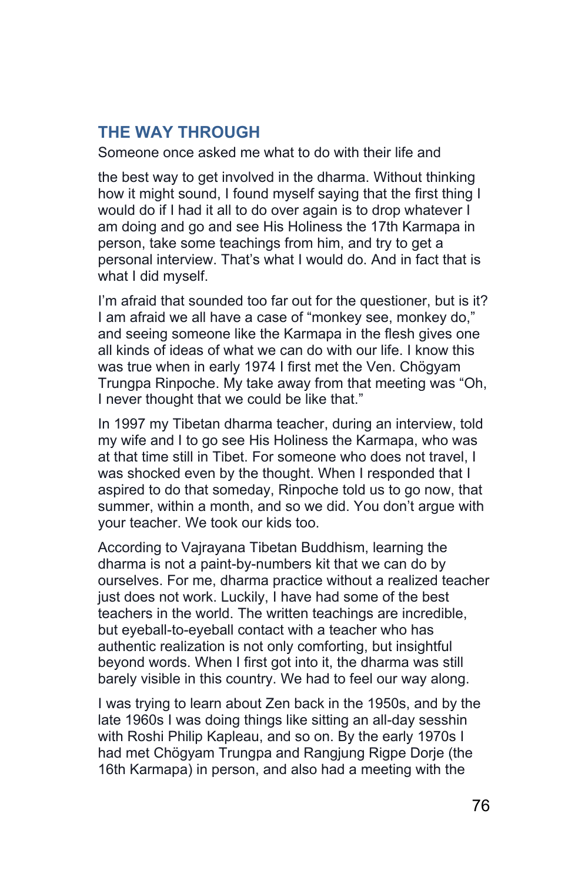## THE WAY THROUGH

Someone once asked me what to do with their life and

the best way to get involved in the dharma. Without thinking how it might sound, I found myself saying that the first thing I would do if I had it all to do over again is to drop whatever I am doing and go and see His Holiness the 17th Karmapa in person, take some teachings from him, and try to get a personal interview. That's what I would do. And in fact that is what I did myself.

I'm afraid that sounded too far out for the questioner, but is it? I am afraid we all have a case of "monkey see, monkey do," and seeing someone like the Karmapa in the flesh gives one all kinds of ideas of what we can do with our life. I know this was true when in early 1974 I first met the Ven. Chögyam Trungpa Rinpoche. My take away from that meeting was "Oh, I never thought that we could be like that."

In 1997 my Tibetan dharma teacher, during an interview, told my wife and I to go see His Holiness the Karmapa, who was at that time still in Tibet. For someone who does not travel, I was shocked even by the thought. When I responded that I aspired to do that someday, Rinpoche told us to go now, that summer, within a month, and so we did. You don't argue with your teacher. We took our kids too.

According to Vajrayana Tibetan Buddhism, learning the dharma is not a paint-by-numbers kit that we can do by ourselves. For me, dharma practice without a realized teacher just does not work. Luckily, I have had some of the best teachers in the world. The written teachings are incredible, but eyeball-to-eyeball contact with a teacher who has authentic realization is not only comforting, but insightful beyond words. When I first got into it, the dharma was still barely visible in this country. We had to feel our way along.

I was trying to learn about Zen back in the 1950s, and by the late 1960s I was doing things like sitting an all-day sesshin with Roshi Philip Kapleau, and so on. By the early 1970s I had met Chögyam Trungpa and Rangjung Rigpe Dorje (the 16th Karmapa) in person, and also had a meeting with the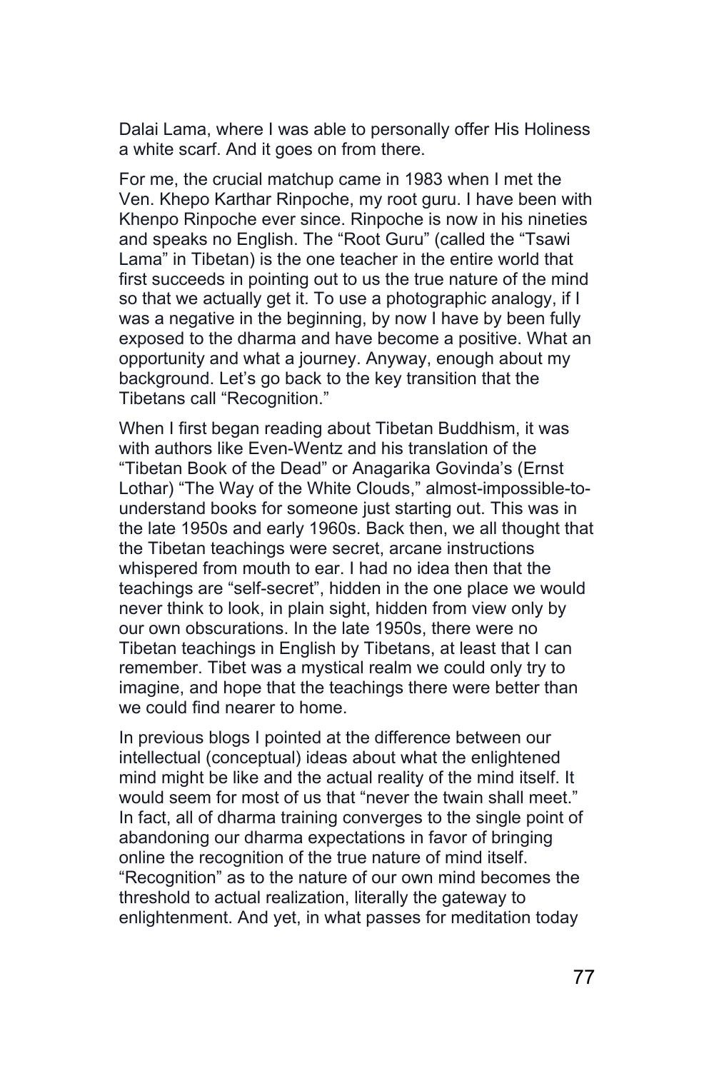Dalai Lama, where I was able to personally offer His Holiness a white scarf. And it goes on from there.

For me, the crucial matchup came in 1983 when I met the Ven. Khepo Karthar Rinpoche, my root guru. I have been with Khenpo Rinpoche ever since. Rinpoche is now in his nineties and speaks no English. The "Root Guru" (called the "Tsawi Lama" in Tibetan) is the one teacher in the entire world that first succeeds in pointing out to us the true nature of the mind so that we actually get it. To use a photographic analogy, if I was a negative in the beginning, by now I have by been fully exposed to the dharma and have become a positive. What an opportunity and what a journey. Anyway, enough about my background. Let's go back to the key transition that the Tibetans call "Recognition."

When I first began reading about Tibetan Buddhism, it was with authors like Even-Wentz and his translation of the "Tibetan Book of the Dead" or Anagarika Govinda's (Ernst Lothar) "The Way of the White Clouds," almost-impossible-to-understand books for someone just starting out. This was in the late 1950s and early 1960s. Back then, we all thought that the Tibetan teachings were secret, arcane instructions whispered from mouth to ear. I had no idea then that the teachings are "self-secret", hidden in the one place we would never think to look, in plain sight, hidden from view only by our own obscurations. In the late 1950s, there were no Tibetan teachings in English by Tibetans, at least that I can remember. Tibet was a mystical realm we could only try to imagine, and hope that the teachings there were better than we could find nearer to home.

In previous blogs I pointed at the difference between our intellectual (conceptual) ideas about what the enlightened mind might be like and the actual reality of the mind itself. It would seem for most of us that "never the twain shall meet." In fact, all of dharma training converges to the single point of abandoning our dharma expectations in favor of bringing online the recognition of the true nature of mind itself. "Recognition" as to the nature of our own mind becomes the threshold to actual realization, literally the gateway to enlightenment. And yet, in what passes for meditation today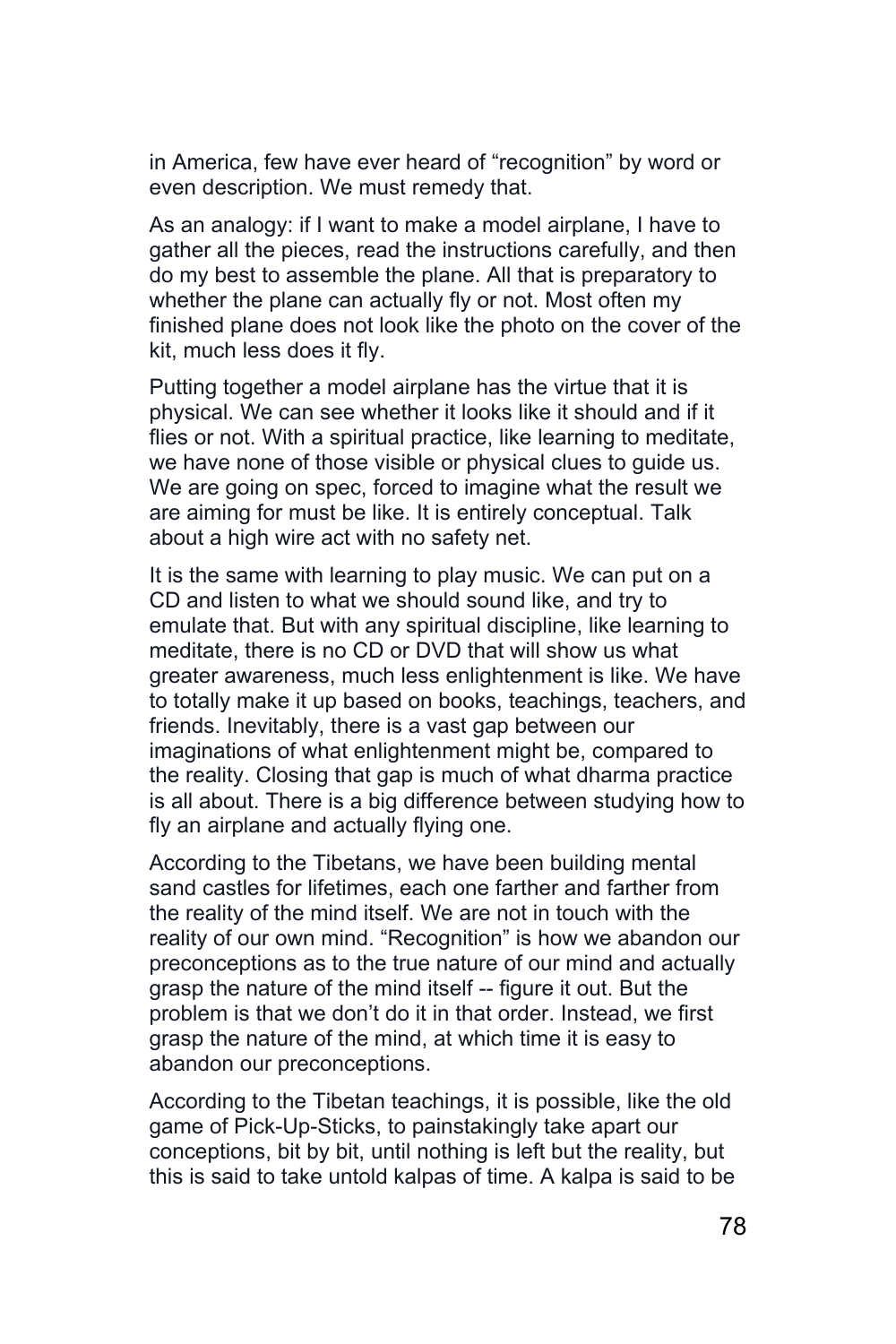in America, few have ever heard of "recognition" by word or even description. We must remedy that.

As an analogy: if I want to make a model airplane, I have to gather all the pieces, read the instructions carefully, and then do my best to assemble the plane. All that is preparatory to whether the plane can actually fly or not. Most often my finished plane does not look like the photo on the cover of the kit, much less does it fly.

Putting together a model airplane has the virtue that it is physical. We can see whether it looks like it should and if it flies or not. With a spiritual practice, like learning to meditate, we have none of those visible or physical clues to guide us. We are going on spec, forced to imagine what the result we are aiming for must be like. It is entirely conceptual. Talk about a high wire act with no safety net.

It is the same with learning to play music. We can put on a CD and listen to what we should sound like, and try to emulate that. But with any spiritual discipline, like learning to meditate, there is no CD or DVD that will show us what greater awareness, much less enlightenment is like. We have to totally make it up based on books, teachings, teachers, and friends. Inevitably, there is a vast gap between our imaginations of what enlightenment might be, compared to the reality. Closing that gap is much of what dharma practice is all about. There is a big difference between studying how to fly an airplane and actually flying one.

According to the Tibetans, we have been building mental sand castles for lifetimes, each one farther and farther from the reality of the mind itself. We are not in touch with the reality of our own mind. "Recognition" is how we abandon our preconceptions as to the true nature of our mind and actually grasp the nature of the mind itself -- figure it out. But the problem is that we don't do it in that order. Instead, we first grasp the nature of the mind, at which time it is easy to abandon our preconceptions.

According to the Tibetan teachings, it is possible, like the old game of Pick-Up-Sticks, to painstakingly take apart our conceptions, bit by bit, until nothing is left but the reality, but this is said to take untold kalpas of time. A kalpa is said to be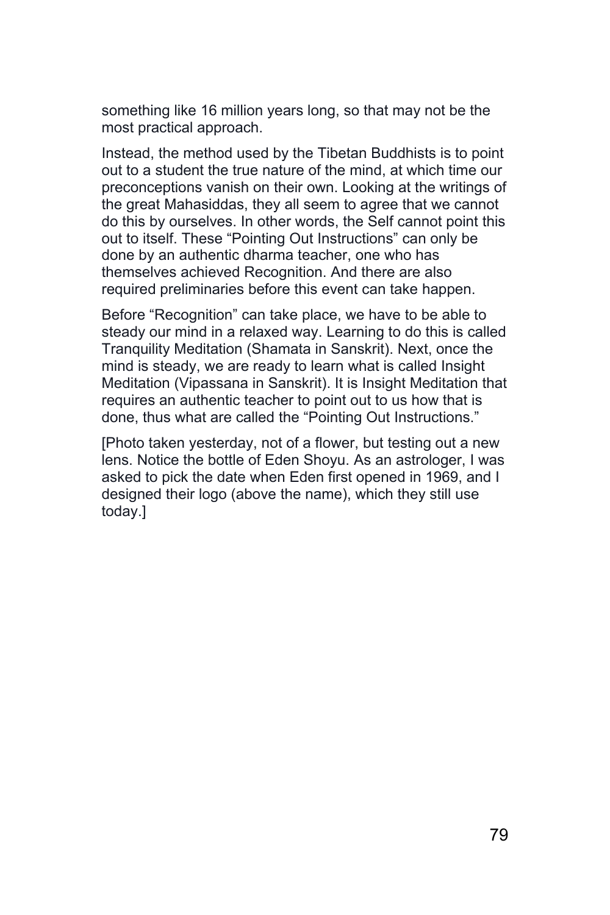something like 16 million years long, so that may not be the most practical approach.

Instead, the method used by the Tibetan Buddhists is to point out to a student the true nature of the mind, at which time our preconceptions vanish on their own. Looking at the writings of the great Mahasiddas, they all seem to agree that we cannot do this by ourselves. In other words, the Self cannot point this out to itself. These "Pointing Out Instructions" can only be done by an authentic dharma teacher, one who has themselves achieved Recognition. And there are also required preliminaries before this event can take happen.

Before "Recognition" can take place, we have to be able to steady our mind in a relaxed way. Learning to do this is called Tranquility Meditation (Shamata in Sanskrit). Next, once the mind is steady, we are ready to learn what is called Insight Meditation (Vipassana in Sanskrit). It is Insight Meditation that requires an authentic teacher to point out to us how that is done, thus what are called the "Pointing Out Instructions."

[Photo taken yesterday, not of a flower, but testing out a new lens. Notice the bottle of Eden Shoyu. As an astrologer, I was asked to pick the date when Eden first opened in 1969, and I designed their logo (above the name), which they still use today.]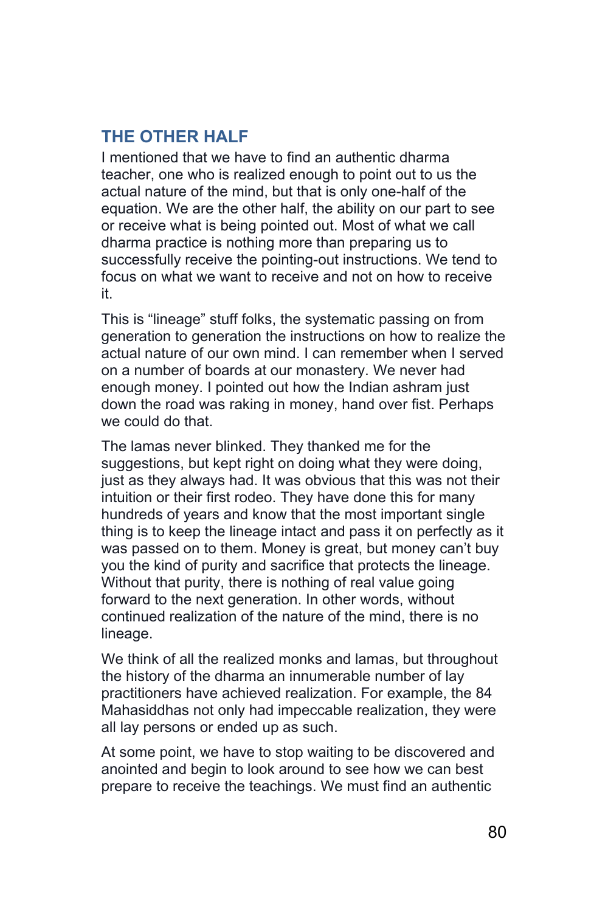## THE OTHER HALF

I mentioned that we have to find an authentic dharma teacher, one who is realized enough to point out to us the actual nature of the mind, but that is only one-half of the equation. We are the other half, the ability on our part to see or receive what is being pointed out. Most of what we call dharma practice is nothing more than preparing us to successfully receive the pointing-out instructions. We tend to focus on what we want to receive and not on how to receive it.

This is "lineage" stuff folks, the systematic passing on from generation to generation the instructions on how to realize the actual nature of our own mind. I can remember when I served on a number of boards at our monastery. We never had enough money. I pointed out how the Indian ashram just down the road was raking in money, hand over fist. Perhaps we could do that.

The lamas never blinked. They thanked me for the suggestions, but kept right on doing what they were doing, just as they always had. It was obvious that this was not their intuition or their first rodeo. They have done this for many hundreds of years and know that the most important single thing is to keep the lineage intact and pass it on perfectly as it was passed on to them. Money is great, but money can't buy you the kind of purity and sacrifice that protects the lineage. Without that purity, there is nothing of real value going forward to the next generation. In other words, without continued realization of the nature of the mind, there is no lineage.

We think of all the realized monks and lamas, but throughout the history of the dharma an innumerable number of lay practitioners have achieved realization. For example, the 84 Mahasiddhas not only had impeccable realization, they were all lay persons or ended up as such.

At some point, we have to stop waiting to be discovered and anointed and begin to look around to see how we can best prepare to receive the teachings. We must find an authentic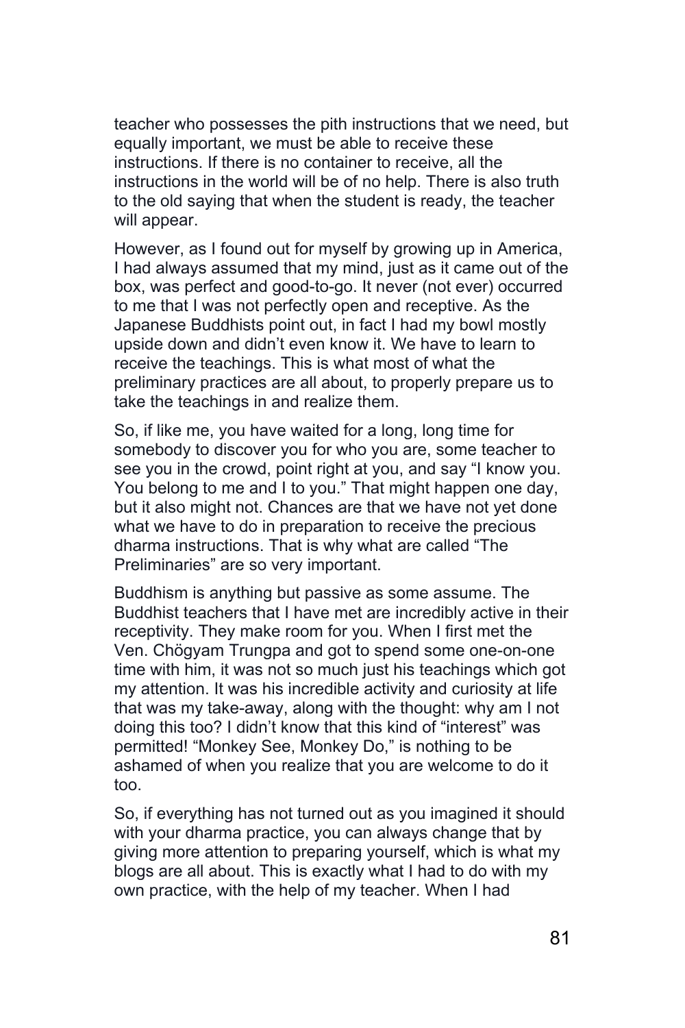teacher who possesses the pith instructions that we need, but equally important, we must be able to receive these instructions. If there is no container to receive, all the instructions in the world will be of no help. There is also truth to the old saying that when the student is ready, the teacher will appear.

However, as I found out for myself by growing up in America, I had always assumed that my mind, just as it came out of the box, was perfect and good-to-go. It never (not ever) occurred to me that I was not perfectly open and receptive. As the Japanese Buddhists point out, in fact I had my bowl mostly upside down and didn't even know it. We have to learn to receive the teachings. This is what most of what the preliminary practices are all about, to properly prepare us to take the teachings in and realize them.

So, if like me, you have waited for a long, long time for somebody to discover you for who you are, some teacher to see you in the crowd, point right at you, and say "I know you. You belong to me and I to you." That might happen one day, but it also might not. Chances are that we have not yet done what we have to do in preparation to receive the precious dharma instructions. That is why what are called "The Preliminaries" are so very important.

Buddhism is anything but passive as some assume. The Buddhist teachers that I have met are incredibly active in their receptivity. They make room for you. When I first met the Ven. Chögyam Trungpa and got to spend some one-on-one time with him, it was not so much just his teachings which got my attention. It was his incredible activity and curiosity at life that was my take-away, along with the thought: why am I not doing this too? I didn't know that this kind of "interest" was permitted! "Monkey See, Monkey Do," is nothing to be ashamed of when you realize that you are welcome to do it too.

So, if everything has not turned out as you imagined it should with your dharma practice, you can always change that by giving more attention to preparing yourself, which is what my blogs are all about. This is exactly what I had to do with my own practice, with the help of my teacher. When I had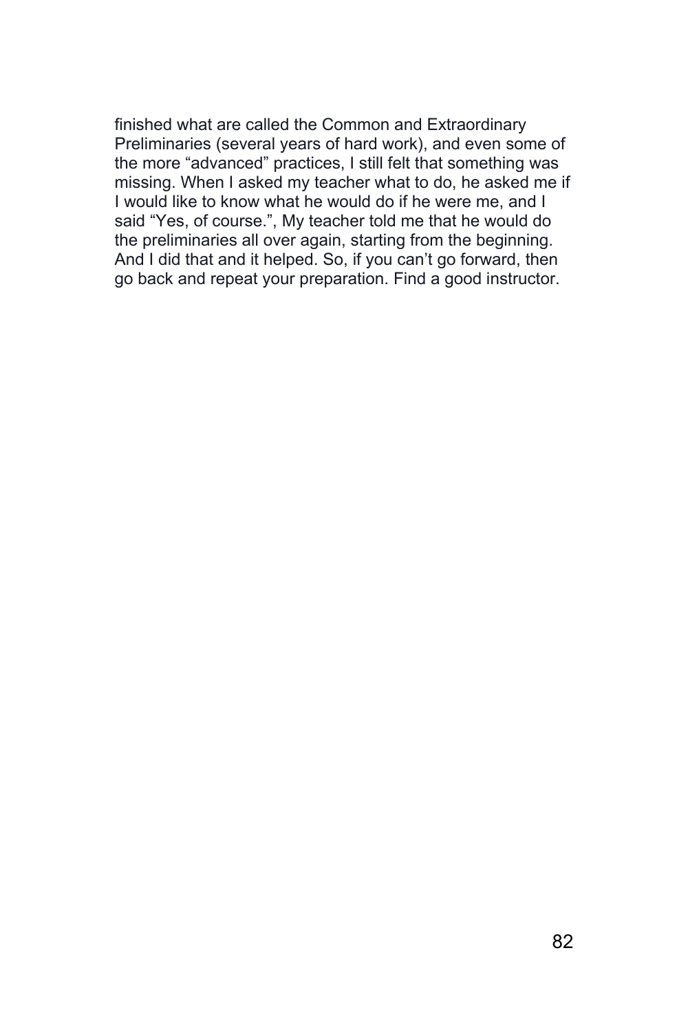finished what are called the Common and Extraordinary Preliminaries (several years of hard work), and even some of the more “advanced” practices, I still felt that something was missing. When I asked my teacher what to do, he asked me if I would like to know what he would do if he were me, and I said “Yes, of course.”, My teacher told me that he would do the preliminaries all over again, starting from the beginning. And I did that and it helped. So, if you can’t go forward, then go back and repeat your preparation. Find a good instructor.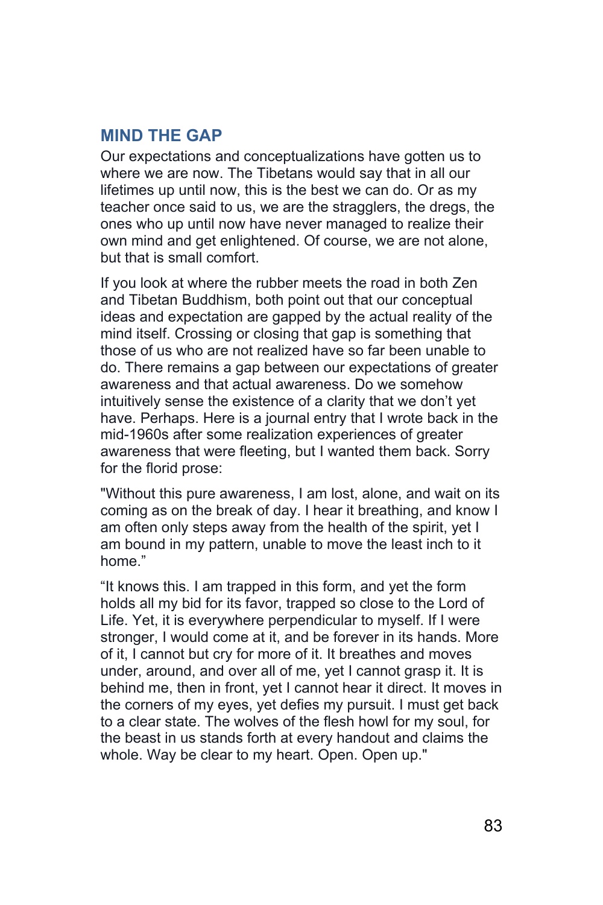## MIND THE GAP

Our expectations and conceptualizations have gotten us to where we are now. The Tibetans would say that in all our lifetimes up until now, this is the best we can do. Or as my teacher once said to us, we are the stragglers, the dregs, the ones who up until now have never managed to realize their own mind and get enlightened. Of course, we are not alone, but that is small comfort.

If you look at where the rubber meets the road in both Zen and Tibetan Buddhism, both point out that our conceptual ideas and expectation are gapped by the actual reality of the mind itself. Crossing or closing that gap is something that those of us who are not realized have so far been unable to do. There remains a gap between our expectations of greater awareness and that actual awareness. Do we somehow intuitively sense the existence of a clarity that we don't yet have. Perhaps. Here is a journal entry that I wrote back in the mid-1960s after some realization experiences of greater awareness that were fleeting, but I wanted them back. Sorry for the florid prose:

"Without this pure awareness, I am lost, alone, and wait on its coming as on the break of day. I hear it breathing, and know I am often only steps away from the health of the spirit, yet I am bound in my pattern, unable to move the least inch to it home."

"It knows this. I am trapped in this form, and yet the form holds all my bid for its favor, trapped so close to the Lord of Life. Yet, it is everywhere perpendicular to myself. If I were stronger, I would come at it, and be forever in its hands. More of it, I cannot but cry for more of it. It breathes and moves under, around, and over all of me, yet I cannot grasp it. It is behind me, then in front, yet I cannot hear it direct. It moves in the corners of my eyes, yet defies my pursuit. I must get back to a clear state. The wolves of the flesh howl for my soul, for the beast in us stands forth at every handout and claims the whole. Way be clear to my heart. Open. Open up."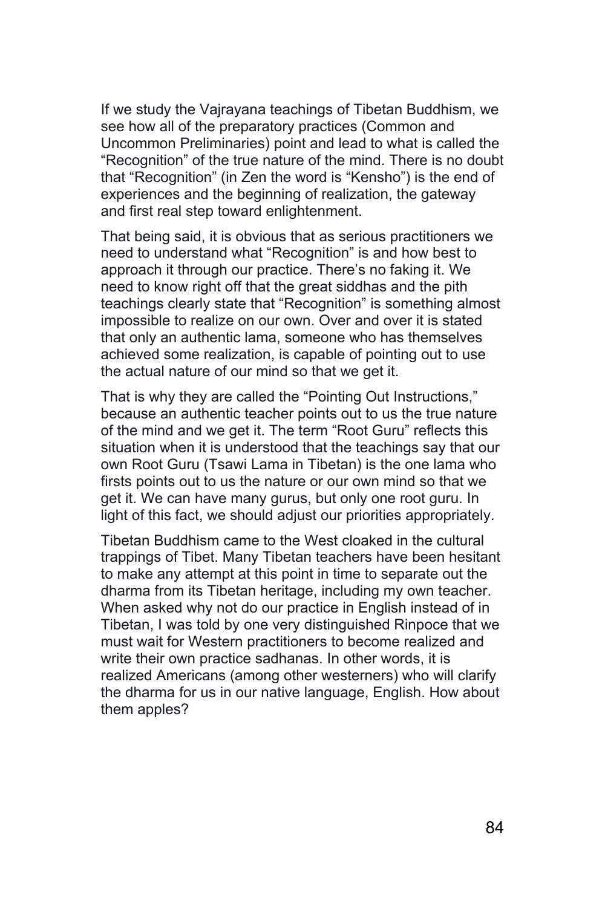If we study the Vajrayana teachings of Tibetan Buddhism, we see how all of the preparatory practices (Common and Uncommon Preliminaries) point and lead to what is called the "Recognition" of the true nature of the mind. There is no doubt that "Recognition" (in Zen the word is "Kensho") is the end of experiences and the beginning of realization, the gateway and first real step toward enlightenment.

That being said, it is obvious that as serious practitioners we need to understand what "Recognition" is and how best to approach it through our practice. There's no faking it. We need to know right off that the great siddhas and the pith teachings clearly state that "Recognition" is something almost impossible to realize on our own. Over and over it is stated that only an authentic lama, someone who has themselves achieved some realization, is capable of pointing out to use the actual nature of our mind so that we get it.

That is why they are called the "Pointing Out Instructions," because an authentic teacher points out to us the true nature of the mind and we get it. The term "Root Guru" reflects this situation when it is understood that the teachings say that our own Root Guru (Tsawi Lama in Tibetan) is the one lama who firsts points out to us the nature or our own mind so that we get it. We can have many gurus, but only one root guru. In light of this fact, we should adjust our priorities appropriately.

Tibetan Buddhism came to the West cloaked in the cultural trappings of Tibet. Many Tibetan teachers have been hesitant to make any attempt at this point in time to separate out the dharma from its Tibetan heritage, including my own teacher. When asked why not do our practice in English instead of in Tibetan, I was told by one very distinguished Rinpoce that we must wait for Western practitioners to become realized and write their own practice sadhanas. In other words, it is realized Americans (among other westerners) who will clarify the dharma for us in our native language, English. How about them apples?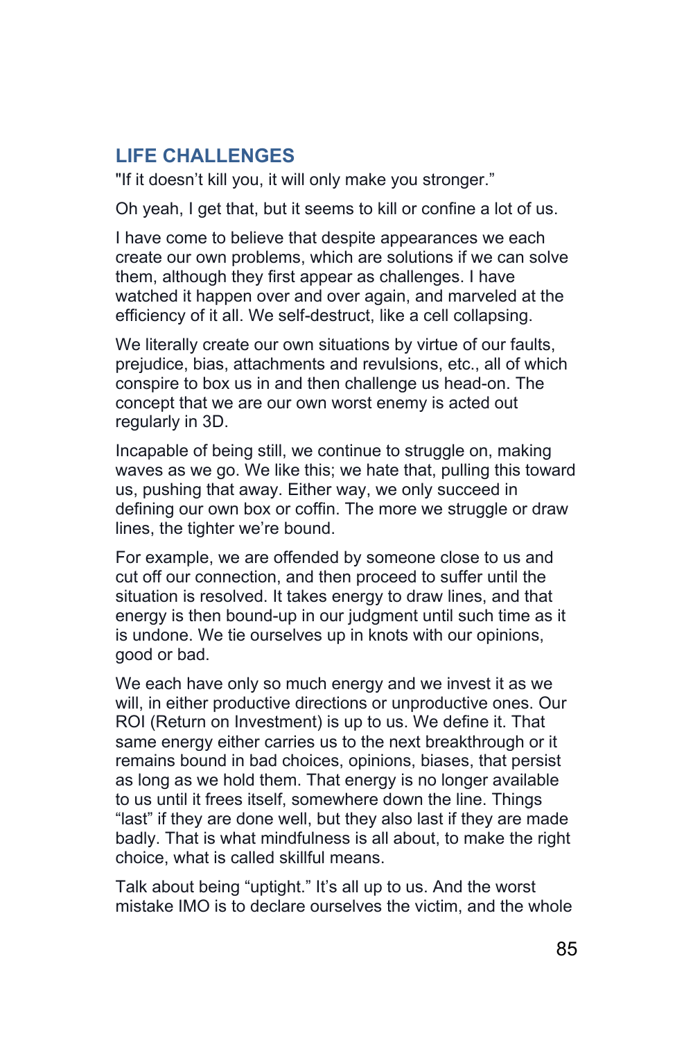## LIFE CHALLENGES

"If it doesn't kill you, it will only make you stronger."

Oh yeah, I get that, but it seems to kill or confine a lot of us.

I have come to believe that despite appearances we each create our own problems, which are solutions if we can solve them, although they first appear as challenges. I have watched it happen over and over again, and marveled at the efficiency of it all. We self-destruct, like a cell collapsing.

We literally create our own situations by virtue of our faults, prejudice, bias, attachments and revulsions, etc., all of which conspire to box us in and then challenge us head-on. The concept that we are our own worst enemy is acted out regularly in 3D.

Incapable of being still, we continue to struggle on, making waves as we go. We like this; we hate that, pulling this toward us, pushing that away. Either way, we only succeed in defining our own box or coffin. The more we struggle or draw lines, the tighter we're bound.

For example, we are offended by someone close to us and cut off our connection, and then proceed to suffer until the situation is resolved. It takes energy to draw lines, and that energy is then bound-up in our judgment until such time as it is undone. We tie ourselves up in knots with our opinions, good or bad.

We each have only so much energy and we invest it as we will, in either productive directions or unproductive ones. Our ROI (Return on Investment) is up to us. We define it. That same energy either carries us to the next breakthrough or it remains bound in bad choices, opinions, biases, that persist as long as we hold them. That energy is no longer available to us until it frees itself, somewhere down the line. Things "last" if they are done well, but they also last if they are made badly. That is what mindfulness is all about, to make the right choice, what is called skillful means.

Talk about being "uptight." It's all up to us. And the worst mistake IMO is to declare ourselves the victim, and the whole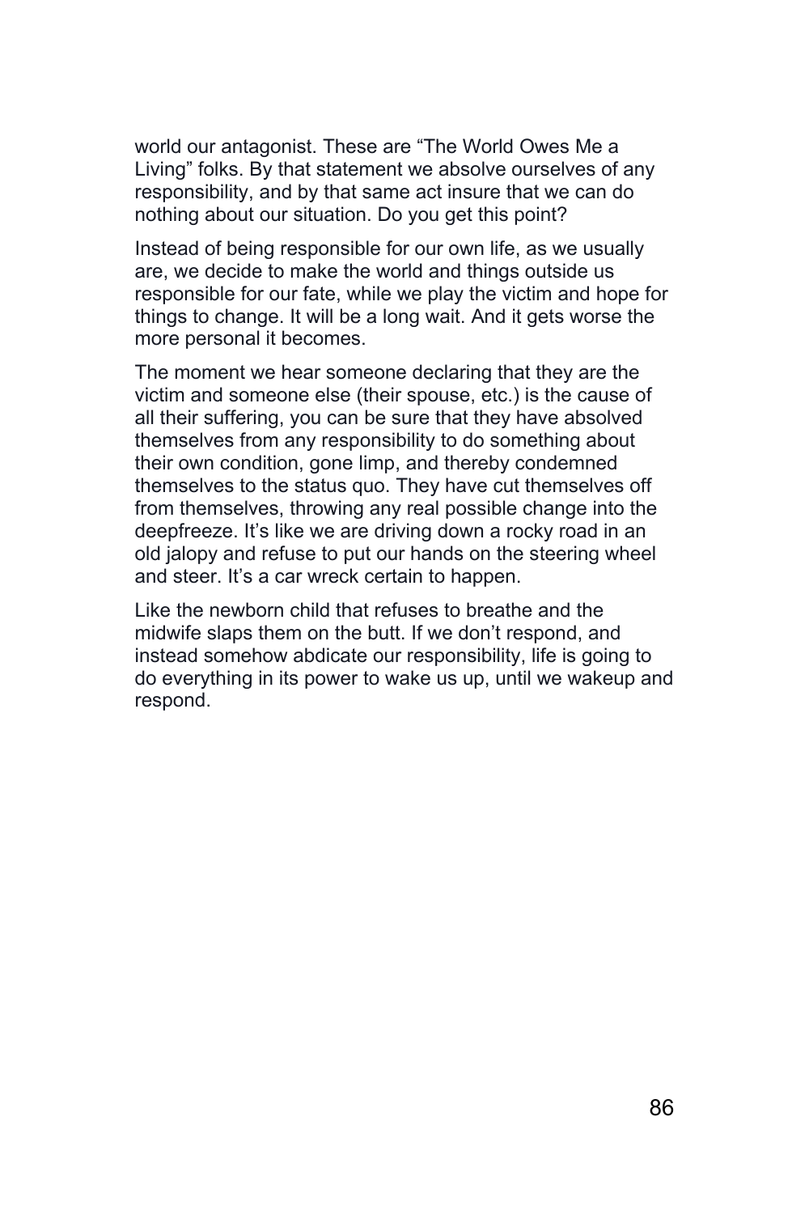world our antagonist. These are "The World Owes Me a Living" folks. By that statement we absolve ourselves of any responsibility, and by that same act insure that we can do nothing about our situation. Do you get this point?

Instead of being responsible for our own life, as we usually are, we decide to make the world and things outside us responsible for our fate, while we play the victim and hope for things to change. It will be a long wait. And it gets worse the more personal it becomes.

The moment we hear someone declaring that they are the victim and someone else (their spouse, etc.) is the cause of all their suffering, you can be sure that they have absolved themselves from any responsibility to do something about their own condition, gone limp, and thereby condemned themselves to the status quo. They have cut themselves off from themselves, throwing any real possible change into the deepfreeze. It's like we are driving down a rocky road in an old jalopy and refuse to put our hands on the steering wheel and steer. It's a car wreck certain to happen.

Like the newborn child that refuses to breathe and the midwife slaps them on the butt. If we don't respond, and instead somehow abdicate our responsibility, life is going to do everything in its power to wake us up, until we wakeup and respond.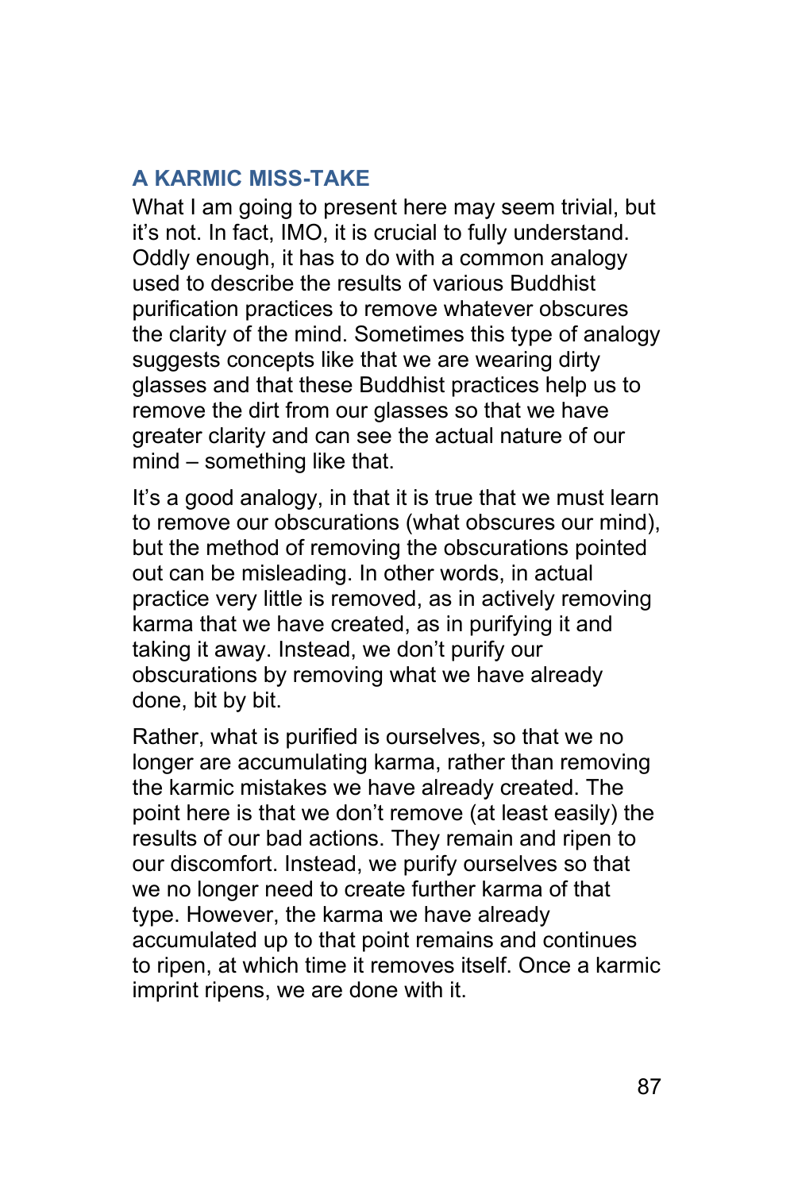## A KARMIC MISS-TAKE

What I am going to present here may seem trivial, but it's not. In fact, IMO, it is crucial to fully understand. Oddly enough, it has to do with a common analogy used to describe the results of various Buddhist purification practices to remove whatever obscures the clarity of the mind. Sometimes this type of analogy suggests concepts like that we are wearing dirty glasses and that these Buddhist practices help us to remove the dirt from our glasses so that we have greater clarity and can see the actual nature of our mind – something like that.

It's a good analogy, in that it is true that we must learn to remove our obscurations (what obscures our mind), but the method of removing the obscurations pointed out can be misleading. In other words, in actual practice very little is removed, as in actively removing karma that we have created, as in purifying it and taking it away. Instead, we don't purify our obscurations by removing what we have already done, bit by bit.

Rather, what is purified is ourselves, so that we no longer are accumulating karma, rather than removing the karmic mistakes we have already created. The point here is that we don't remove (at least easily) the results of our bad actions. They remain and ripen to our discomfort. Instead, we purify ourselves so that we no longer need to create further karma of that type. However, the karma we have already accumulated up to that point remains and continues to ripen, at which time it removes itself. Once a karmic imprint ripens, we are done with it.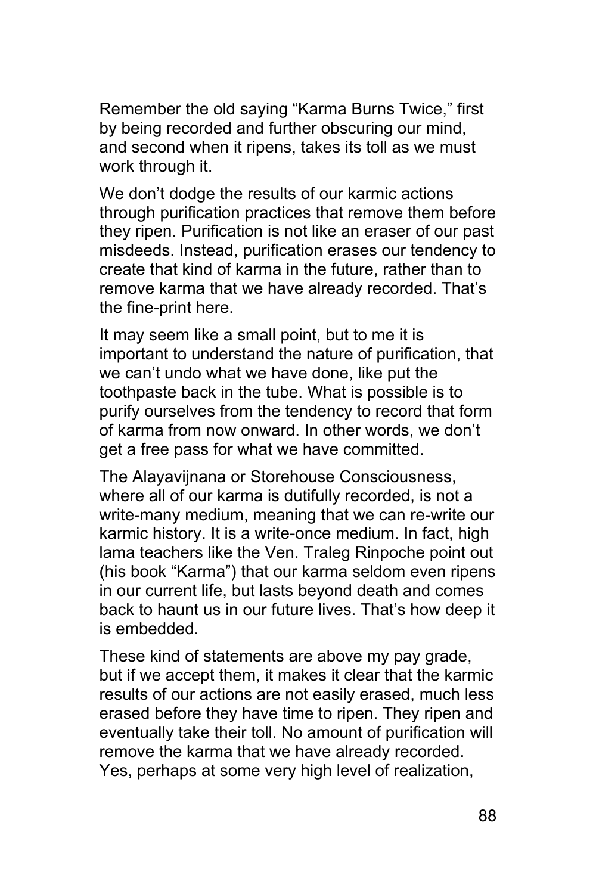Remember the old saying “Karma Burns Twice,” first by being recorded and further obscuring our mind, and second when it ripens, takes its toll as we must work through it.

We don’t dodge the results of our karmic actions through purification practices that remove them before they ripen. Purification is not like an eraser of our past misdeeds. Instead, purification erases our tendency to create that kind of karma in the future, rather than to remove karma that we have already recorded. That’s the fine-print here.

It may seem like a small point, but to me it is important to understand the nature of purification, that we can’t undo what we have done, like put the toothpaste back in the tube. What is possible is to purify ourselves from the tendency to record that form of karma from now onward. In other words, we don’t get a free pass for what we have committed.

The Alayavijnana or Storehouse Consciousness, where all of our karma is dutifully recorded, is not a write-many medium, meaning that we can re-write our karmic history. It is a write-once medium. In fact, high lama teachers like the Ven. Traleg Rinpoche point out (his book “Karma”) that our karma seldom even ripens in our current life, but lasts beyond death and comes back to haunt us in our future lives. That’s how deep it is embedded.

These kind of statements are above my pay grade, but if we accept them, it makes it clear that the karmic results of our actions are not easily erased, much less erased before they have time to ripen. They ripen and eventually take their toll. No amount of purification will remove the karma that we have already recorded. Yes, perhaps at some very high level of realization,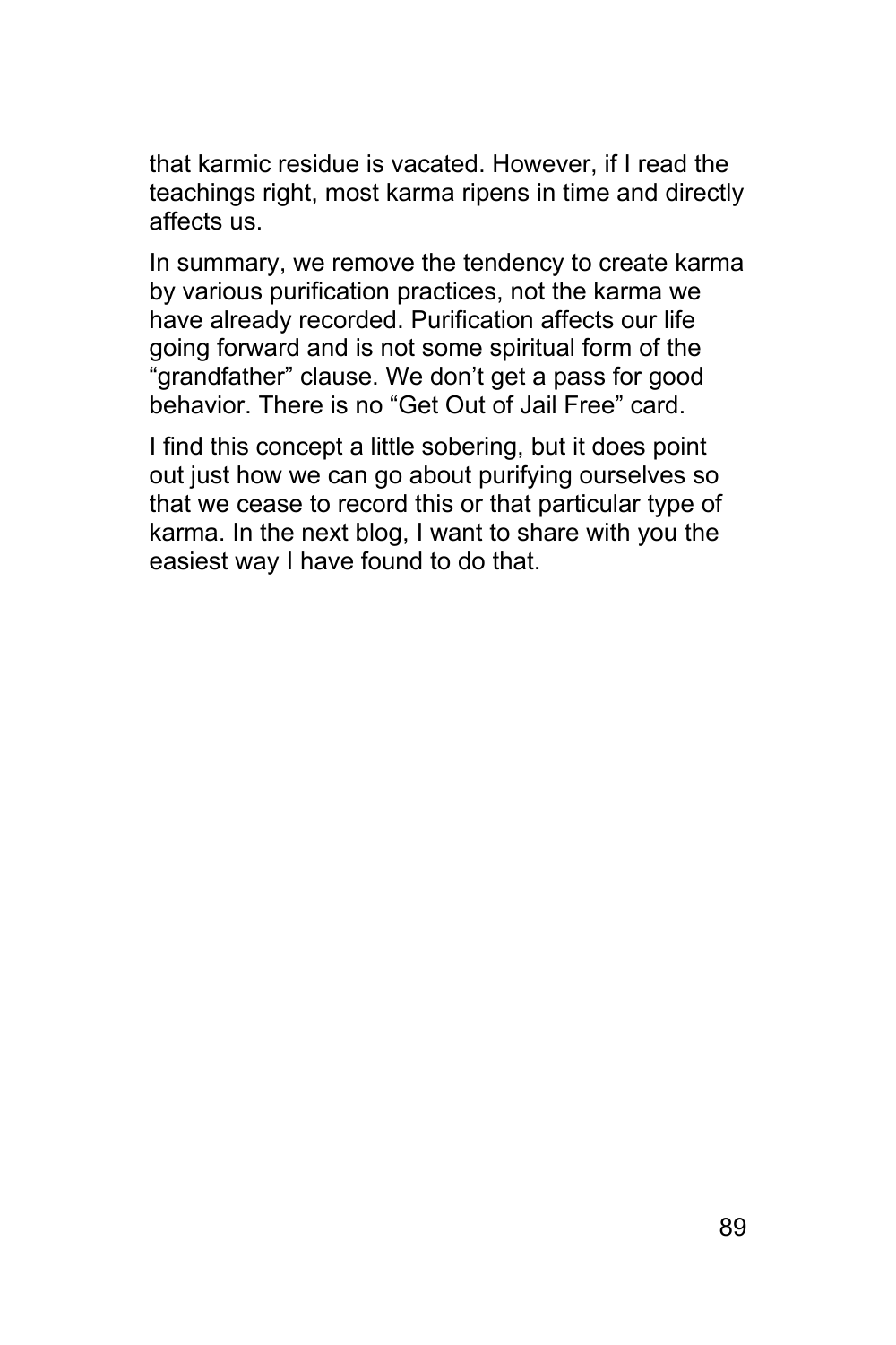that karmic residue is vacated. However, if I read the teachings right, most karma ripens in time and directly affects us.

In summary, we remove the tendency to create karma by various purification practices, not the karma we have already recorded. Purification affects our life going forward and is not some spiritual form of the "grandfather" clause. We don't get a pass for good behavior. There is no "Get Out of Jail Free" card.

I find this concept a little sobering, but it does point out just how we can go about purifying ourselves so that we cease to record this or that particular type of karma. In the next blog, I want to share with you the easiest way I have found to do that.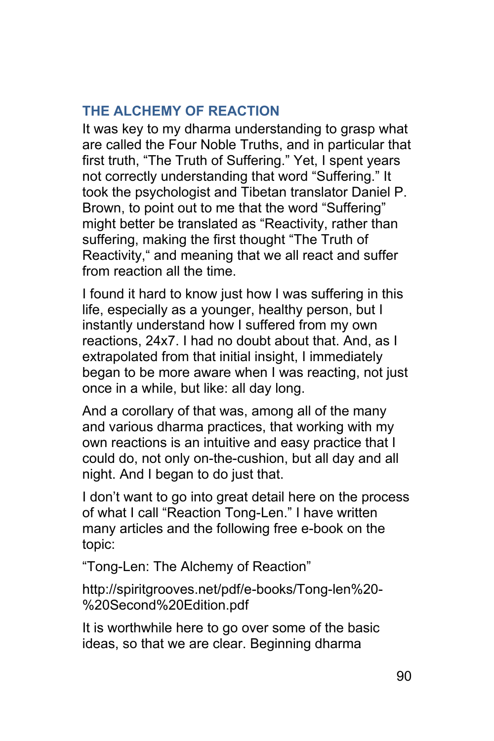## THE ALCHEMY OF REACTION

It was key to my dharma understanding to grasp what are called the Four Noble Truths, and in particular that first truth, "The Truth of Suffering." Yet, I spent years not correctly understanding that word "Suffering." It took the psychologist and Tibetan translator Daniel P. Brown, to point out to me that the word "Suffering" might better be translated as "Reactivity, rather than suffering, making the first thought "The Truth of Reactivity," and meaning that we all react and suffer from reaction all the time.

I found it hard to know just how I was suffering in this life, especially as a younger, healthy person, but I instantly understand how I suffered from my own reactions, 24x7. I had no doubt about that. And, as I extrapolated from that initial insight, I immediately began to be more aware when I was reacting, not just once in a while, but like: all day long.

And a corollary of that was, among all of the many and various dharma practices, that working with my own reactions is an intuitive and easy practice that I could do, not only on-the-cushion, but all day and all night. And I began to do just that.

I don't want to go into great detail here on the process of what I call "Reaction Tong-Len." I have written many articles and the following free e-book on the topic:

"Tong-Len: The Alchemy of Reaction"

http://spiritgrooves.net/pdf/e-books/Tong-len%20-%20Second%20Edition.pdf

It is worthwhile here to go over some of the basic ideas, so that we are clear. Beginning dharma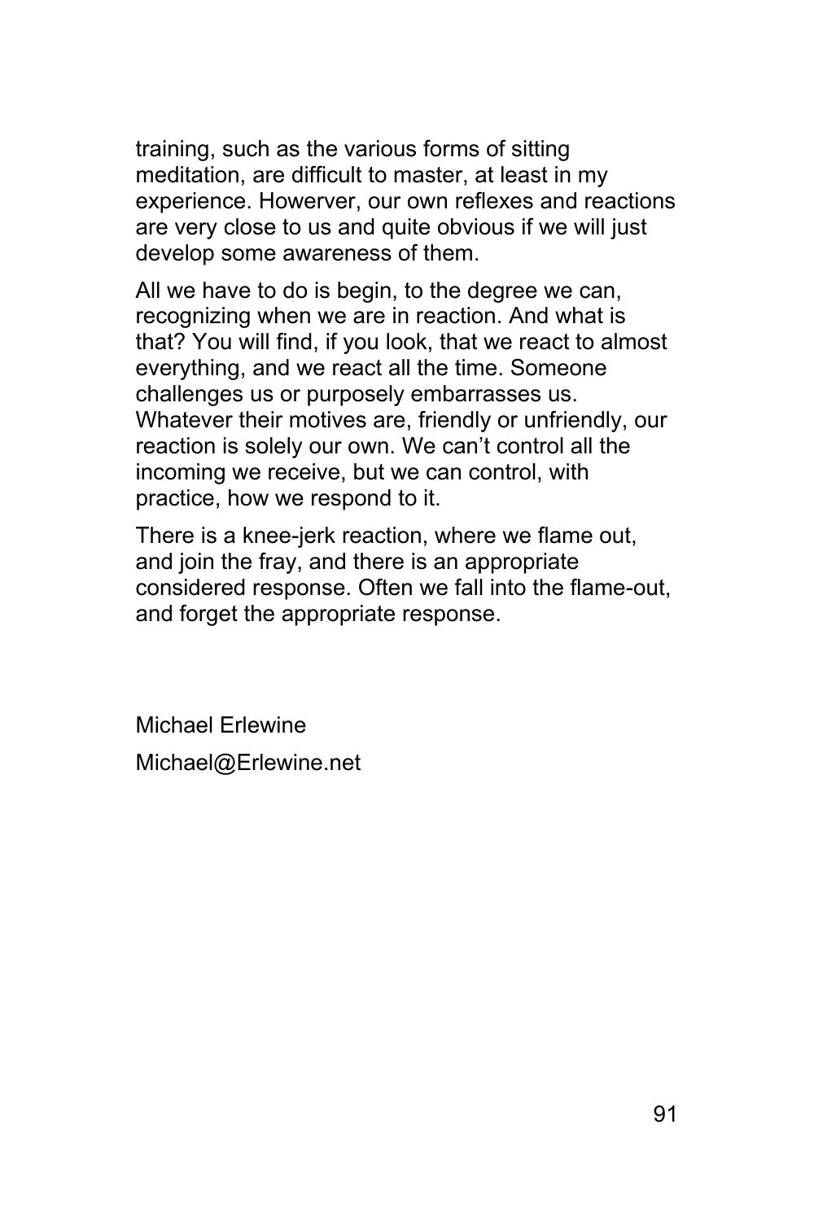training, such as the various forms of sitting meditation, are difficult to master, at least in my experience. Howerver, our own reflexes and reactions are very close to us and quite obvious if we will just develop some awareness of them.

All we have to do is begin, to the degree we can, recognizing when we are in reaction. And what is that? You will find, if you look, that we react to almost everything, and we react all the time. Someone challenges us or purposely embarrasses us. Whatever their motives are, friendly or unfriendly, our reaction is solely our own. We can't control all the incoming we receive, but we can control, with practice, how we respond to it.

There is a knee-jerk reaction, where we flame out, and join the fray, and there is an appropriate considered response. Often we fall into the flame-out, and forget the appropriate response.

Michael Erlewine

Michael@Erlewine.net